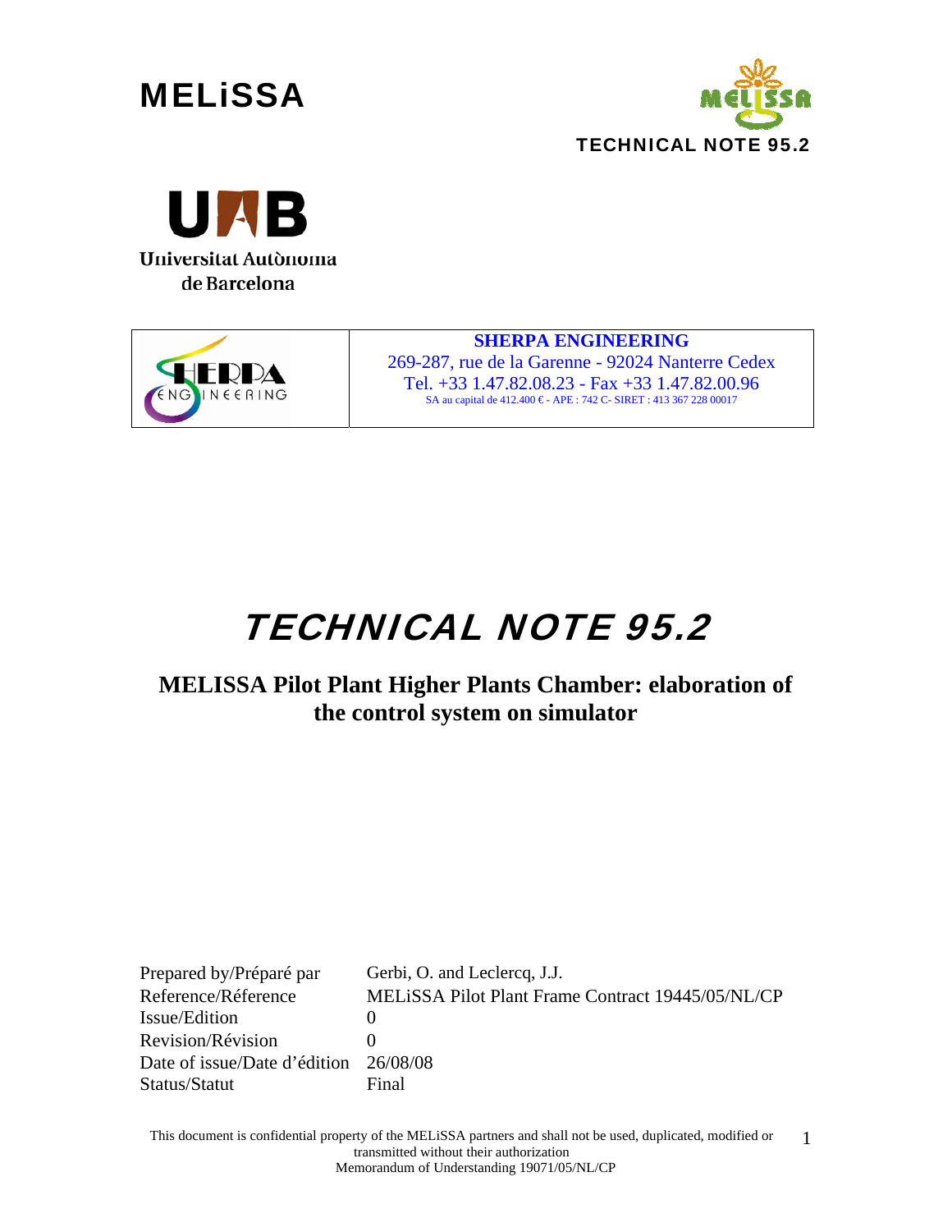**MELiSSA**

**TECHNICAL NOTE 95.2**

Universitat Autònoma de Barcelona

| | **SHERPA ENGINEERING**<br>269-287, rue de la Garenne - 92024 Nanterre Cedex<br>Tel. +33 1.47.82.08.23 - Fax +33 1.47.82.00.96<br>SA au capital de 412.400 € - APE : 742 C- SIRET : 413 367 228 00017 |
|---|---|

# TECHNICAL NOTE 95.2

## MELISSA Pilot Plant Higher Plants Chamber: elaboration of the control system on simulator

| | |
|---|---|
| Prepared by/Préparé par | Gerbi, O. and Leclercq, J.J. |
| Reference/Réference | MELiSSA Pilot Plant Frame Contract 19445/05/NL/CP |
| Issue/Edition | 0 |
| Revision/Révision | 0 |
| Date of issue/Date d'édition | 26/08/08 |
| Status/Statut | Final |

This document is confidential property of the MELiSSA partners and shall not be used, duplicated, modified or transmitted without their authorization
Memorandum of Understanding 19071/05/NL/CP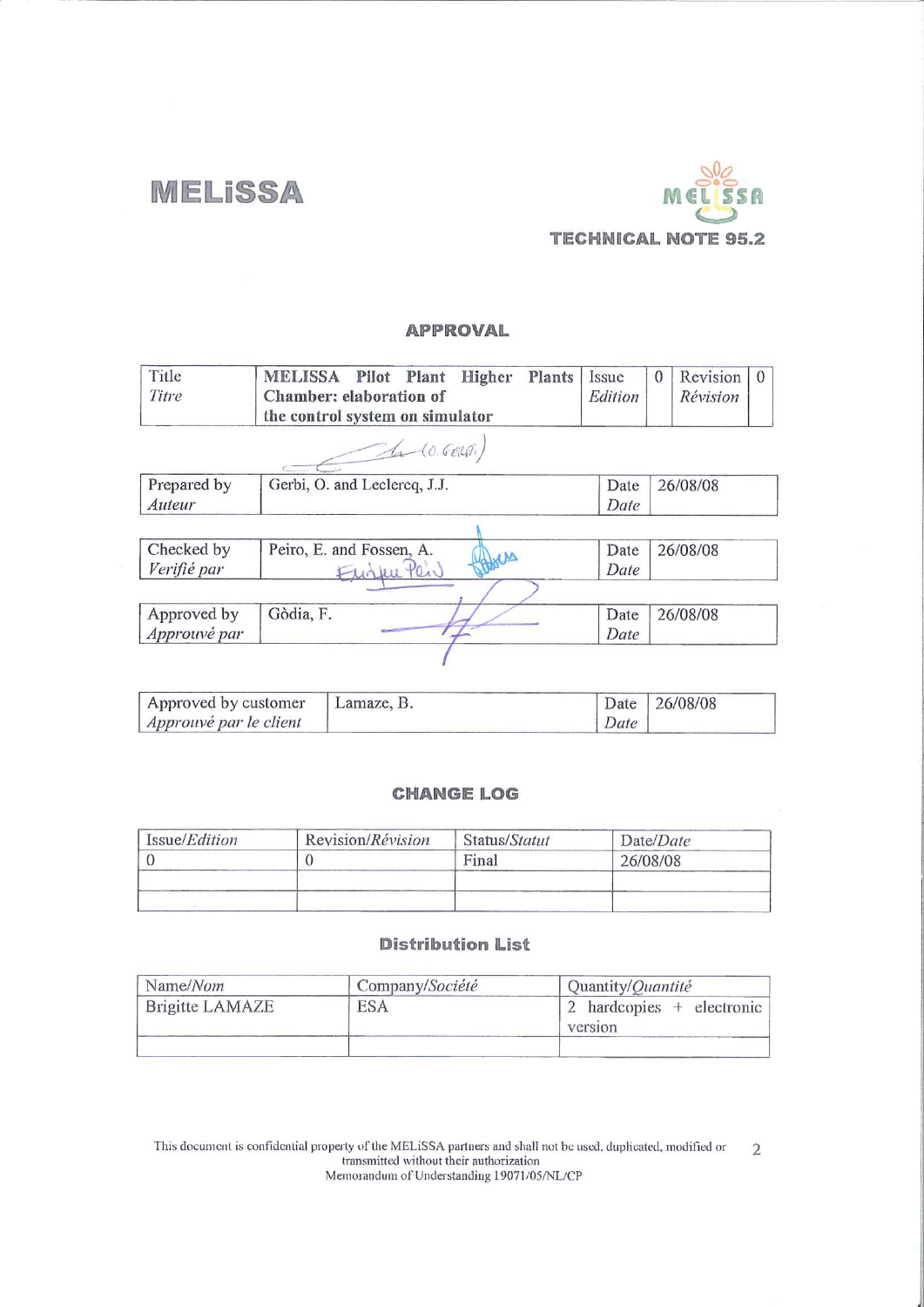# MELiSSA

**TECHNICAL NOTE 95.2**

## APPROVAL

| Title<br>*Titre* | **MELISSA Pilot Plant Higher Plants Chamber: elaboration of the control system on simulator** | Issue<br>*Edition* | 0 | Revision<br>*Révision* | 0 |
|---|---|---|---|---|---|

| Prepared by<br>*Auteur* | Gerbi, O. and Leclercq, J.J. | Date<br>*Date* | 26/08/08 |
|---|---|---|---|

| Checked by<br>*Verifié par* | Peiro, E. and Fossen, A. | Date<br>*Date* | 26/08/08 |
|---|---|---|---|

| Approved by<br>*Approuvé par* | Gòdia, F. | Date<br>*Date* | 26/08/08 |
|---|---|---|---|

| Approved by customer<br>*Approuvé par le client* | Lamaze, B. | Date<br>*Date* | 26/08/08 |
|---|---|---|---|

## CHANGE LOG

| Issue/*Edition* | Revision/*Révision* | Status/*Statut* | Date/*Date* |
|---|---|---|---|
| 0 | 0 | Final | 26/08/08 |
| | | | |
| | | | |

## Distribution List

| Name/*Nom* | Company/*Société* | Quantity/*Quantité* |
|---|---|---|
| Brigitte LAMAZE | ESA | 2 hardcopies + electronic version |
| | | |

This document is confidential property of the MELiSSA partners and shall not be used, duplicated, modified or transmitted without their authorization
Memorandum of Understanding 19071/05/NL/CP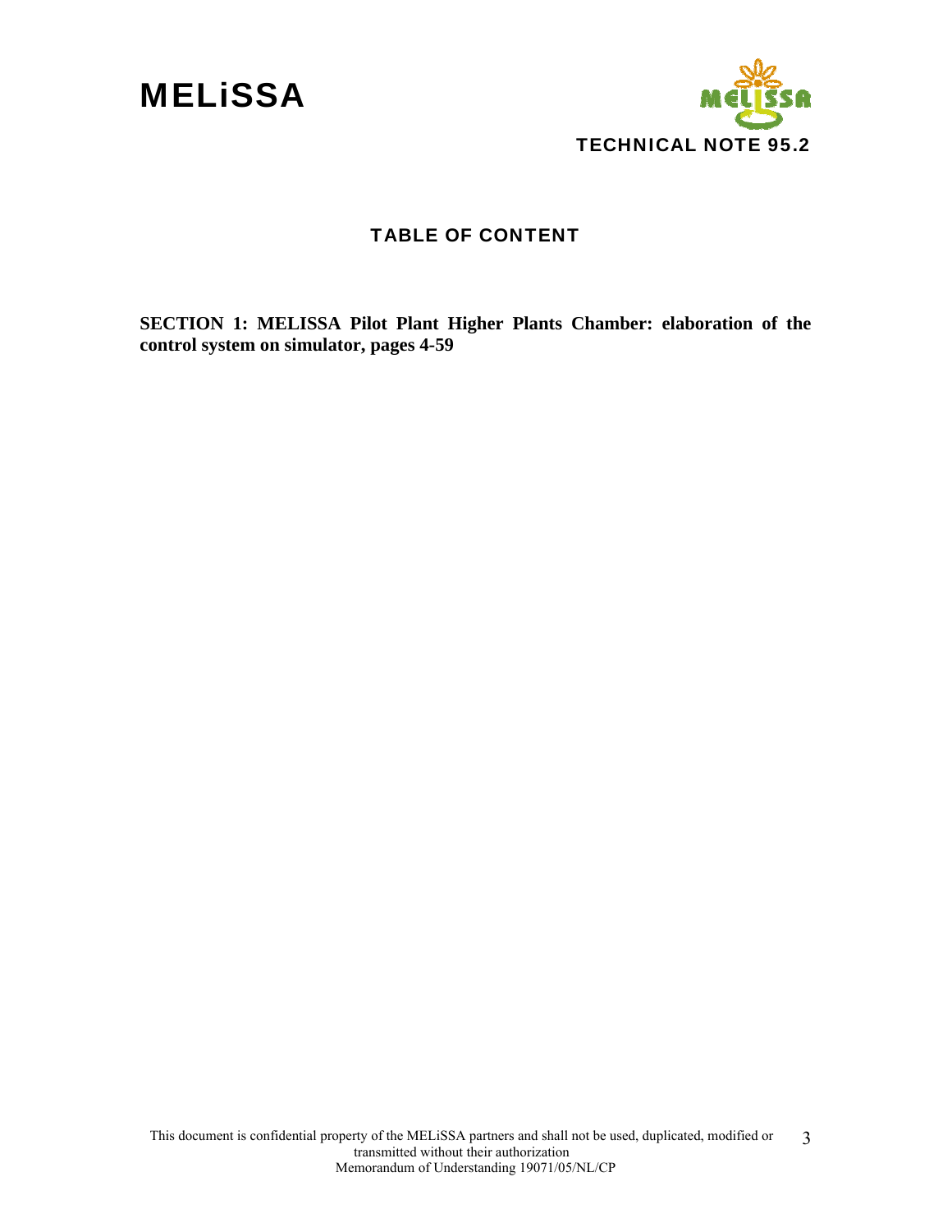# TABLE OF CONTENT

**SECTION 1: MELISSA Pilot Plant Higher Plants Chamber: elaboration of the control system on simulator, pages 4-59**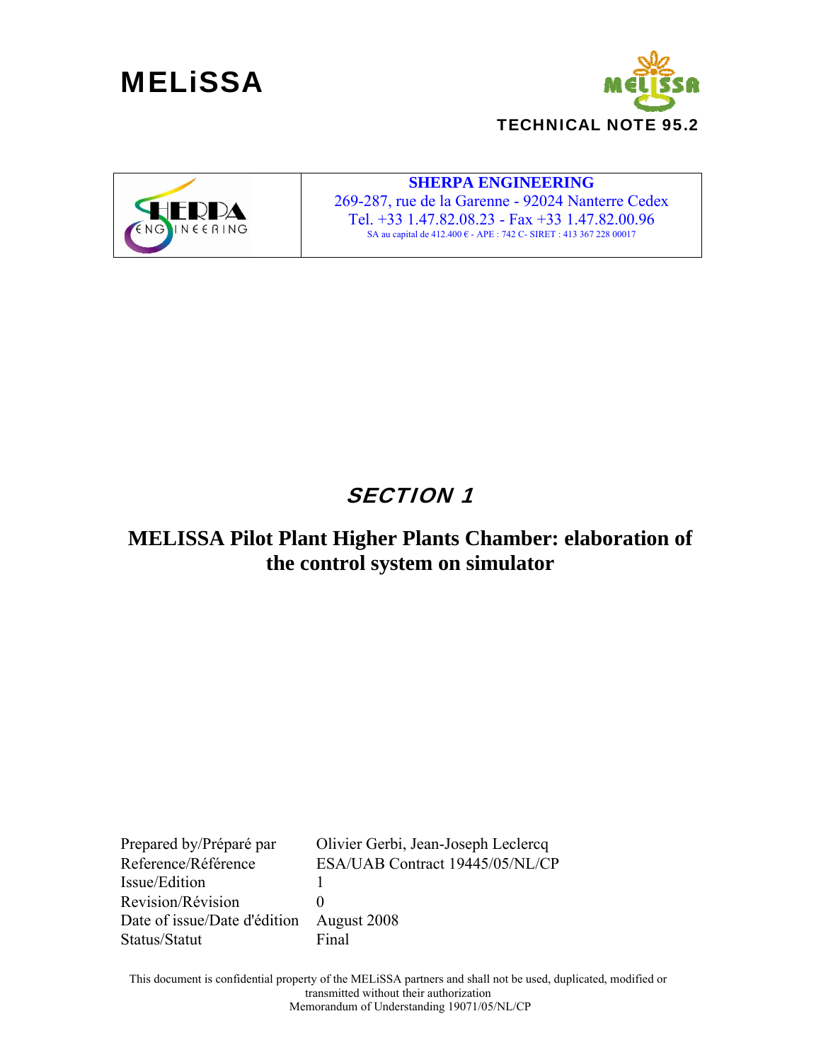# MELiSSA

TECHNICAL NOTE 95.2

| | |
|---|---|
| SHERPA ENGINEERING | **SHERPA ENGINEERING**<br>269-287, rue de la Garenne - 92024 Nanterre Cedex<br>Tel. +33 1.47.82.08.23 - Fax +33 1.47.82.00.96<br>SA au capital de 412.400 € - APE : 742 C- SIRET : 413 367 228 00017 |

## *SECTION 1*

## MELISSA Pilot Plant Higher Plants Chamber: elaboration of the control system on simulator

| | |
|---|---|
| Prepared by/Préparé par | Olivier Gerbi, Jean-Joseph Leclercq |
| Reference/Référence | ESA/UAB Contract 19445/05/NL/CP |
| Issue/Edition | 1 |
| Revision/Révision | 0 |
| Date of issue/Date d'édition | August 2008 |
| Status/Statut | Final |

This document is confidential property of the MELiSSA partners and shall not be used, duplicated, modified or transmitted without their authorization
Memorandum of Understanding 19071/05/NL/CP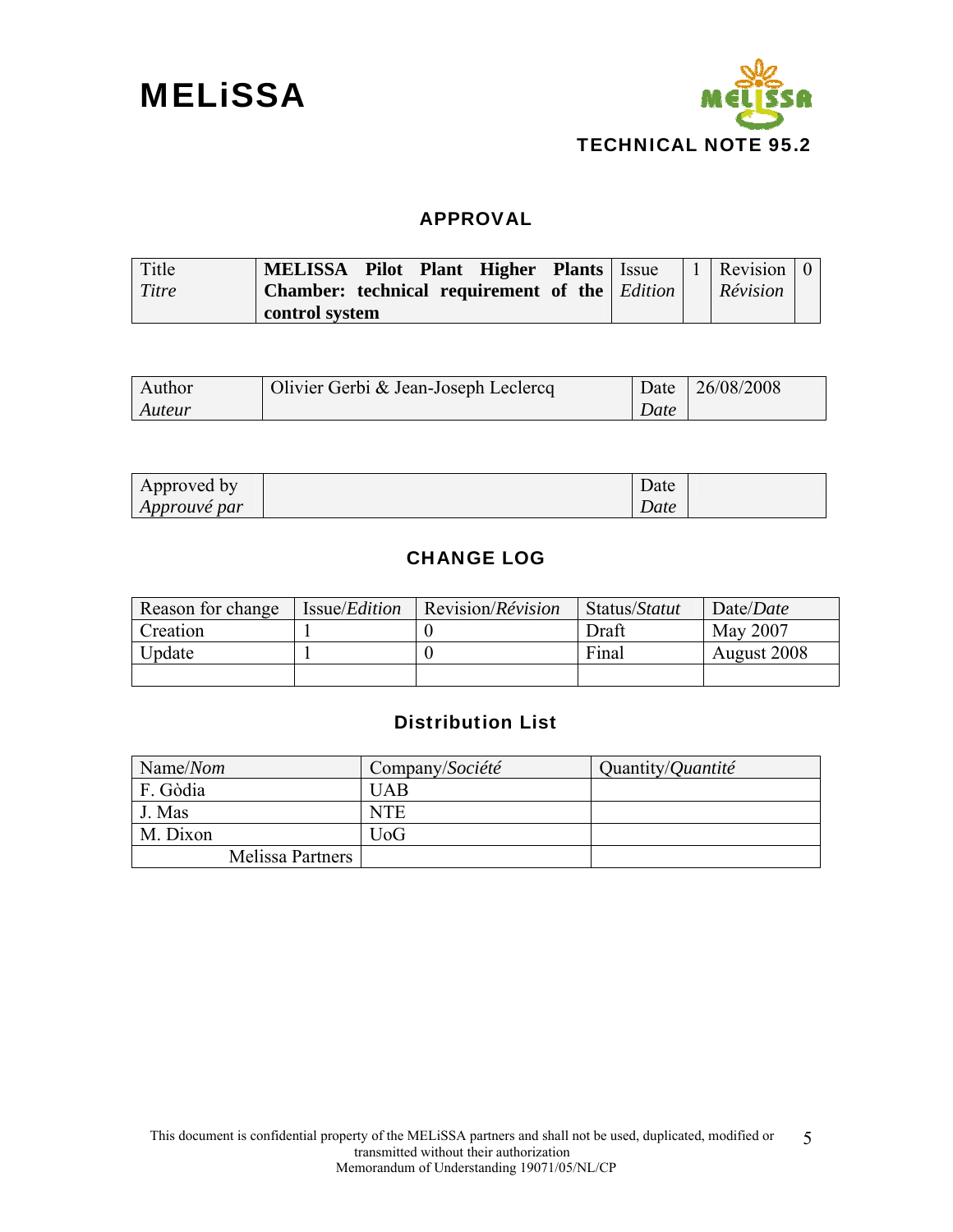# APPROVAL

| Title *Titre* | **MELISSA Pilot Plant Higher Plants Chamber: technical requirement of the control system** | Issue *Edition* | 1 | Revision *Révision* | 0 |
|---|---|---|---|---|---|

| Author *Auteur* | Olivier Gerbi & Jean-Joseph Leclercq | Date *Date* | 26/08/2008 |
|---|---|---|---|

| Approved by *Approuvé par* | | Date *Date* | |
|---|---|---|---|

# CHANGE LOG

| Reason for change | Issue/*Edition* | Revision/*Révision* | Status/*Statut* | Date/*Date* |
|---|---|---|---|---|
| Creation | 1 | 0 | Draft | May 2007 |
| Update | 1 | 0 | Final | August 2008 |
| | | | | |

# Distribution List

| Name/*Nom* | Company/*Société* | Quantity/*Quantité* |
|---|---|---|
| F. Gòdia | UAB | |
| J. Mas | NTE | |
| M. Dixon | UoG | |
| Melissa Partners | | |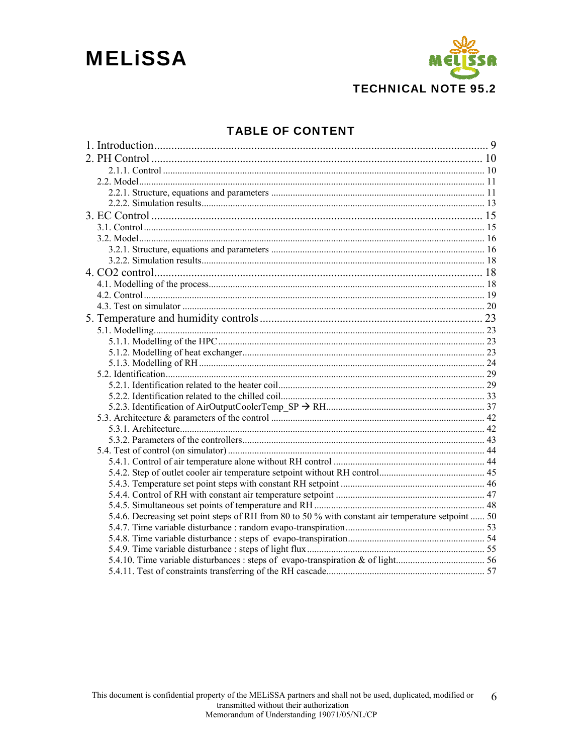# TABLE OF CONTENT

1. Introduction .................................................................................................................. 9
2. PH Control ................................................................................................................... 10
   - 2.1.1. Control .................................................................................................................. 10
   - 2.2. Model ...................................................................................................................... 11
     - 2.2.1. Structure, equations and parameters ................................................................ 11
     - 2.2.2. Simulation results ............................................................................................ 13
3. EC Control ................................................................................................................... 15
   - 3.1. Control .................................................................................................................... 15
   - 3.2. Model ...................................................................................................................... 16
     - 3.2.1. Structure, equations and parameters ................................................................ 16
     - 3.2.2. Simulation results ............................................................................................ 18
4. CO2 control .................................................................................................................. 18
   - 4.1. Modelling of the process ......................................................................................... 18
   - 4.2. Control .................................................................................................................... 19
   - 4.3. Test on simulator .................................................................................................... 20
5. Temperature and humidity controls ............................................................................. 23
   - 5.1. Modelling ................................................................................................................ 23
     - 5.1.1. Modelling of the HPC ....................................................................................... 23
     - 5.1.2. Modelling of heat exchanger ............................................................................ 23
     - 5.1.3. Modelling of RH ............................................................................................... 24
   - 5.2. Identification ........................................................................................................... 29
     - 5.2.1. Identification related to the heater coil ............................................................. 29
     - 5.2.2. Identification related to the chilled coil ............................................................ 33
     - 5.2.3. Identification of AirOutputCoolerTemp_SP → RH ......................................... 37
   - 5.3. Architecture & parameters of the control ................................................................ 42
     - 5.3.1. Architecture ...................................................................................................... 42
     - 5.3.2. Parameters of the controllers ............................................................................ 43
   - 5.4. Test of control (on simulator) .................................................................................. 44
     - 5.4.1. Control of air temperature alone without RH control ....................................... 44
     - 5.4.2. Step of outlet cooler air temperature setpoint without RH control .................... 45
     - 5.4.3. Temperature set point steps with constant RH setpoint .................................... 46
     - 5.4.4. Control of RH with constant air temperature setpoint ...................................... 47
     - 5.4.5. Simultaneous set points of temperature and RH ............................................... 48
     - 5.4.6. Decreasing set point steps of RH from 80 to 50 % with constant air temperature setpoint ...... 50
     - 5.4.7. Time variable disturbance : random evapo-transpiration .................................. 53
     - 5.4.8. Time variable disturbance : steps of evapo-transpiration .................................. 54
     - 5.4.9. Time variable disturbance : steps of light flux .................................................. 55
     - 5.4.10. Time variable disturbances : steps of evapo-transpiration & of light ............. 56
     - 5.4.11. Test of constraints transferring of the RH cascade .......................................... 57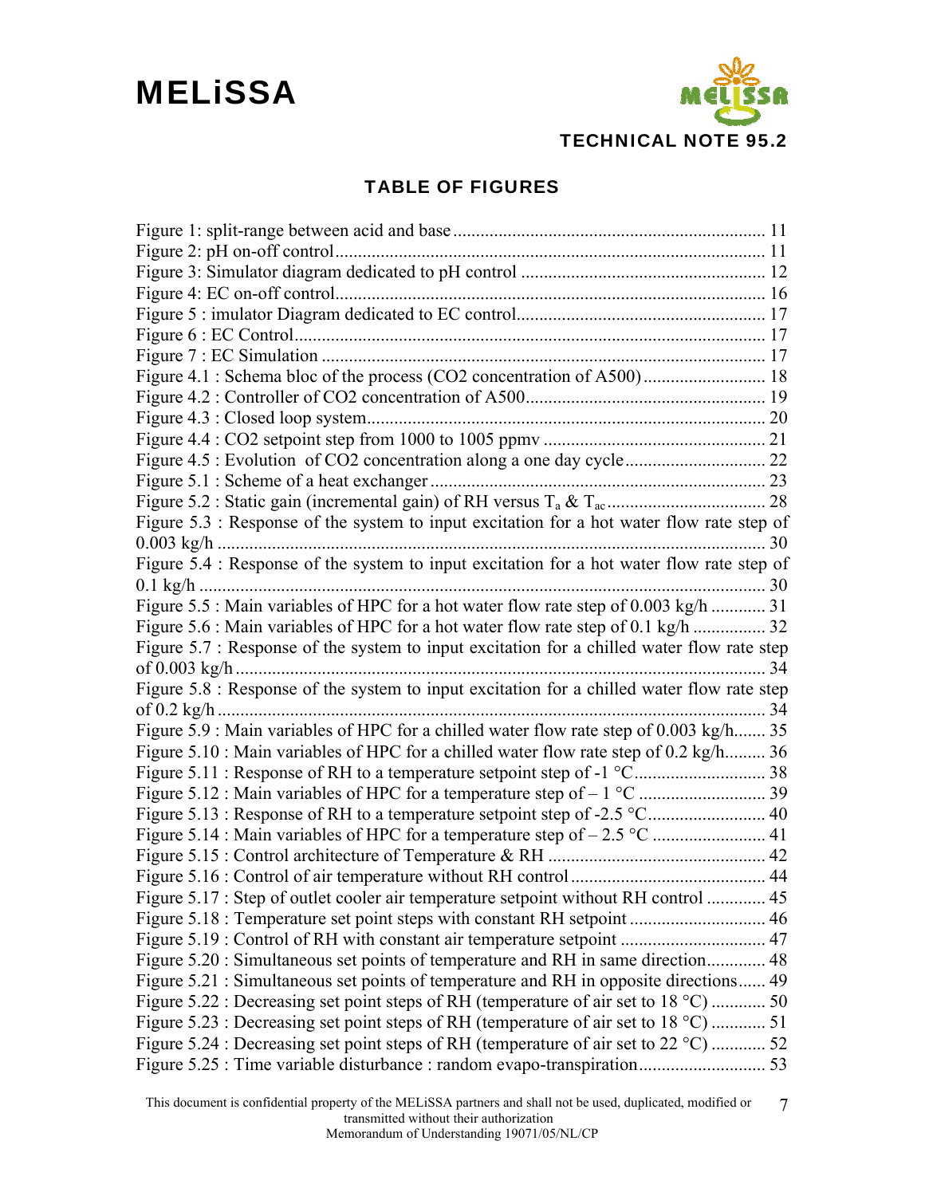## TABLE OF FIGURES

Figure 1: split-range between acid and base ..................................................................... 11
Figure 2: pH on-off control .............................................................................................. 11
Figure 3: Simulator diagram dedicated to pH control ...................................................... 12
Figure 4: EC on-off control .............................................................................................. 16
Figure 5 : imulator Diagram dedicated to EC control ...................................................... 17
Figure 6 : EC Control ....................................................................................................... 17
Figure 7 : EC Simulation .................................................................................................. 17
Figure 4.1 : Schema bloc of the process (CO2 concentration of A500) ........................... 18
Figure 4.2 : Controller of CO2 concentration of A500 ..................................................... 19
Figure 4.3 : Closed loop system ........................................................................................ 20
Figure 4.4 : CO2 setpoint step from 1000 to 1005 ppmv ................................................. 21
Figure 4.5 : Evolution of CO2 concentration along a one day cycle ............................... 22
Figure 5.1 : Scheme of a heat exchanger .......................................................................... 23
Figure 5.2 : Static gain (incremental gain) of RH versus $T_a$ & $T_{ac}$ ................................... 28
Figure 5.3 : Response of the system to input excitation for a hot water flow rate step of 0.003 kg/h ........................................................................................................................ 30
Figure 5.4 : Response of the system to input excitation for a hot water flow rate step of 0.1 kg/h ........................................................................................................................... 30
Figure 5.5 : Main variables of HPC for a hot water flow rate step of 0.003 kg/h ............ 31
Figure 5.6 : Main variables of HPC for a hot water flow rate step of 0.1 kg/h ................ 32
Figure 5.7 : Response of the system to input excitation for a chilled water flow rate step of 0.003 kg/h ..................................................................................................................... 34
Figure 5.8 : Response of the system to input excitation for a chilled water flow rate step of 0.2 kg/h ......................................................................................................................... 34
Figure 5.9 : Main variables of HPC for a chilled water flow rate step of 0.003 kg/h....... 35
Figure 5.10 : Main variables of HPC for a chilled water flow rate step of 0.2 kg/h......... 36
Figure 5.11 : Response of RH to a temperature setpoint step of -1 °C ............................. 38
Figure 5.12 : Main variables of HPC for a temperature step of – 1 °C ............................ 39
Figure 5.13 : Response of RH to a temperature setpoint step of -2.5 °C .......................... 40
Figure 5.14 : Main variables of HPC for a temperature step of – 2.5 °C ......................... 41
Figure 5.15 : Control architecture of Temperature & RH ................................................ 42
Figure 5.16 : Control of air temperature without RH control ........................................... 44
Figure 5.17 : Step of outlet cooler air temperature setpoint without RH control ............. 45
Figure 5.18 : Temperature set point steps with constant RH setpoint .............................. 46
Figure 5.19 : Control of RH with constant air temperature setpoint ................................ 47
Figure 5.20 : Simultaneous set points of temperature and RH in same direction............. 48
Figure 5.21 : Simultaneous set points of temperature and RH in opposite directions...... 49
Figure 5.22 : Decreasing set point steps of RH (temperature of air set to 18 °C) ............ 50
Figure 5.23 : Decreasing set point steps of RH (temperature of air set to 18 °C) ............ 51
Figure 5.24 : Decreasing set point steps of RH (temperature of air set to 22 °C) ............ 52
Figure 5.25 : Time variable disturbance : random evapo-transpiration ............................ 53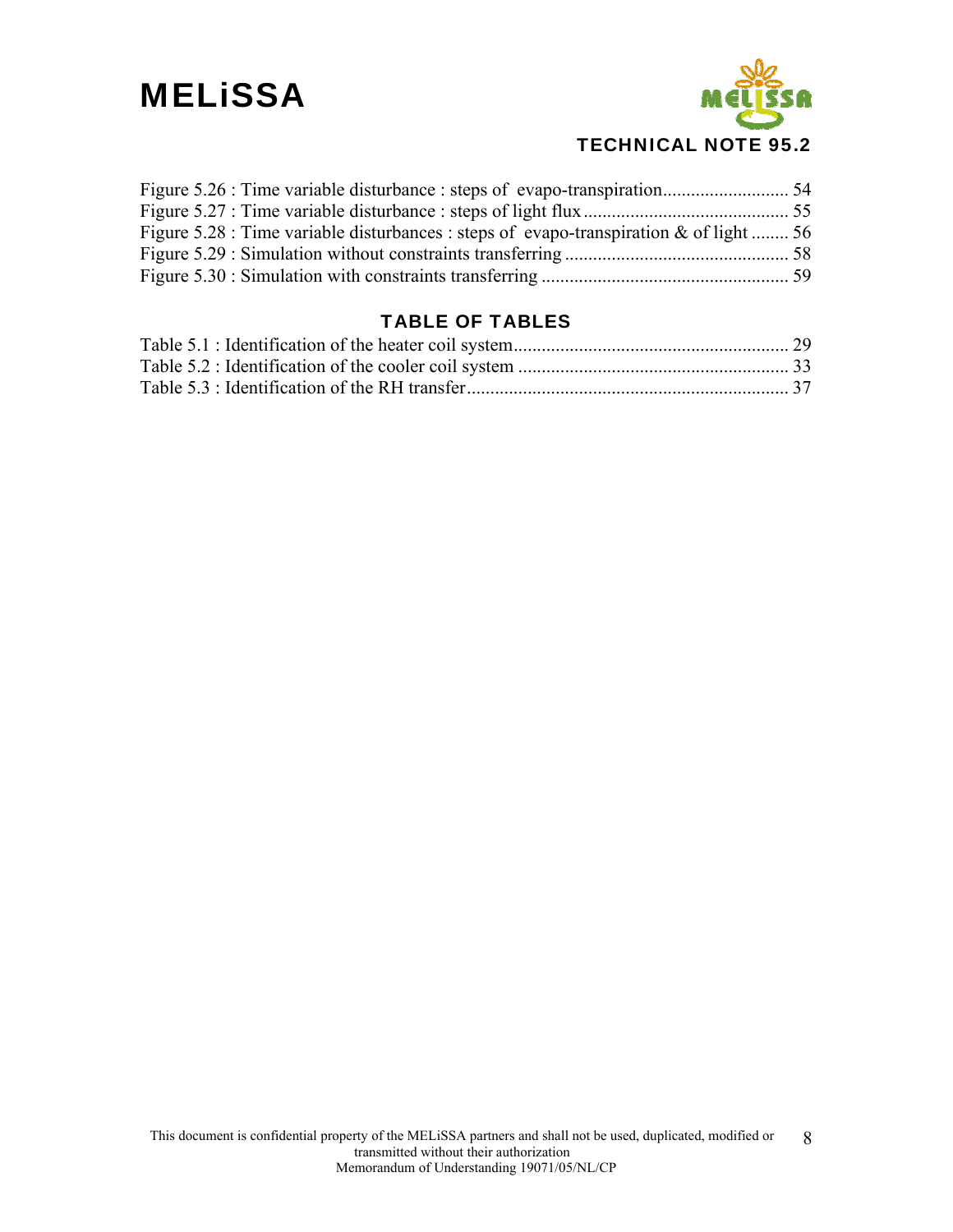Figure 5.26 : Time variable disturbance : steps of evapo-transpiration........................... 54
Figure 5.27 : Time variable disturbance : steps of light flux ............................................ 55
Figure 5.28 : Time variable disturbances : steps of evapo-transpiration & of light ........ 56
Figure 5.29 : Simulation without constraints transferring ................................................ 58
Figure 5.30 : Simulation with constraints transferring ..................................................... 59

## TABLE OF TABLES

Table 5.1 : Identification of the heater coil system........................................................... 29
Table 5.2 : Identification of the cooler coil system .......................................................... 33
Table 5.3 : Identification of the RH transfer..................................................................... 37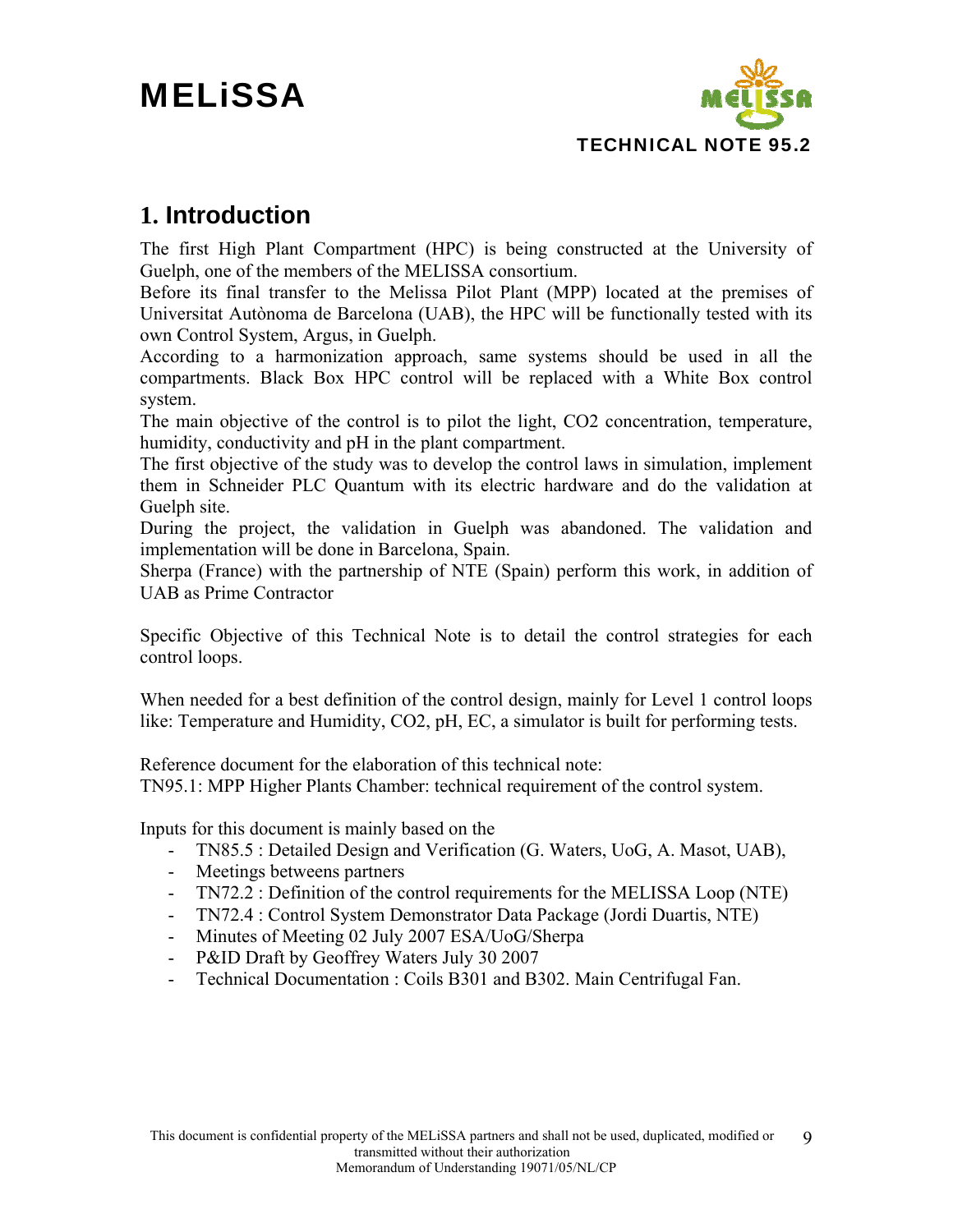## 1. Introduction

The first High Plant Compartment (HPC) is being constructed at the University of Guelph, one of the members of the MELISSA consortium.

Before its final transfer to the Melissa Pilot Plant (MPP) located at the premises of Universitat Autònoma de Barcelona (UAB), the HPC will be functionally tested with its own Control System, Argus, in Guelph.

According to a harmonization approach, same systems should be used in all the compartments. Black Box HPC control will be replaced with a White Box control system.

The main objective of the control is to pilot the light, CO2 concentration, temperature, humidity, conductivity and pH in the plant compartment.

The first objective of the study was to develop the control laws in simulation, implement them in Schneider PLC Quantum with its electric hardware and do the validation at Guelph site.

During the project, the validation in Guelph was abandoned. The validation and implementation will be done in Barcelona, Spain.

Sherpa (France) with the partnership of NTE (Spain) perform this work, in addition of UAB as Prime Contractor

Specific Objective of this Technical Note is to detail the control strategies for each control loops.

When needed for a best definition of the control design, mainly for Level 1 control loops like: Temperature and Humidity, CO2, pH, EC, a simulator is built for performing tests.

Reference document for the elaboration of this technical note:
TN95.1: MPP Higher Plants Chamber: technical requirement of the control system.

Inputs for this document is mainly based on the

- TN85.5 : Detailed Design and Verification (G. Waters, UoG, A. Masot, UAB),
- Meetings betweens partners
- TN72.2 : Definition of the control requirements for the MELISSA Loop (NTE)
- TN72.4 : Control System Demonstrator Data Package (Jordi Duartis, NTE)
- Minutes of Meeting 02 July 2007 ESA/UoG/Sherpa
- P&ID Draft by Geoffrey Waters July 30 2007
- Technical Documentation : Coils B301 and B302. Main Centrifugal Fan.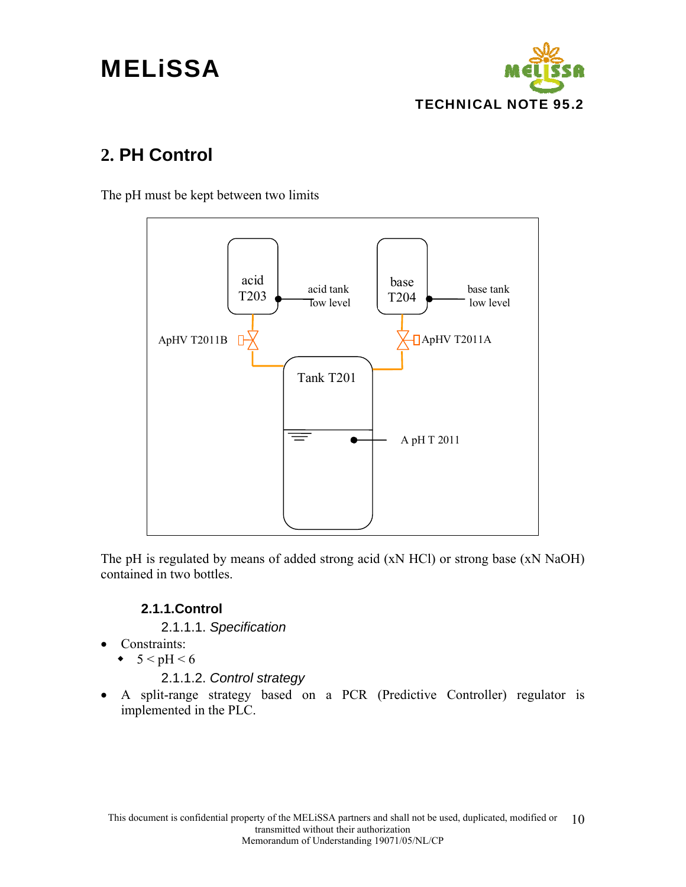## 2. PH Control

The pH must be kept between two limits

acid T203 | acid tank low level | base T204 | base tank low level | ApHV T2011B | ApHV T2011A | Tank T201 | A pH T 2011

The pH is regulated by means of added strong acid (xN HCl) or strong base (xN NaOH) contained in two bottles.

### 2.1.1. Control

#### 2.1.1.1. *Specification*

- Constraints:
  - 5 < pH < 6

#### 2.1.1.2. *Control strategy*

- A split-range strategy based on a PCR (Predictive Controller) regulator is implemented in the PLC.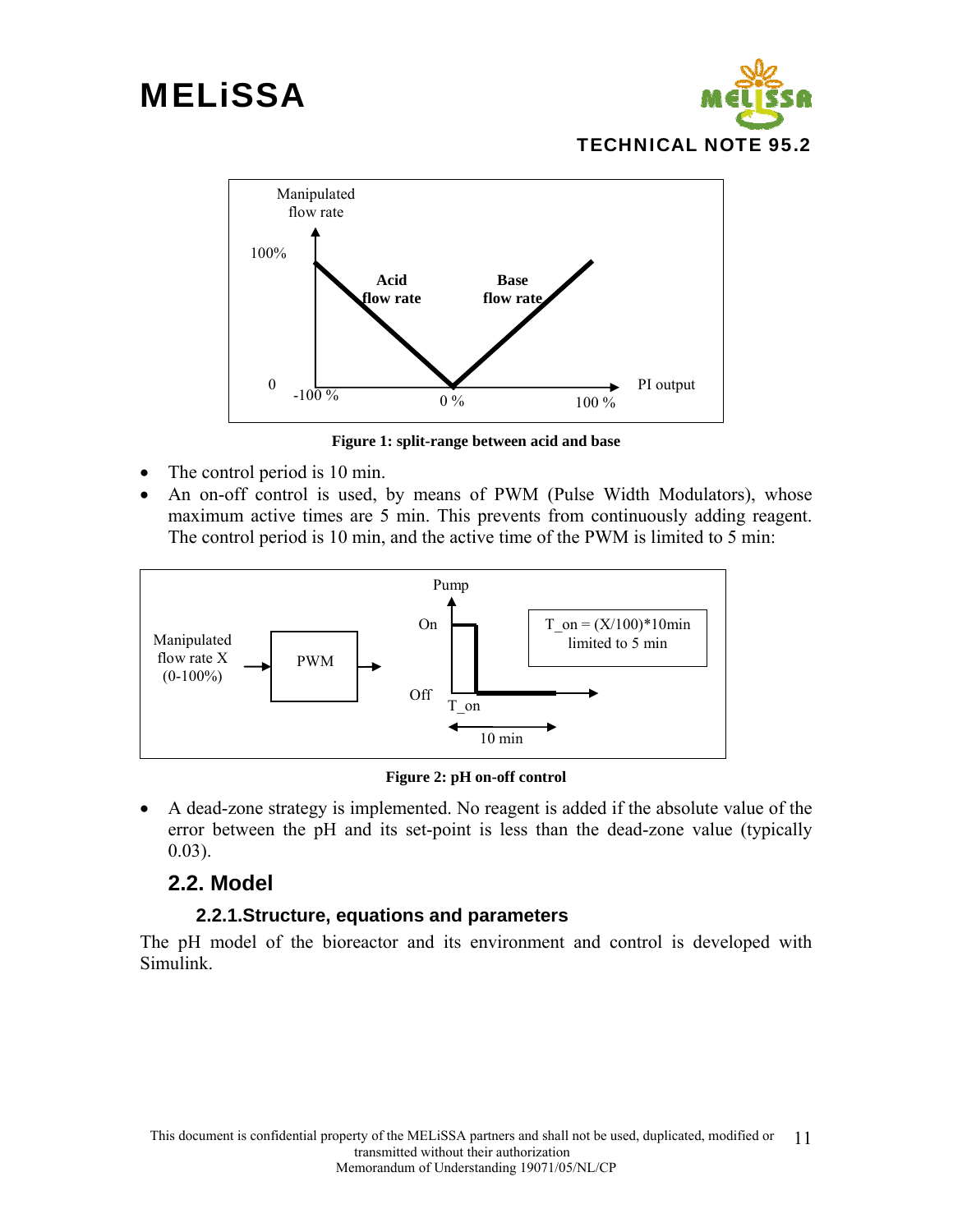Figure 1: split-range between acid and base

- The control period is 10 min.
- An on-off control is used, by means of PWM (Pulse Width Modulators), whose maximum active times are 5 min. This prevents from continuously adding reagent. The control period is 10 min, and the active time of the PWM is limited to 5 min:

Figure 2: pH on-off control

- A dead-zone strategy is implemented. No reagent is added if the absolute value of the error between the pH and its set-point is less than the dead-zone value (typically 0.03).

## 2.2. Model

### 2.2.1. Structure, equations and parameters

The pH model of the bioreactor and its environment and control is developed with Simulink.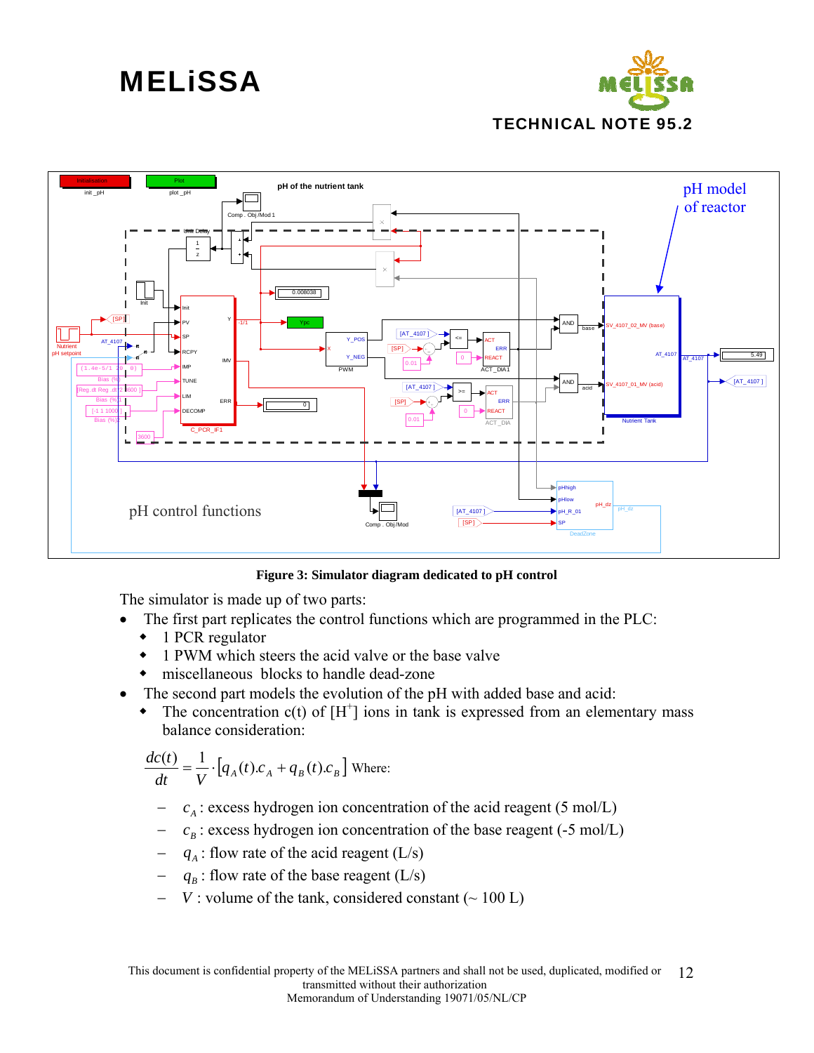Figure 3: Simulator diagram dedicated to pH control

The simulator is made up of two parts:

- The first part replicates the control functions which are programmed in the PLC:
  - 1 PCR regulator
  - 1 PWM which steers the acid valve or the base valve
  - miscellaneous blocks to handle dead-zone
- The second part models the evolution of the pH with added base and acid:
  - The concentration c(t) of [$H^+$] ions in tank is expressed from an elementary mass balance consideration:

$$\frac{dc(t)}{dt} = \frac{1}{V} \cdot \left[ q_A(t).c_A + q_B(t).c_B \right]$$ Where:

- $c_A$ : excess hydrogen ion concentration of the acid reagent (5 mol/L)
- $c_B$ : excess hydrogen ion concentration of the base reagent (-5 mol/L)
- $q_A$ : flow rate of the acid reagent (L/s)
- $q_B$ : flow rate of the base reagent (L/s)
- $V$ : volume of the tank, considered constant (~ 100 L)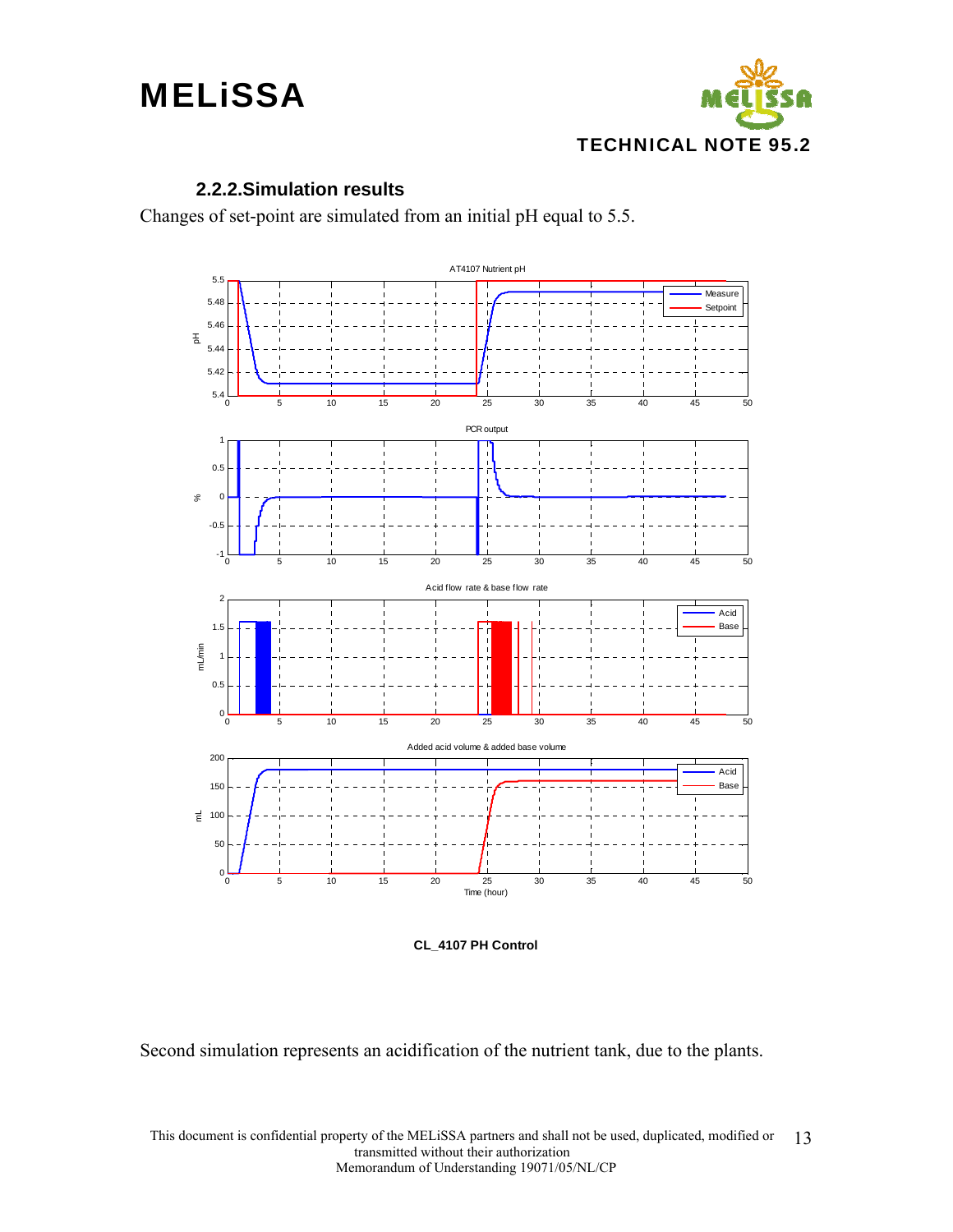### 2.2.2. Simulation results

Changes of set-point are simulated from an initial pH equal to 5.5.

**CL_4107 PH Control**

Second simulation represents an acidification of the nutrient tank, due to the plants.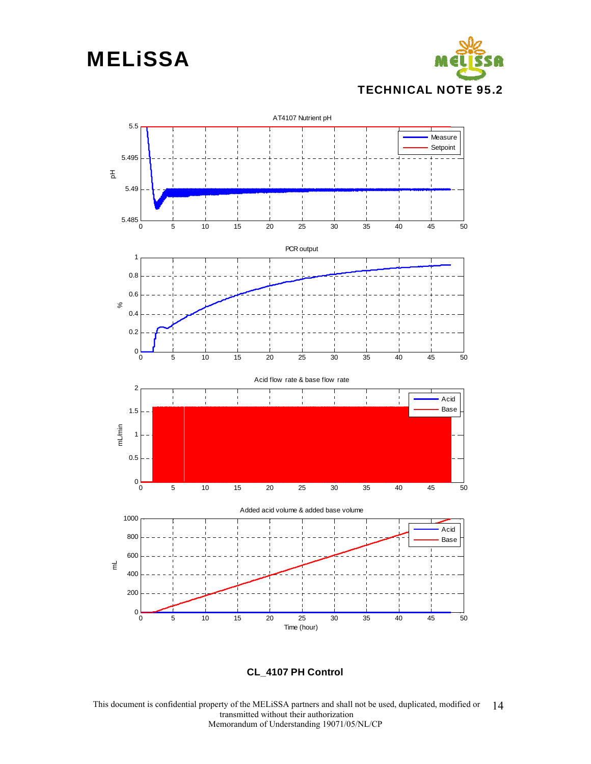AT4107 Nutrient pH

PCR output

Acid flow rate & base flow rate

Added acid volume & added base volume

**CL_4107 PH Control**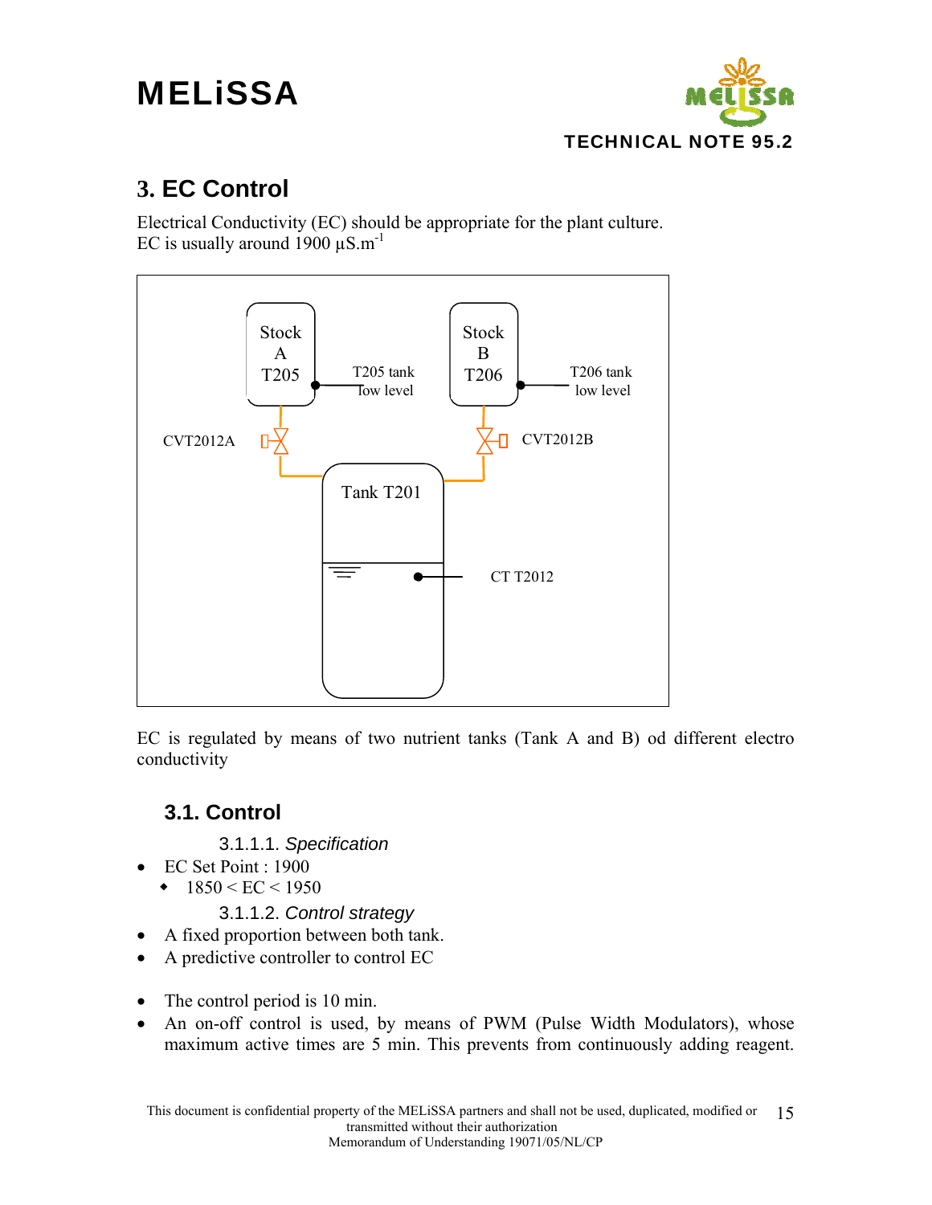# 3. EC Control

Electrical Conductivity (EC) should be appropriate for the plant culture.
EC is usually around 1900 µS.m$^{-1}$

EC is regulated by means of two nutrient tanks (Tank A and B) od different electro conductivity

## 3.1. Control

### 3.1.1.1. *Specification*

- EC Set Point : 1900
  - 1850 < EC < 1950

### 3.1.1.2. *Control strategy*

- A fixed proportion between both tank.
- A predictive controller to control EC

- The control period is 10 min.
- An on-off control is used, by means of PWM (Pulse Width Modulators), whose maximum active times are 5 min. This prevents from continuously adding reagent.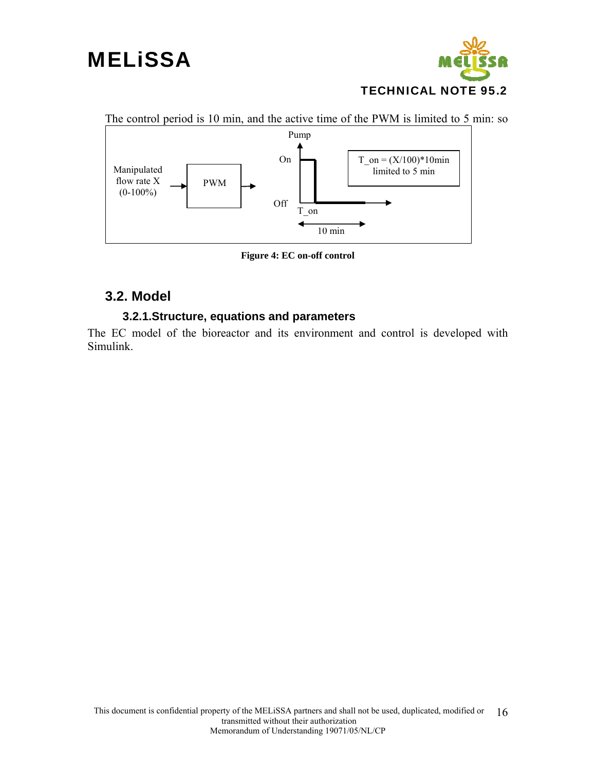The control period is 10 min, and the active time of the PWM is limited to 5 min: so

Manipulated flow rate X (0-100%) → PWM →

Pump: On / Off, T_on, 10 min

T_on = (X/100)*10min limited to 5 min

**Figure 4: EC on-off control**

## 3.2. Model

### 3.2.1. Structure, equations and parameters

The EC model of the bioreactor and its environment and control is developed with Simulink.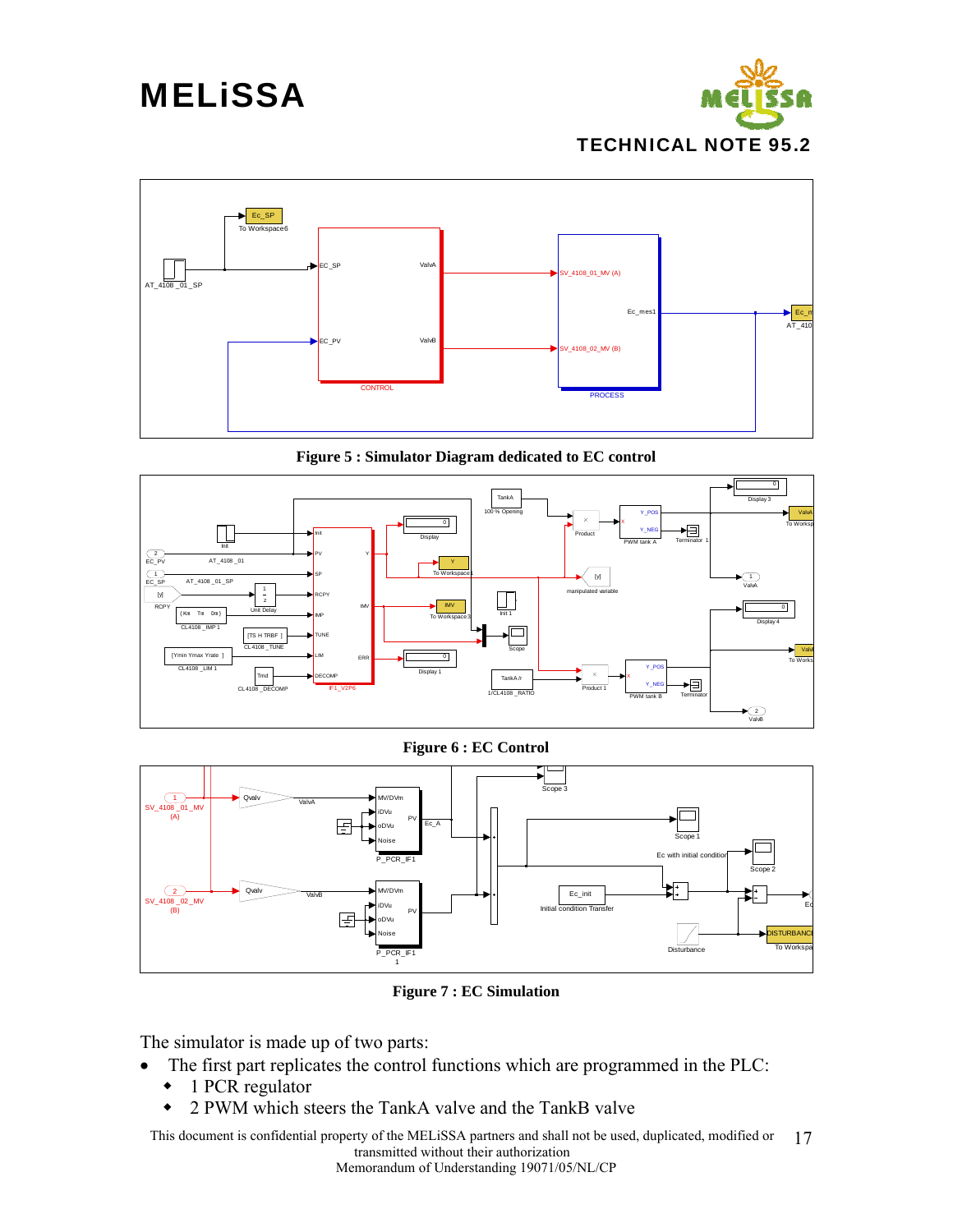**Figure 5 : Simulator Diagram dedicated to EC control**

**Figure 6 : EC Control**

**Figure 7 : EC Simulation**

The simulator is made up of two parts:

- The first part replicates the control functions which are programmed in the PLC:
  - 1 PCR regulator
  - 2 PWM which steers the TankA valve and the TankB valve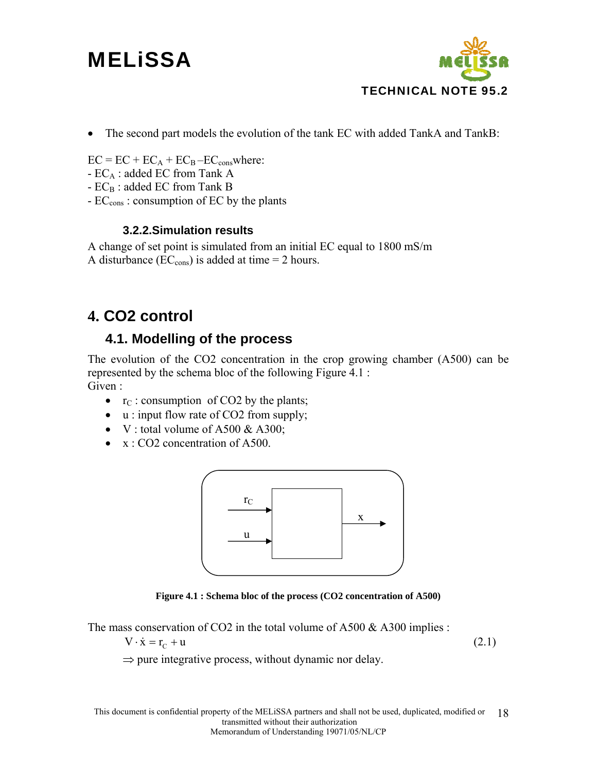- The second part models the evolution of the tank EC with added TankA and TankB:

$EC = EC + EC_A + EC_B - EC_{cons}$ where:
- $EC_A$ : added EC from Tank A
- $EC_B$ : added EC from Tank B
- $EC_{cons}$ : consumption of EC by the plants

### 3.2.2. Simulation results

A change of set point is simulated from an initial EC equal to 1800 mS/m
A disturbance ($EC_{cons}$) is added at time = 2 hours.

# 4. CO2 control

## 4.1. Modelling of the process

The evolution of the CO2 concentration in the crop growing chamber (A500) can be represented by the schema bloc of the following Figure 4.1 :
Given :

- $r_C$ : consumption of CO2 by the plants;
- u : input flow rate of CO2 from supply;
- V : total volume of A500 & A300;
- x : CO2 concentration of A500.

**Figure 4.1 : Schema bloc of the process (CO2 concentration of A500)**

The mass conservation of CO2 in the total volume of A500 & A300 implies :

$$V \cdot \dot{x} = r_C + u \tag{2.1}$$

$\Rightarrow$ pure integrative process, without dynamic nor delay.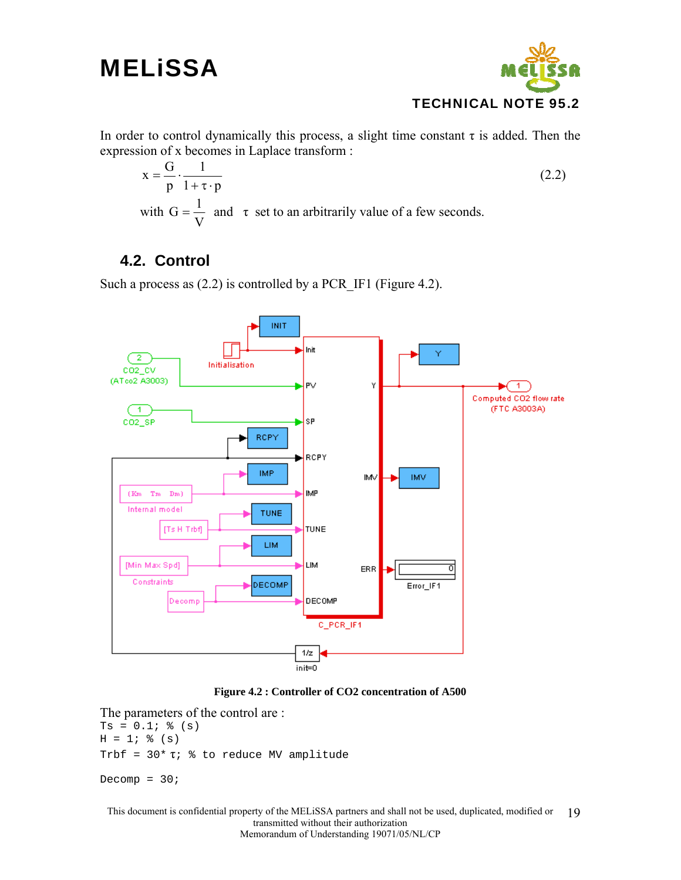In order to control dynamically this process, a slight time constant τ is added. Then the expression of x becomes in Laplace transform :

$$x = \frac{G}{p} \cdot \frac{1}{1 + \tau \cdot p} \tag{2.2}$$

with $G = \frac{1}{V}$ and τ set to an arbitrarily value of a few seconds.

## 4.2. Control

Such a process as (2.2) is controlled by a PCR_IF1 (Figure 4.2).

**Figure 4.2 : Controller of CO2 concentration of A500**

The parameters of the control are :

```
Ts = 0.1; % (s)
H = 1; % (s)
Trbf = 30* τ; % to reduce MV amplitude

Decomp = 30;
```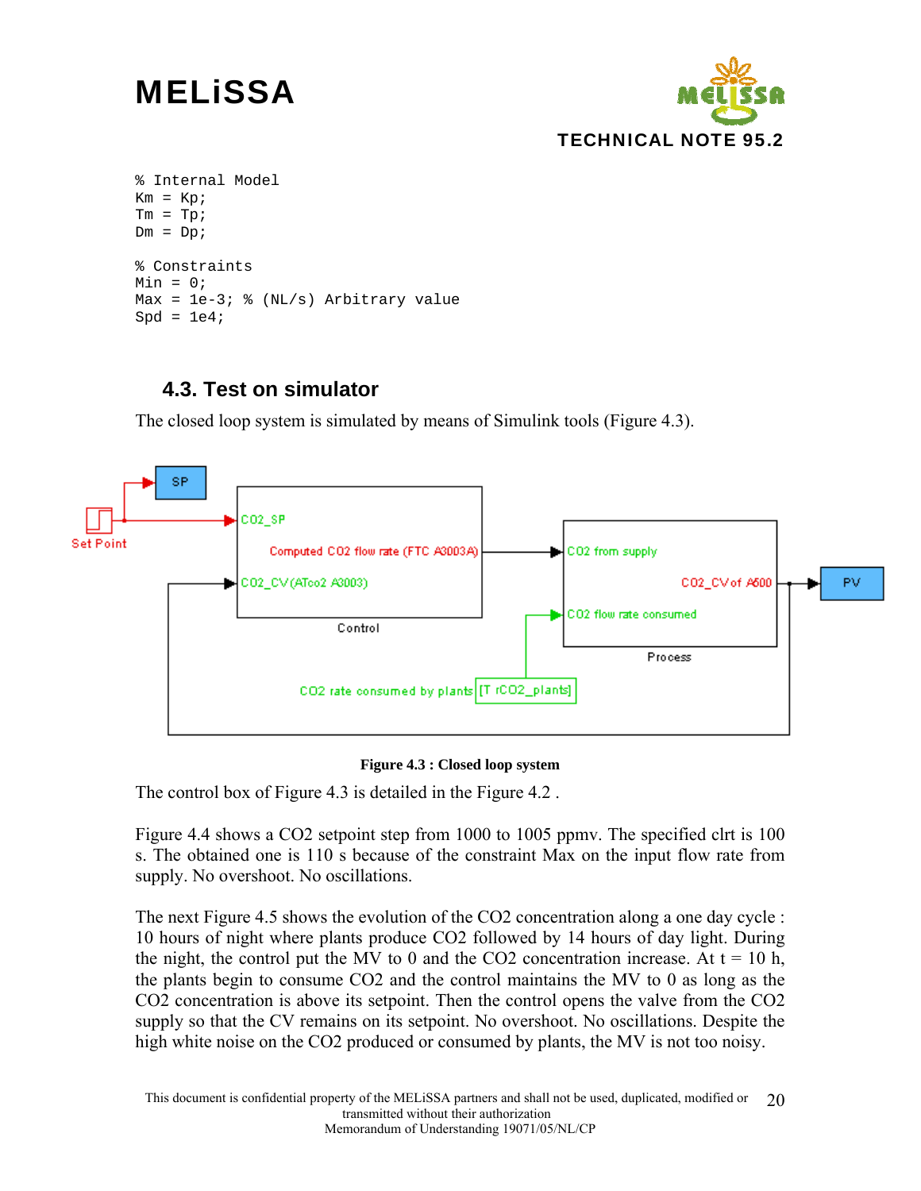```
% Internal Model
Km = Kp;
Tm = Tp;
Dm = Dp;

% Constraints
Min = 0;
Max = 1e-3; % (NL/s) Arbitrary value
Spd = 1e4;
```

## 4.3. Test on simulator

The closed loop system is simulated by means of Simulink tools (Figure 4.3).

**Figure 4.3 : Closed loop system**

The control box of Figure 4.3 is detailed in the Figure 4.2 .

Figure 4.4 shows a CO2 setpoint step from 1000 to 1005 ppmv. The specified clrt is 100 s. The obtained one is 110 s because of the constraint Max on the input flow rate from supply. No overshoot. No oscillations.

The next Figure 4.5 shows the evolution of the CO2 concentration along a one day cycle : 10 hours of night where plants produce CO2 followed by 14 hours of day light. During the night, the control put the MV to 0 and the CO2 concentration increase. At t = 10 h, the plants begin to consume CO2 and the control maintains the MV to 0 as long as the CO2 concentration is above its setpoint. Then the control opens the valve from the CO2 supply so that the CV remains on its setpoint. No overshoot. No oscillations. Despite the high white noise on the CO2 produced or consumed by plants, the MV is not too noisy.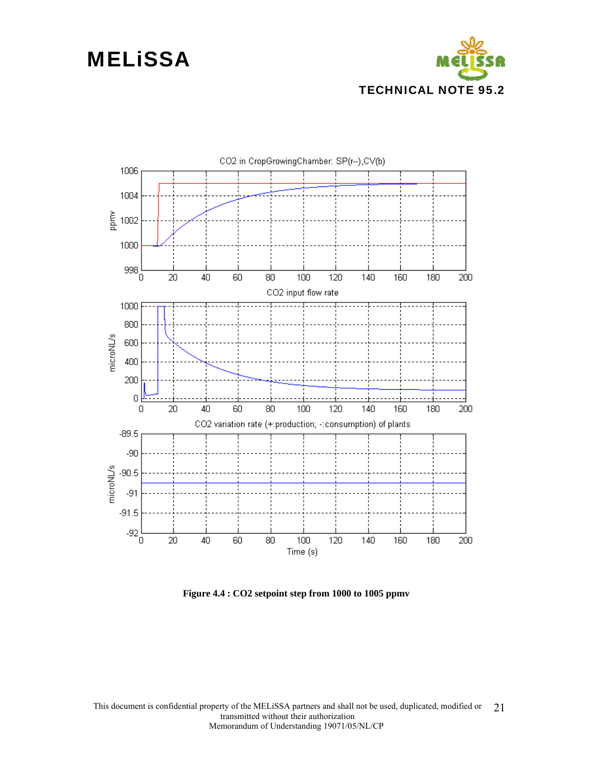Figure 4.4 : CO2 setpoint step from 1000 to 1005 ppmv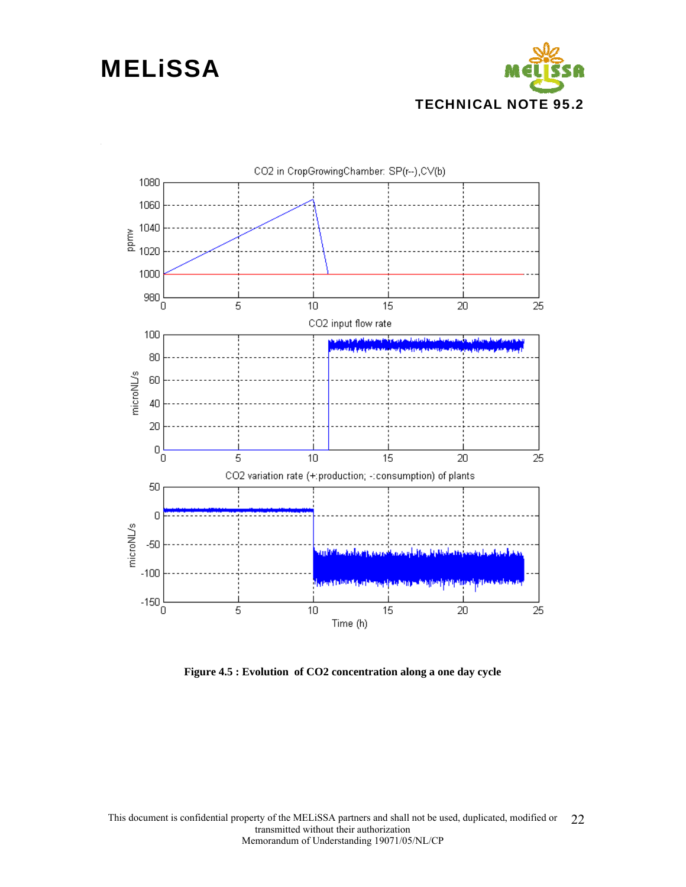CO2 in CropGrowingChamber: SP(r--),CV(b)

CO2 input flow rate

CO2 variation rate (+:production; -:consumption) of plants

**Figure 4.5 : Evolution of CO2 concentration along a one day cycle**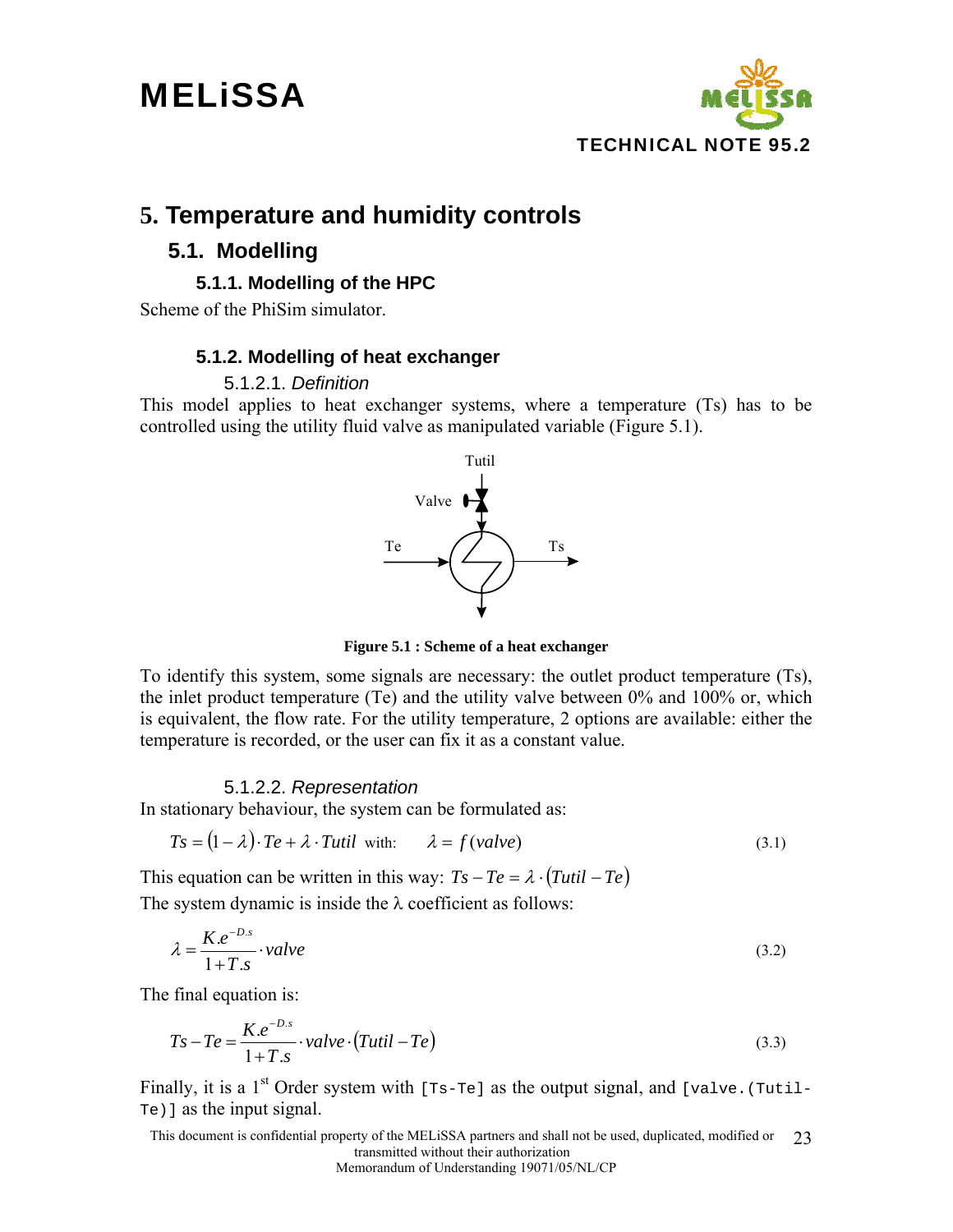# 5. Temperature and humidity controls

## 5.1. Modelling

### 5.1.1. Modelling of the HPC

Scheme of the PhiSim simulator.

### 5.1.2. Modelling of heat exchanger

#### 5.1.2.1. *Definition*

This model applies to heat exchanger systems, where a temperature (Ts) has to be controlled using the utility fluid valve as manipulated variable (Figure 5.1).

**Figure 5.1 : Scheme of a heat exchanger**

To identify this system, some signals are necessary: the outlet product temperature (Ts), the inlet product temperature (Te) and the utility valve between 0% and 100% or, which is equivalent, the flow rate. For the utility temperature, 2 options are available: either the temperature is recorded, or the user can fix it as a constant value.

#### 5.1.2.2. *Representation*

In stationary behaviour, the system can be formulated as:

$$Ts = (1-\lambda)\cdot Te + \lambda \cdot Tutil \quad \text{with:} \quad \lambda = f(valve) \tag{3.1}$$

This equation can be written in this way: $Ts - Te = \lambda \cdot (Tutil - Te)$

The system dynamic is inside the λ coefficient as follows:

$$\lambda = \frac{K.e^{-D.s}}{1+T.s} \cdot valve \tag{3.2}$$

The final equation is:

$$Ts - Te = \frac{K.e^{-D.s}}{1+T.s} \cdot valve \cdot (Tutil - Te) \tag{3.3}$$

Finally, it is a 1st Order system with `[Ts-Te]` as the output signal, and `[valve.(Tutil-Te)]` as the input signal.

This document is confidential property of the MELiSSA partners and shall not be used, duplicated, modified or transmitted without their authorization
Memorandum of Understanding 19071/05/NL/CP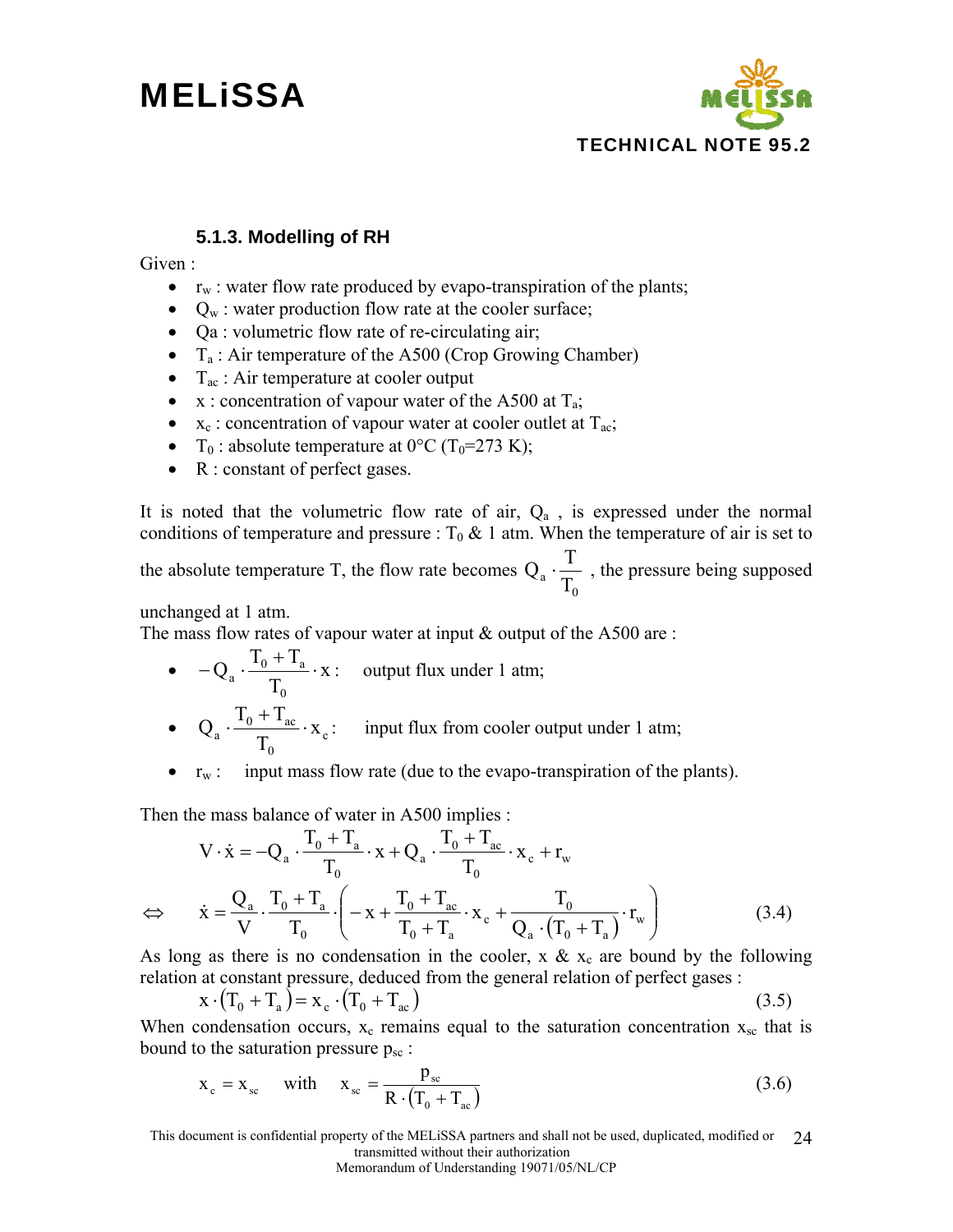### 5.1.3. Modelling of RH

Given :

- $r_w$ : water flow rate produced by evapo-transpiration of the plants;
- $Q_w$ : water production flow rate at the cooler surface;
- Qa : volumetric flow rate of re-circulating air;
- $T_a$ : Air temperature of the A500 (Crop Growing Chamber)
- $T_{ac}$ : Air temperature at cooler output
- x : concentration of vapour water of the A500 at $T_a$;
- $x_c$ : concentration of vapour water at cooler outlet at $T_{ac}$;
- $T_0$ : absolute temperature at 0°C ($T_0$=273 K);
- R : constant of perfect gases.

It is noted that the volumetric flow rate of air, $Q_a$ , is expressed under the normal conditions of temperature and pressure : $T_0$ & 1 atm. When the temperature of air is set to the absolute temperature T, the flow rate becomes $Q_a \cdot \frac{T}{T_0}$ , the pressure being supposed unchanged at 1 atm.

The mass flow rates of vapour water at input & output of the A500 are :

- $-Q_a \cdot \frac{T_0 + T_a}{T_0} \cdot x$ : output flux under 1 atm;
- $Q_a \cdot \frac{T_0 + T_{ac}}{T_0} \cdot x_c$ : input flux from cooler output under 1 atm;
- $r_w$ : input mass flow rate (due to the evapo-transpiration of the plants).

Then the mass balance of water in A500 implies :

$$V \cdot \dot{x} = -Q_a \cdot \frac{T_0 + T_a}{T_0} \cdot x + Q_a \cdot \frac{T_0 + T_{ac}}{T_0} \cdot x_c + r_w$$

$$\Leftrightarrow \quad \dot{x} = \frac{Q_a}{V} \cdot \frac{T_0 + T_a}{T_0} \cdot \left( -x + \frac{T_0 + T_{ac}}{T_0 + T_a} \cdot x_c + \frac{T_0}{Q_a \cdot (T_0 + T_a)} \cdot r_w \right) \tag{3.4}$$

As long as there is no condensation in the cooler, x & $x_c$ are bound by the following relation at constant pressure, deduced from the general relation of perfect gases :

$$x \cdot (T_0 + T_a) = x_c \cdot (T_0 + T_{ac}) \tag{3.5}$$

When condensation occurs, $x_c$ remains equal to the saturation concentration $x_{sc}$ that is bound to the saturation pressure $p_{sc}$ :

$$x_c = x_{sc} \quad \text{with} \quad x_{sc} = \frac{p_{sc}}{R \cdot (T_0 + T_{ac})} \tag{3.6}$$

This document is confidential property of the MELiSSA partners and shall not be used, duplicated, modified or transmitted without their authorization
Memorandum of Understanding 19071/05/NL/CP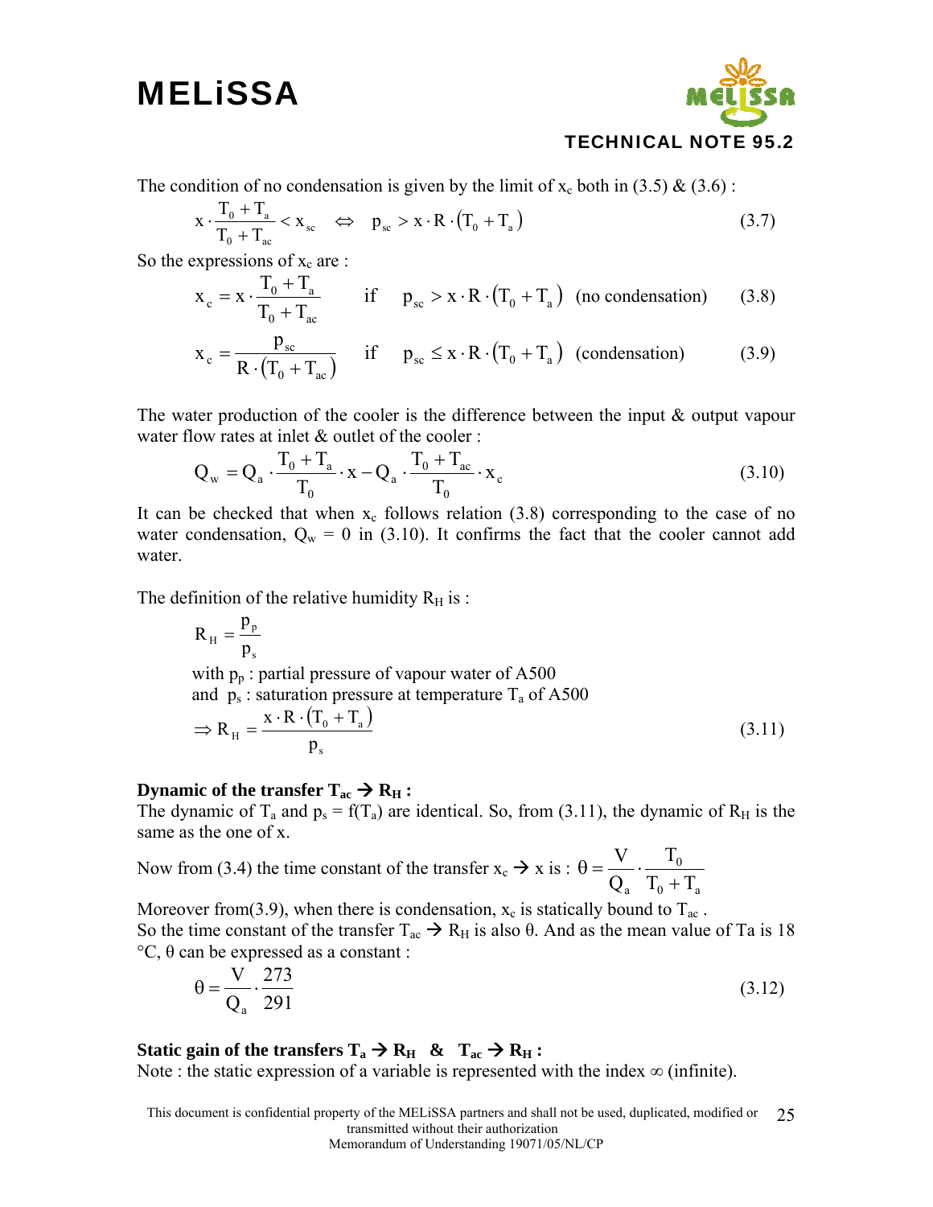The condition of no condensation is given by the limit of $x_c$ both in (3.5) & (3.6) :

$$x \cdot \frac{T_0 + T_a}{T_0 + T_{ac}} < x_{sc} \quad \Leftrightarrow \quad p_{sc} > x \cdot R \cdot (T_0 + T_a) \tag{3.7}$$

So the expressions of $x_c$ are :

$$x_c = x \cdot \frac{T_0 + T_a}{T_0 + T_{ac}} \qquad \text{if} \quad p_{sc} > x \cdot R \cdot (T_0 + T_a) \;\; \text{(no condensation)} \tag{3.8}$$

$$x_c = \frac{p_{sc}}{R \cdot (T_0 + T_{ac})} \qquad \text{if} \quad p_{sc} \le x \cdot R \cdot (T_0 + T_a) \;\; \text{(condensation)} \tag{3.9}$$

The water production of the cooler is the difference between the input & output vapour water flow rates at inlet & outlet of the cooler :

$$Q_w = Q_a \cdot \frac{T_0 + T_a}{T_0} \cdot x - Q_a \cdot \frac{T_0 + T_{ac}}{T_0} \cdot x_c \tag{3.10}$$

It can be checked that when $x_c$ follows relation (3.8) corresponding to the case of no water condensation, $Q_w = 0$ in (3.10). It confirms the fact that the cooler cannot add water.

The definition of the relative humidity $R_H$ is :

$$R_H = \frac{p_p}{p_s}$$

with $p_p$ : partial pressure of vapour water of A500

and $p_s$ : saturation pressure at temperature $T_a$ of A500

$$\Rightarrow R_H = \frac{x \cdot R \cdot (T_0 + T_a)}{p_s} \tag{3.11}$$

**Dynamic of the transfer $T_{ac} \rightarrow R_H$ :**

The dynamic of $T_a$ and $p_s = f(T_a)$ are identical. So, from (3.11), the dynamic of $R_H$ is the same as the one of x.

Now from (3.4) the time constant of the transfer $x_c \rightarrow x$ is : $\theta = \frac{V}{Q_a} \cdot \frac{T_0}{T_0 + T_a}$

Moreover from(3.9), when there is condensation, $x_c$ is statically bound to $T_{ac}$ .

So the time constant of the transfer $T_{ac} \rightarrow R_H$ is also θ. And as the mean value of Ta is 18 °C, θ can be expressed as a constant :

$$\theta = \frac{V}{Q_a} \cdot \frac{273}{291} \tag{3.12}$$

**Static gain of the transfers $T_a \rightarrow R_H$ & $T_{ac} \rightarrow R_H$ :**

Note : the static expression of a variable is represented with the index ∞ (infinite).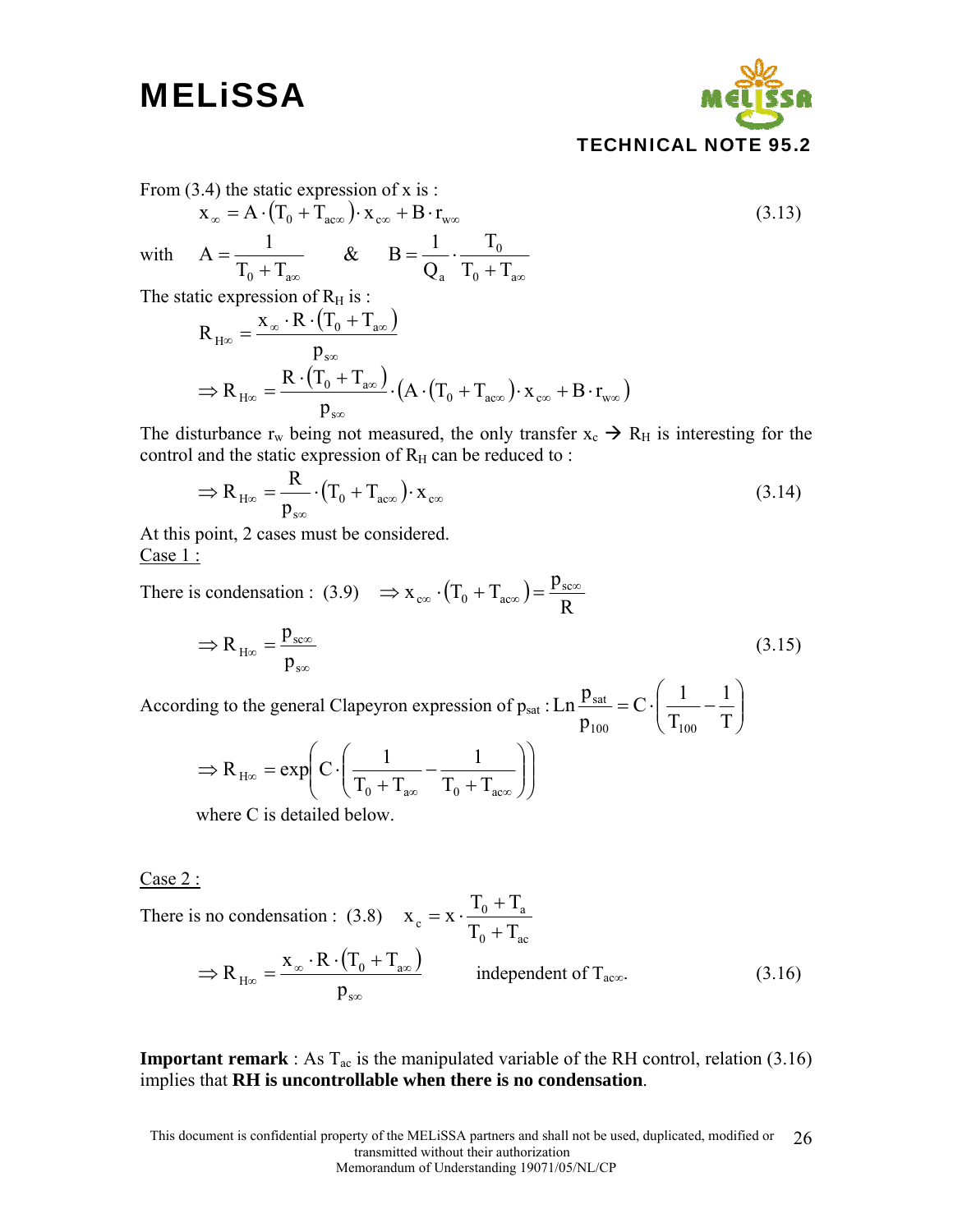From (3.4) the static expression of x is :

$$x_{\infty} = A \cdot (T_0 + T_{ac\infty}) \cdot x_{c\infty} + B \cdot r_{w\infty} \tag{3.13}$$

with $A = \dfrac{1}{T_0 + T_{a\infty}}$ & $B = \dfrac{1}{Q_a} \cdot \dfrac{T_0}{T_0 + T_{a\infty}}$

The static expression of $R_H$ is :

$$R_{H\infty} = \frac{x_{\infty} \cdot R \cdot (T_0 + T_{a\infty})}{p_{s\infty}}$$

$$\Rightarrow R_{H\infty} = \frac{R \cdot (T_0 + T_{a\infty})}{p_{s\infty}} \cdot \left(A \cdot (T_0 + T_{ac\infty}) \cdot x_{c\infty} + B \cdot r_{w\infty}\right)$$

The disturbance $r_w$ being not measured, the only transfer $x_c \rightarrow R_H$ is interesting for the control and the static expression of $R_H$ can be reduced to :

$$\Rightarrow R_{H\infty} = \frac{R}{p_{s\infty}} \cdot (T_0 + T_{ac\infty}) \cdot x_{c\infty} \tag{3.14}$$

At this point, 2 cases must be considered.

Case 1 :

There is condensation : (3.9) $\Rightarrow x_{c\infty} \cdot (T_0 + T_{ac\infty}) = \dfrac{p_{sc\infty}}{R}$

$$\Rightarrow R_{H\infty} = \frac{p_{sc\infty}}{p_{s\infty}} \tag{3.15}$$

According to the general Clapeyron expression of $p_{sat}$ : $Ln \dfrac{p_{sat}}{p_{100}} = C \cdot \left(\dfrac{1}{T_{100}} - \dfrac{1}{T}\right)$

$$\Rightarrow R_{H\infty} = \exp\left(C \cdot \left(\frac{1}{T_0 + T_{a\infty}} - \frac{1}{T_0 + T_{ac\infty}}\right)\right)$$

where C is detailed below.

Case 2 :

There is no condensation : (3.8) $x_c = x \cdot \dfrac{T_0 + T_a}{T_0 + T_{ac}}$

$$\Rightarrow R_{H\infty} = \frac{x_{\infty} \cdot R \cdot (T_0 + T_{a\infty})}{p_{s\infty}} \quad \text{independent of } T_{ac\infty}. \tag{3.16}$$

**Important remark** : As $T_{ac}$ is the manipulated variable of the RH control, relation (3.16) implies that **RH is uncontrollable when there is no condensation**.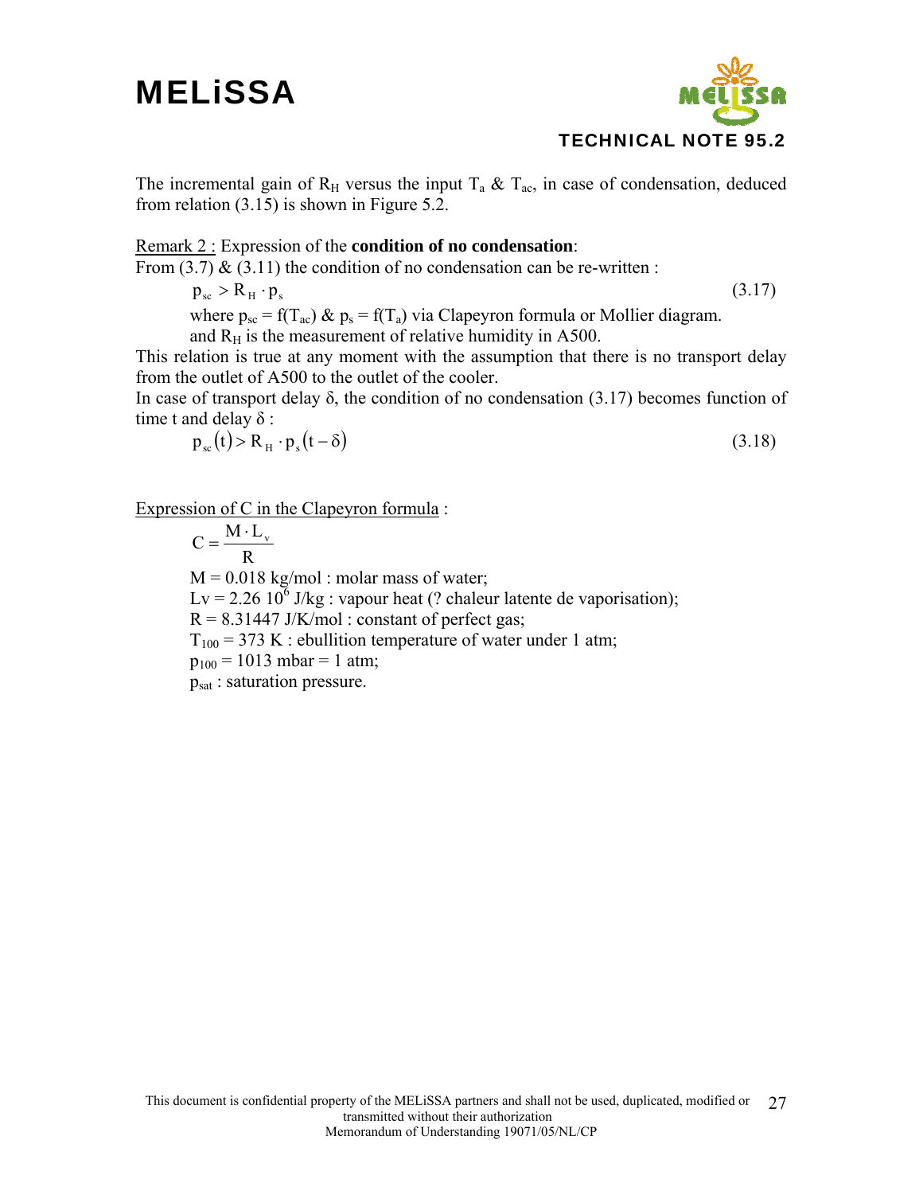The incremental gain of $R_H$ versus the input $T_a$ & $T_{ac}$, in case of condensation, deduced from relation (3.15) is shown in Figure 5.2.

<u>Remark 2 :</u> Expression of the **condition of no condensation**:

From (3.7) & (3.11) the condition of no condensation can be re-written :

$$p_{sc} > R_H \cdot p_s \tag{3.17}$$

where $p_{sc} = f(T_{ac})$ & $p_s = f(T_a)$ via Clapeyron formula or Mollier diagram.
and $R_H$ is the measurement of relative humidity in A500.

This relation is true at any moment with the assumption that there is no transport delay from the outlet of A500 to the outlet of the cooler.

In case of transport delay δ, the condition of no condensation (3.17) becomes function of time t and delay δ :

$$p_{sc}(t) > R_H \cdot p_s(t - \delta) \tag{3.18}$$

<u>Expression of C in the Clapeyron formula</u> :

$$C = \frac{M \cdot L_v}{R}$$

$M = 0.018$ kg/mol : molar mass of water;
$Lv = 2.26\ 10^6$ J/kg : vapour heat (? chaleur latente de vaporisation);
$R = 8.31447$ J/K/mol : constant of perfect gas;
$T_{100} = 373$ K : ebullition temperature of water under 1 atm;
$p_{100} = 1013$ mbar = 1 atm;
$p_{sat}$ : saturation pressure.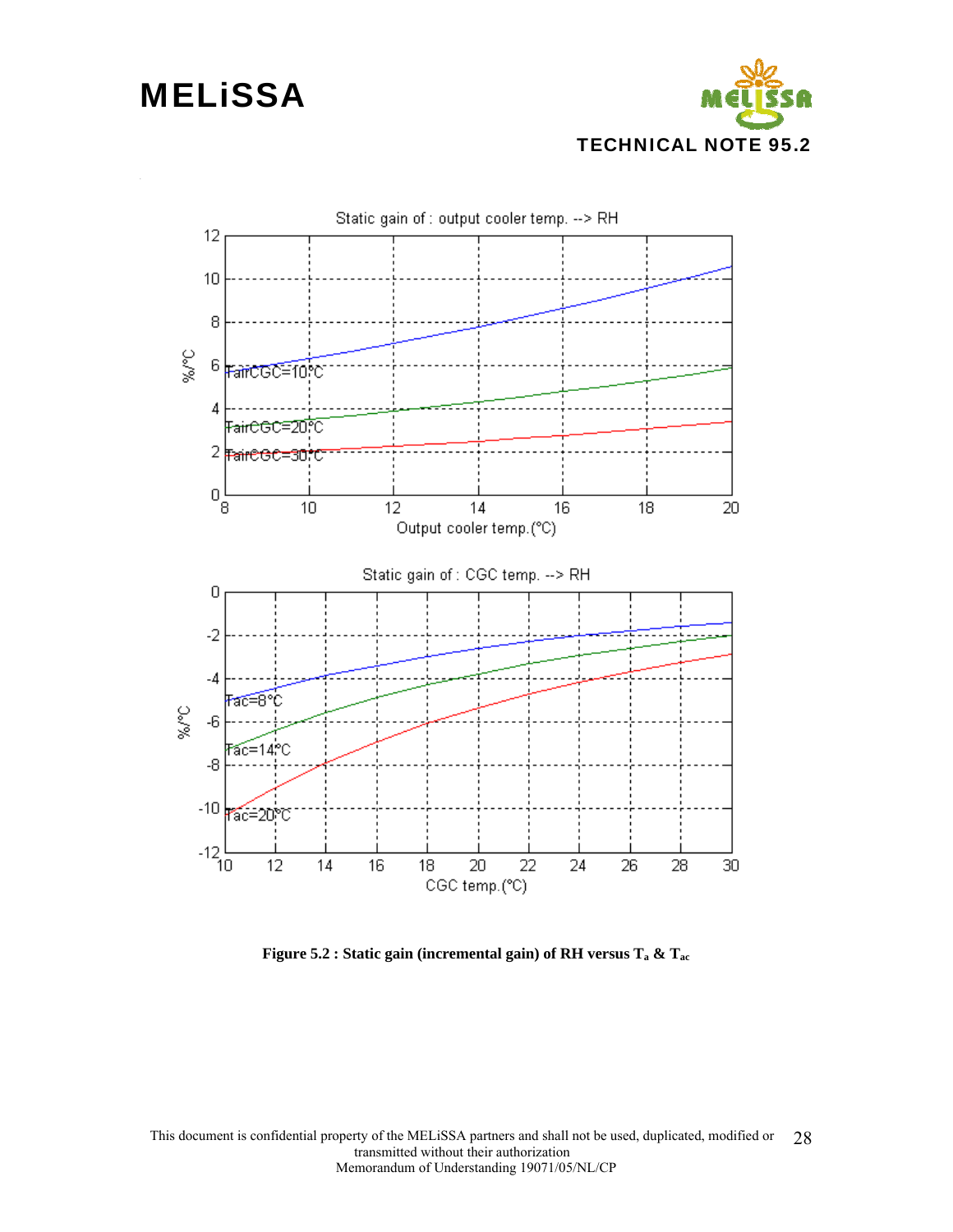**Figure 5.2 : Static gain (incremental gain) of RH versus $T_a$ & $T_{ac}$**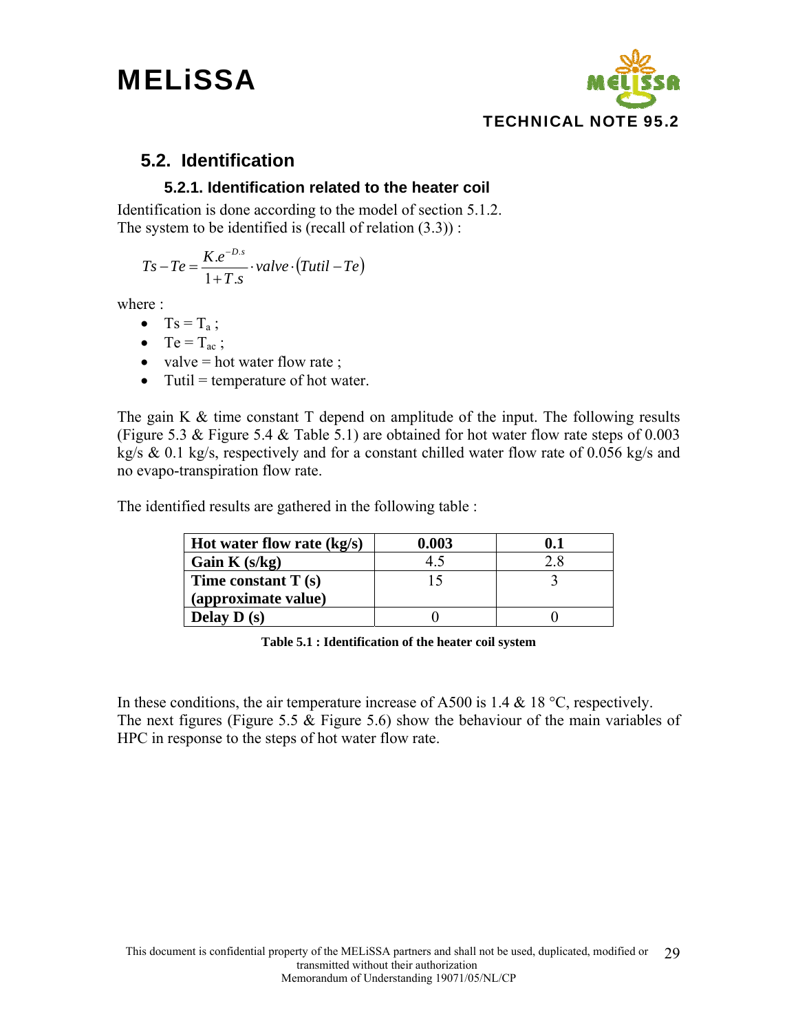## 5.2. Identification

### 5.2.1. Identification related to the heater coil

Identification is done according to the model of section 5.1.2.
The system to be identified is (recall of relation (3.3)) :

$$Ts - Te = \frac{K.e^{-D.s}}{1+T.s} \cdot valve \cdot (Tutil - Te)$$

where :

- $Ts = T_a$ ;
- $Te = T_{ac}$ ;
- valve = hot water flow rate ;
- Tutil = temperature of hot water.

The gain K & time constant T depend on amplitude of the input. The following results (Figure 5.3 & Figure 5.4 & Table 5.1) are obtained for hot water flow rate steps of 0.003 kg/s & 0.1 kg/s, respectively and for a constant chilled water flow rate of 0.056 kg/s and no evapo-transpiration flow rate.

The identified results are gathered in the following table :

| Hot water flow rate (kg/s) | 0.003 | 0.1 |
|---|---|---|
| Gain K (s/kg) | 4.5 | 2.8 |
| Time constant T (s) (approximate value) | 15 | 3 |
| Delay D (s) | 0 | 0 |

**Table 5.1 : Identification of the heater coil system**

In these conditions, the air temperature increase of A500 is 1.4 & 18 °C, respectively.
The next figures (Figure 5.5 & Figure 5.6) show the behaviour of the main variables of HPC in response to the steps of hot water flow rate.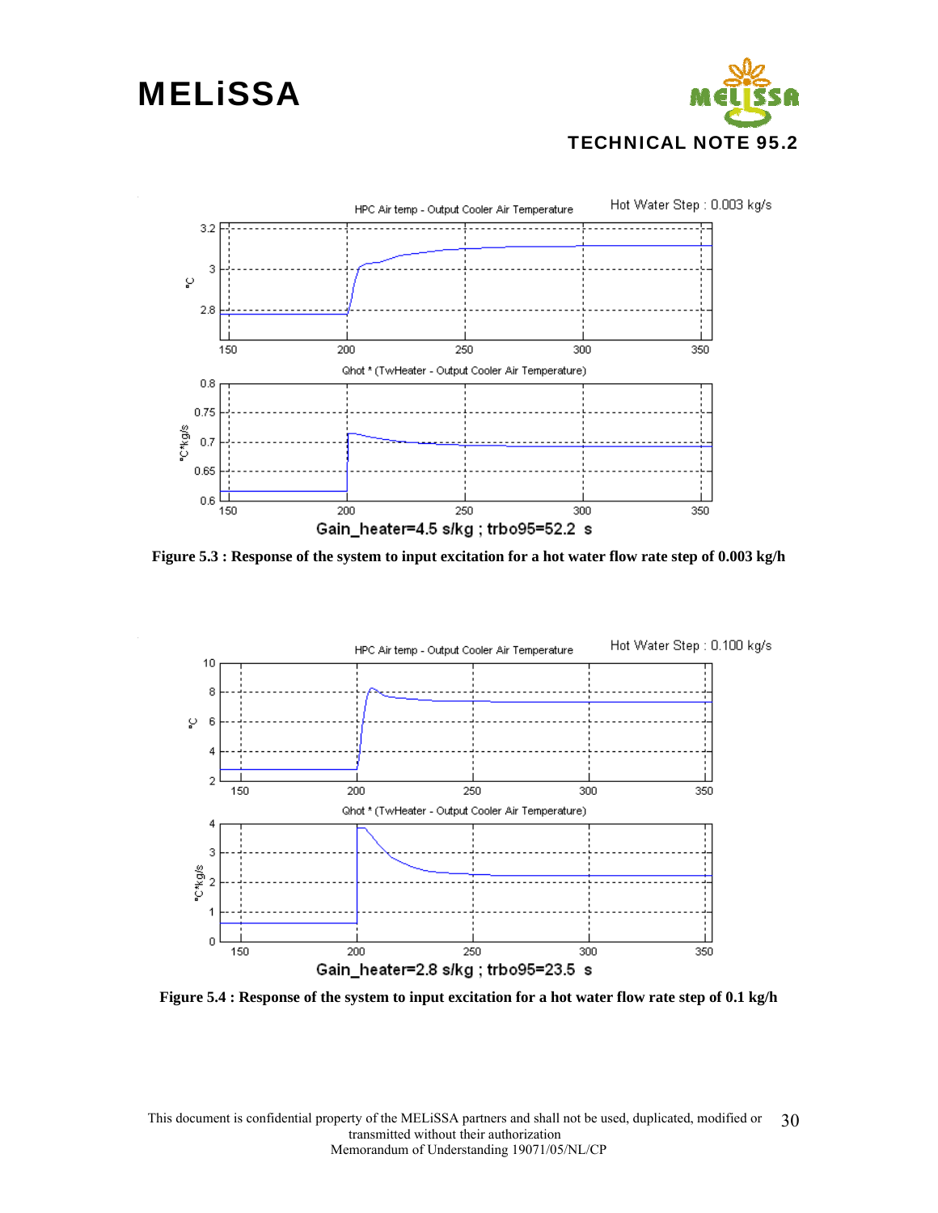Figure 5.3 : Response of the system to input excitation for a hot water flow rate step of 0.003 kg/h

Figure 5.4 : Response of the system to input excitation for a hot water flow rate step of 0.1 kg/h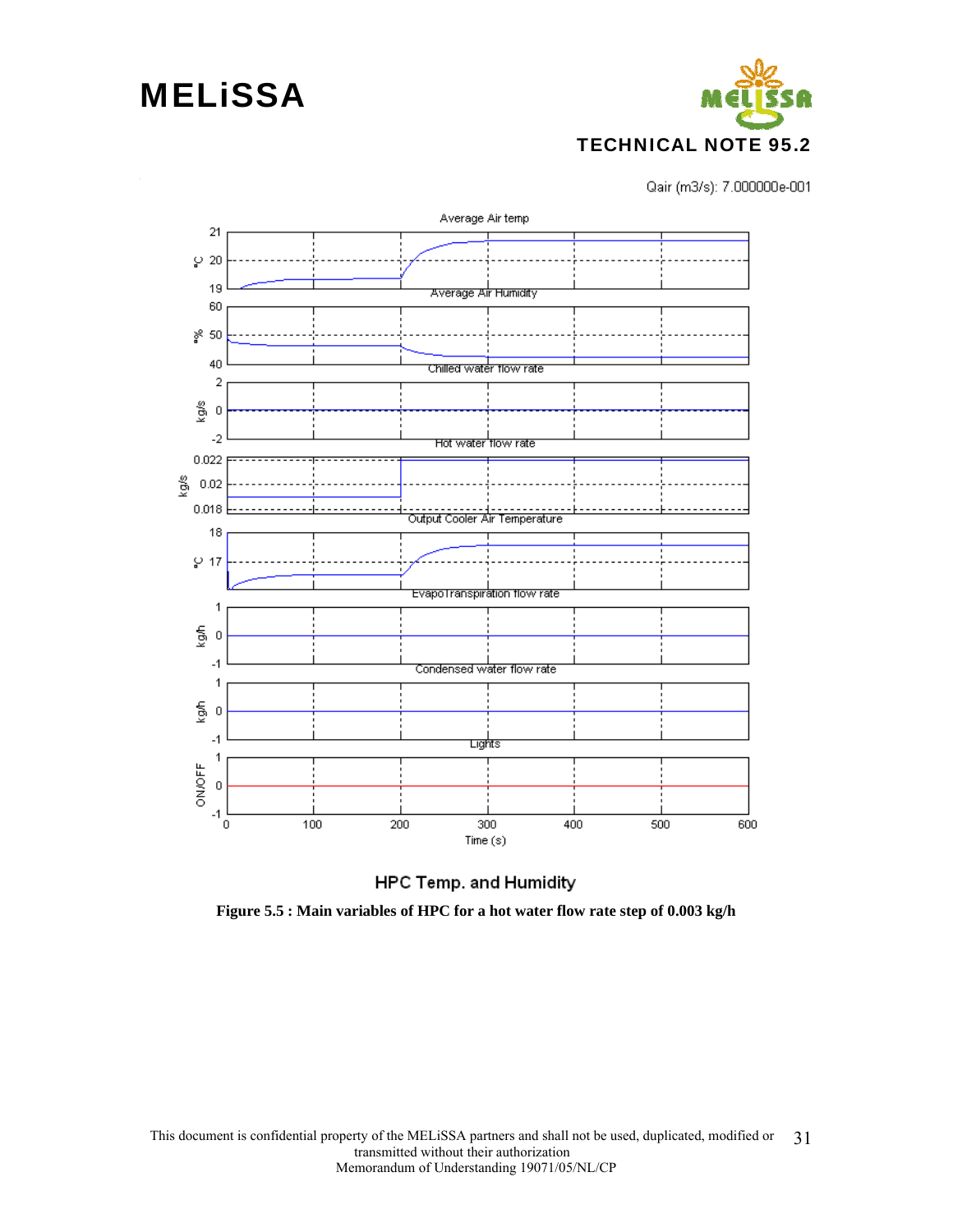Qair (m3/s): 7.000000e-001

HPC Temp. and Humidity

**Figure 5.5 : Main variables of HPC for a hot water flow rate step of 0.003 kg/h**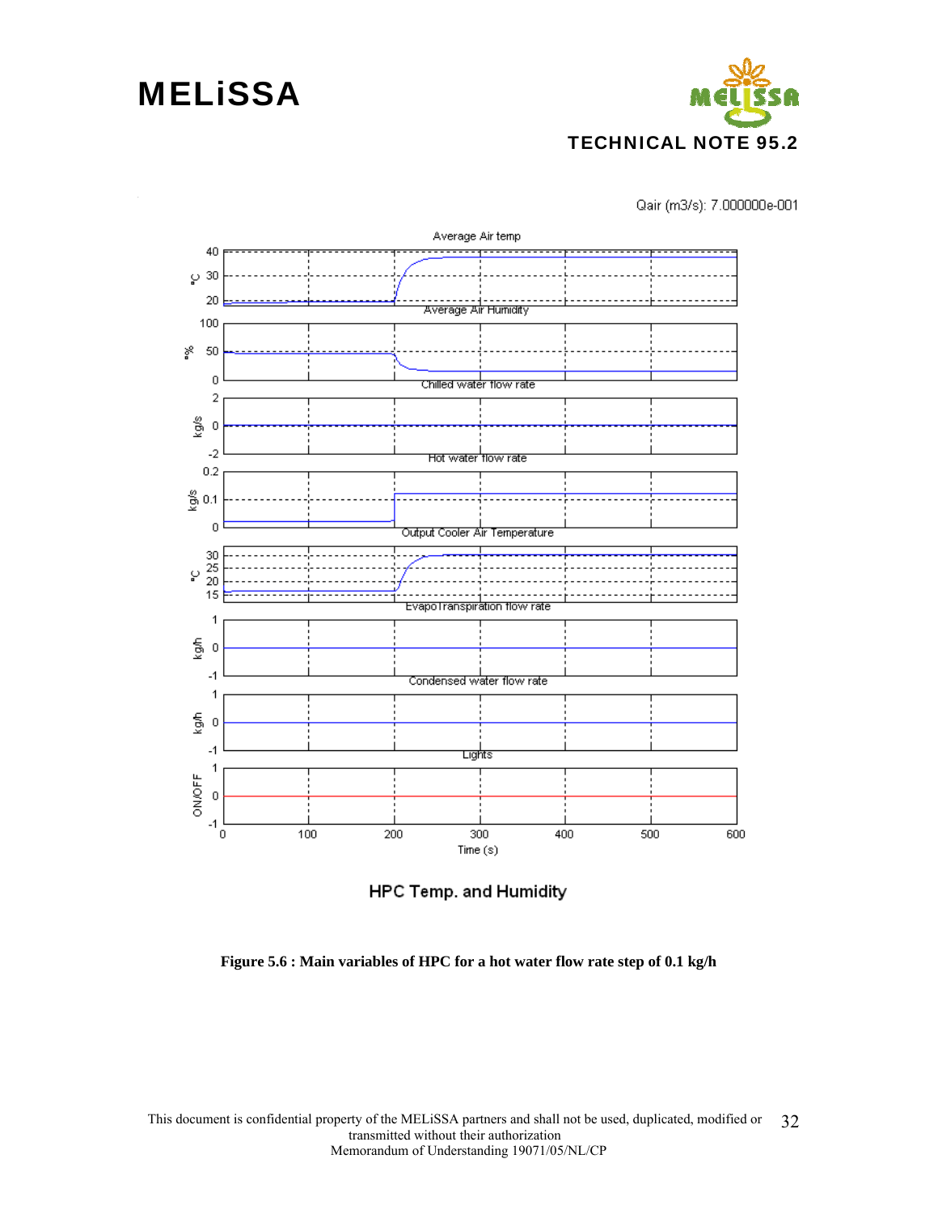Qair (m3/s): 7.000000e-001

HPC Temp. and Humidity

**Figure 5.6 : Main variables of HPC for a hot water flow rate step of 0.1 kg/h**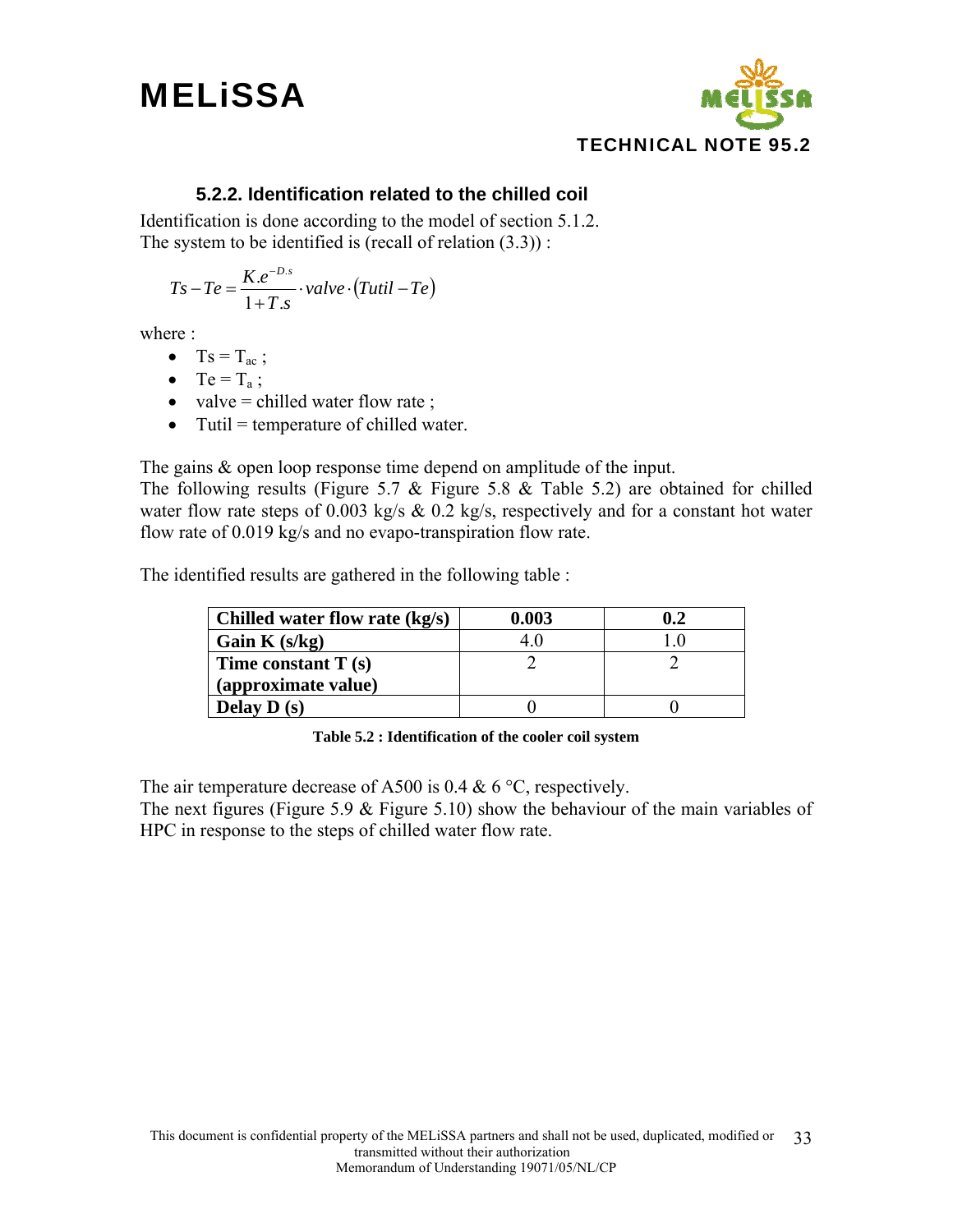### 5.2.2. Identification related to the chilled coil

Identification is done according to the model of section 5.1.2.
The system to be identified is (recall of relation (3.3)) :

$$Ts - Te = \frac{K.e^{-D.s}}{1 + T.s} \cdot valve \cdot (Tutil - Te)$$

where :

- $Ts = T_{ac}$ ;
- $Te = T_a$ ;
- valve = chilled water flow rate ;
- Tutil = temperature of chilled water.

The gains & open loop response time depend on amplitude of the input.
The following results (Figure 5.7 & Figure 5.8 & Table 5.2) are obtained for chilled water flow rate steps of 0.003 kg/s & 0.2 kg/s, respectively and for a constant hot water flow rate of 0.019 kg/s and no evapo-transpiration flow rate.

The identified results are gathered in the following table :

| **Chilled water flow rate (kg/s)** | **0.003** | **0.2** |
|---|---|---|
| **Gain K (s/kg)** | 4.0 | 1.0 |
| **Time constant T (s) (approximate value)** | 2 | 2 |
| **Delay D (s)** | 0 | 0 |

**Table 5.2 : Identification of the cooler coil system**

The air temperature decrease of A500 is 0.4 & 6 °C, respectively.
The next figures (Figure 5.9 & Figure 5.10) show the behaviour of the main variables of HPC in response to the steps of chilled water flow rate.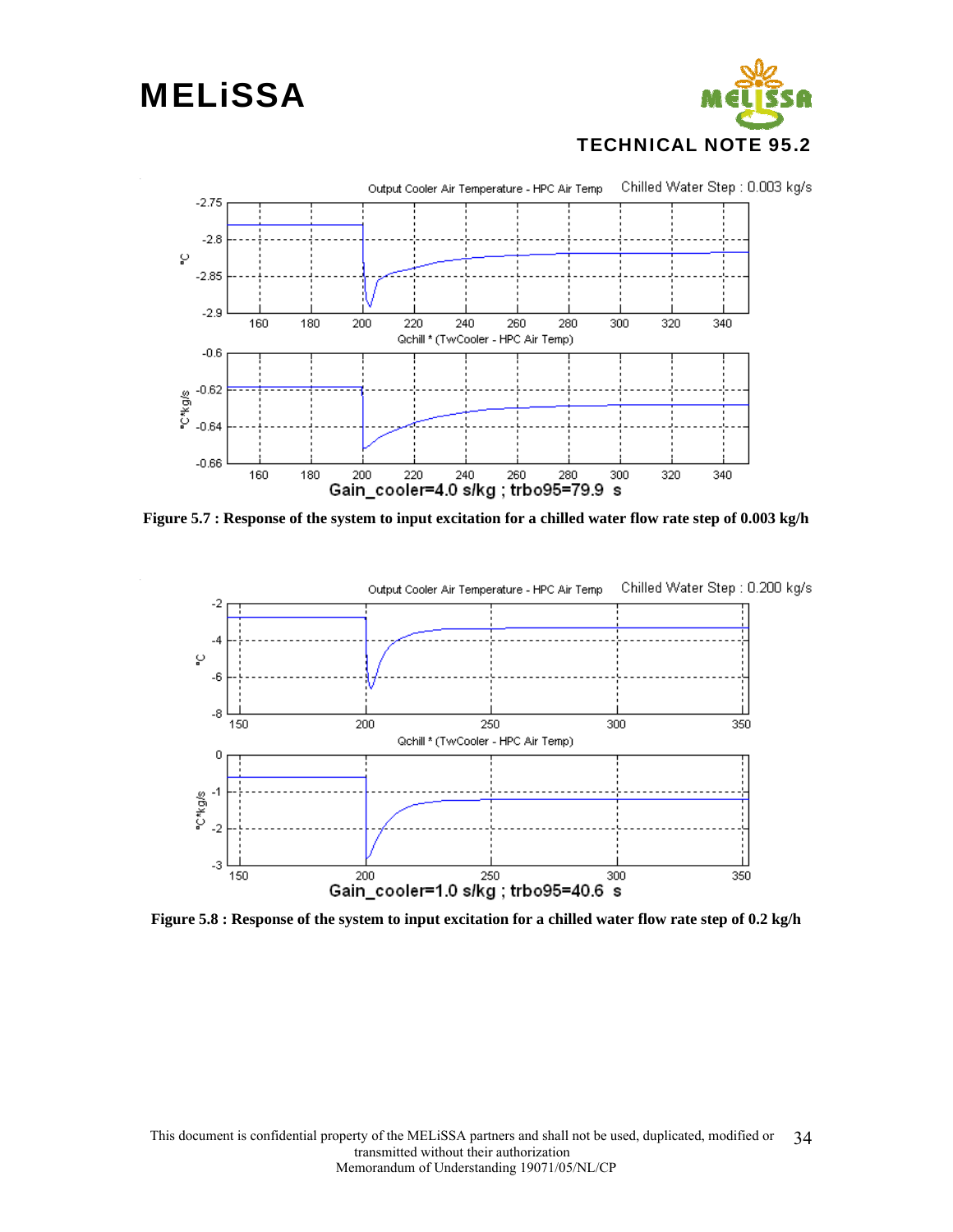Figure 5.7 : Response of the system to input excitation for a chilled water flow rate step of 0.003 kg/h

Figure 5.8 : Response of the system to input excitation for a chilled water flow rate step of 0.2 kg/h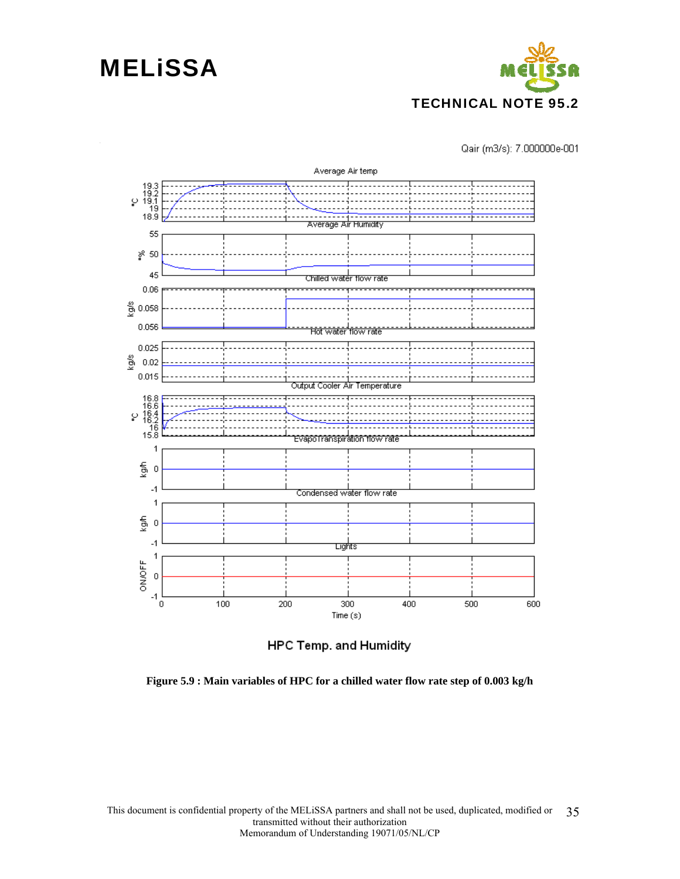Qair (m3/s): 7.000000e-001

HPC Temp. and Humidity

**Figure 5.9 : Main variables of HPC for a chilled water flow rate step of 0.003 kg/h**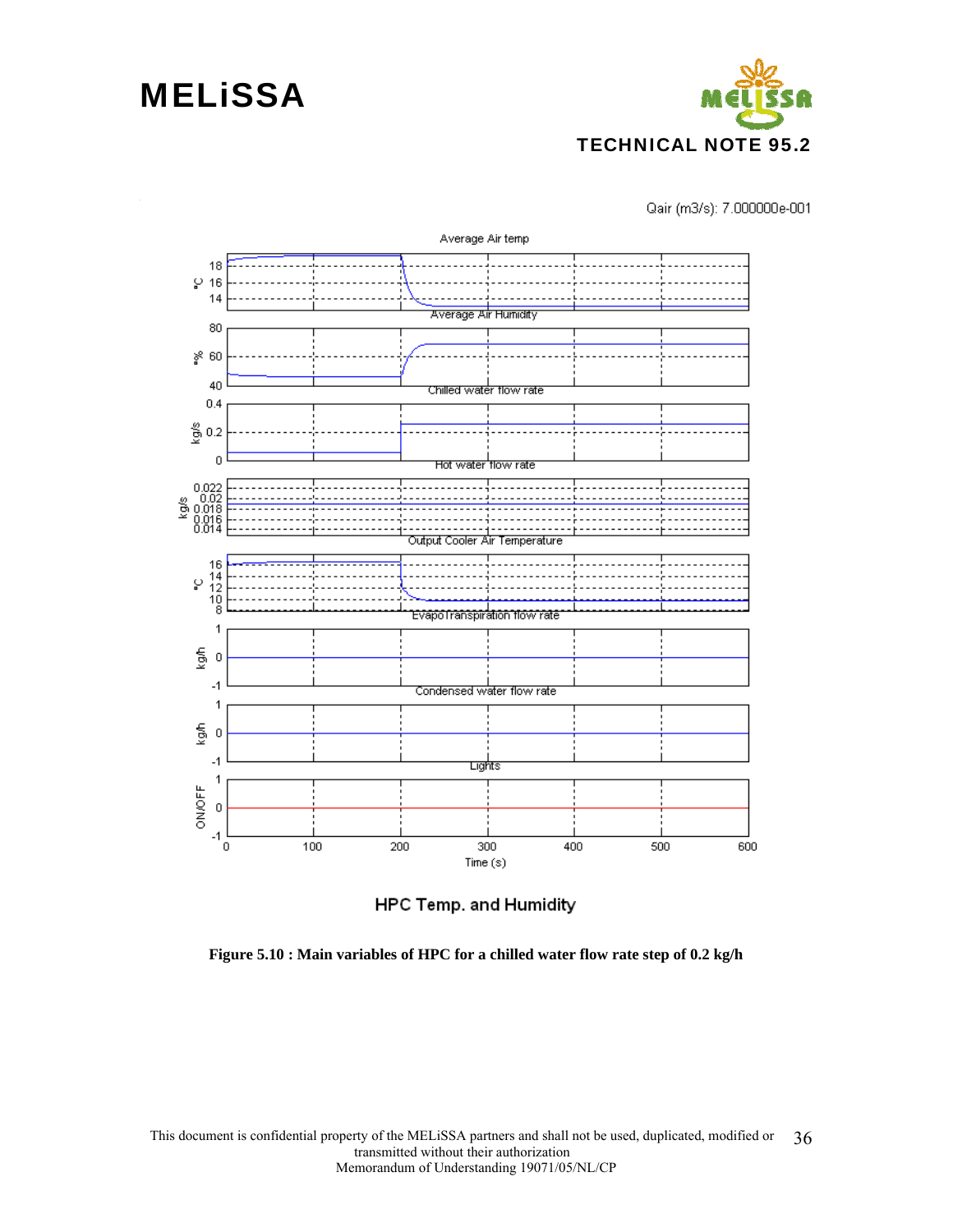Qair (m3/s): 7.000000e-001

HPC Temp. and Humidity

**Figure 5.10 : Main variables of HPC for a chilled water flow rate step of 0.2 kg/h**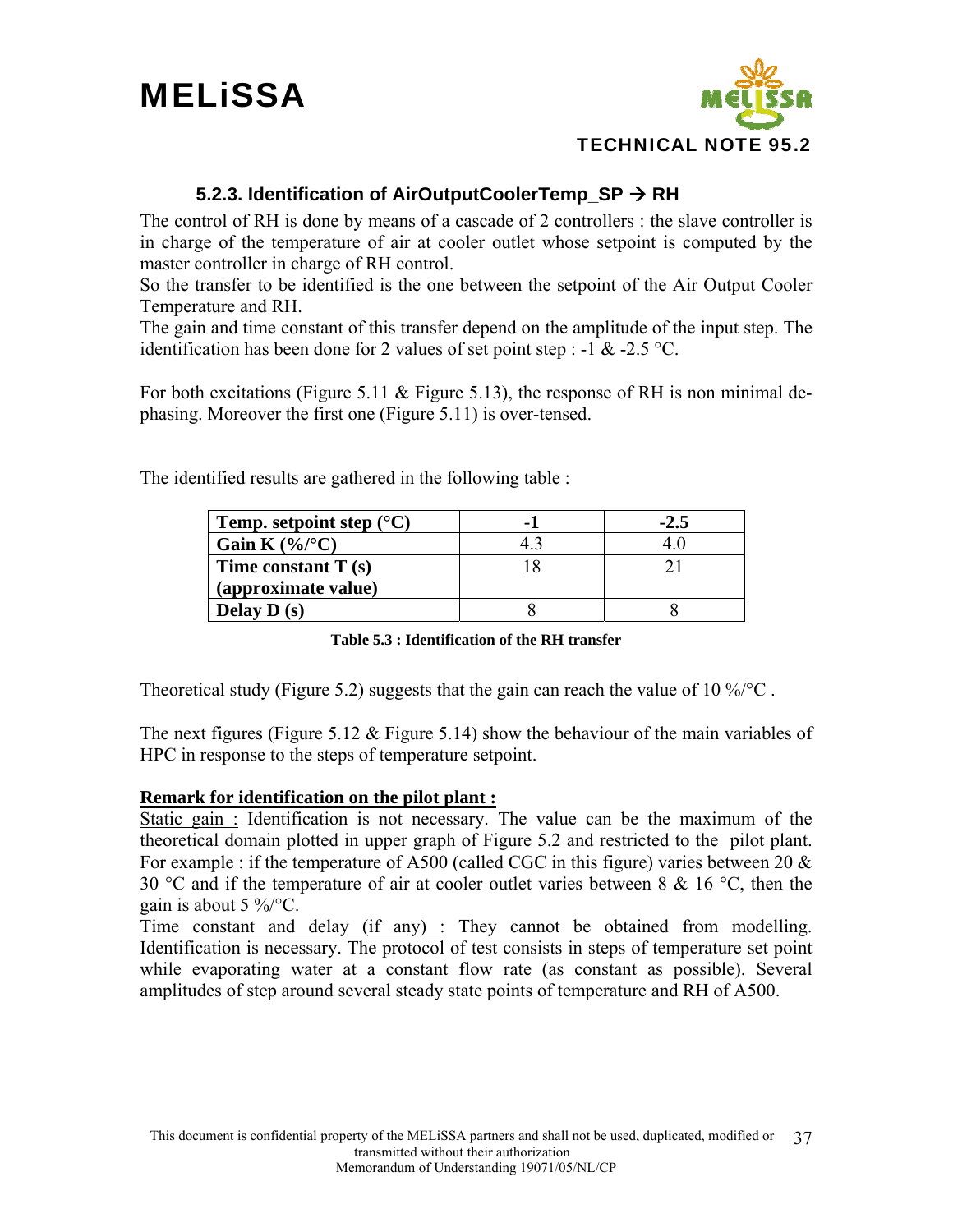### 5.2.3. Identification of AirOutputCoolerTemp_SP → RH

The control of RH is done by means of a cascade of 2 controllers : the slave controller is in charge of the temperature of air at cooler outlet whose setpoint is computed by the master controller in charge of RH control.

So the transfer to be identified is the one between the setpoint of the Air Output Cooler Temperature and RH.

The gain and time constant of this transfer depend on the amplitude of the input step. The identification has been done for 2 values of set point step : -1 & -2.5 °C.

For both excitations (Figure 5.11 & Figure 5.13), the response of RH is non minimal de-phasing. Moreover the first one (Figure 5.11) is over-tensed.

The identified results are gathered in the following table :

| **Temp. setpoint step (°C)** | **-1** | **-2.5** |
|---|---|---|
| **Gain K (%/°C)** | 4.3 | 4.0 |
| **Time constant T (s) (approximate value)** | 18 | 21 |
| **Delay D (s)** | 8 | 8 |

**Table 5.3 : Identification of the RH transfer**

Theoretical study (Figure 5.2) suggests that the gain can reach the value of 10 %/°C .

The next figures (Figure 5.12 & Figure 5.14) show the behaviour of the main variables of HPC in response to the steps of temperature setpoint.

**Remark for identification on the pilot plant :**

Static gain : Identification is not necessary. The value can be the maximum of the theoretical domain plotted in upper graph of Figure 5.2 and restricted to the pilot plant. For example : if the temperature of A500 (called CGC in this figure) varies between 20 & 30 °C and if the temperature of air at cooler outlet varies between 8 & 16 °C, then the gain is about 5 %/°C.

Time constant and delay (if any) : They cannot be obtained from modelling. Identification is necessary. The protocol of test consists in steps of temperature set point while evaporating water at a constant flow rate (as constant as possible). Several amplitudes of step around several steady state points of temperature and RH of A500.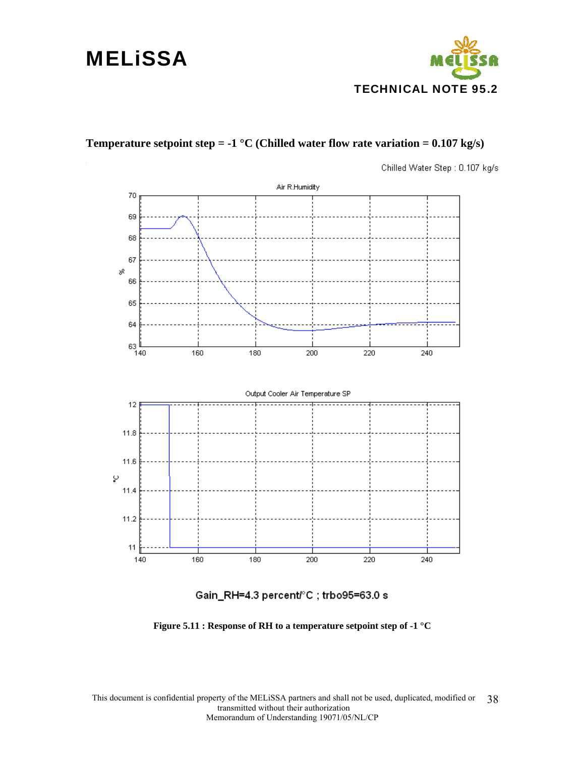**Temperature setpoint step = -1 °C (Chilled water flow rate variation = 0.107 kg/s)**

Chilled Water Step : 0.107 kg/s

Gain_RH=4.3 percent/°C ; trbo95=63.0 s

**Figure 5.11 : Response of RH to a temperature setpoint step of -1 °C**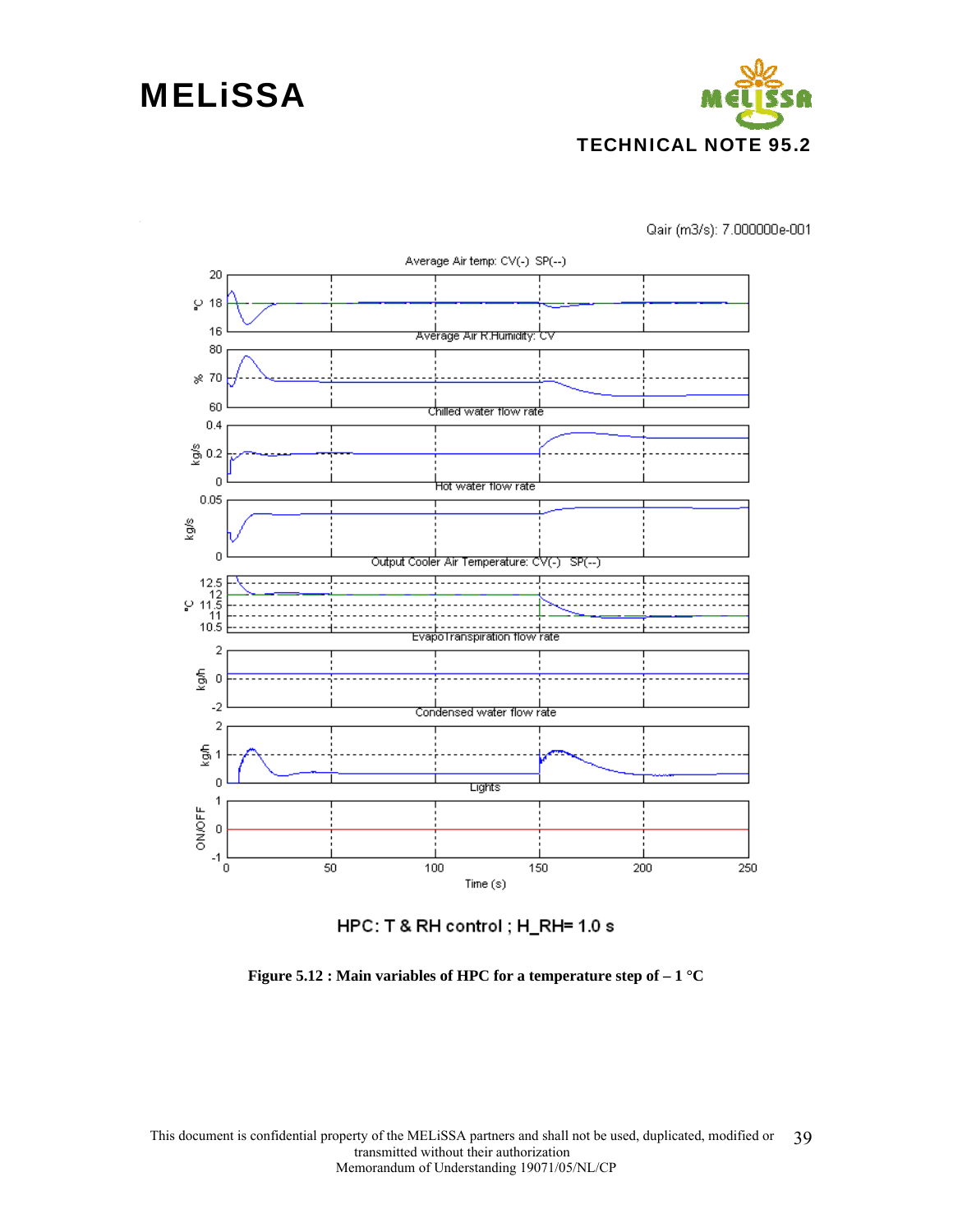Qair (m3/s): 7.000000e-001

HPC: T & RH control ; H_RH= 1.0 s

**Figure 5.12 : Main variables of HPC for a temperature step of – 1 °C**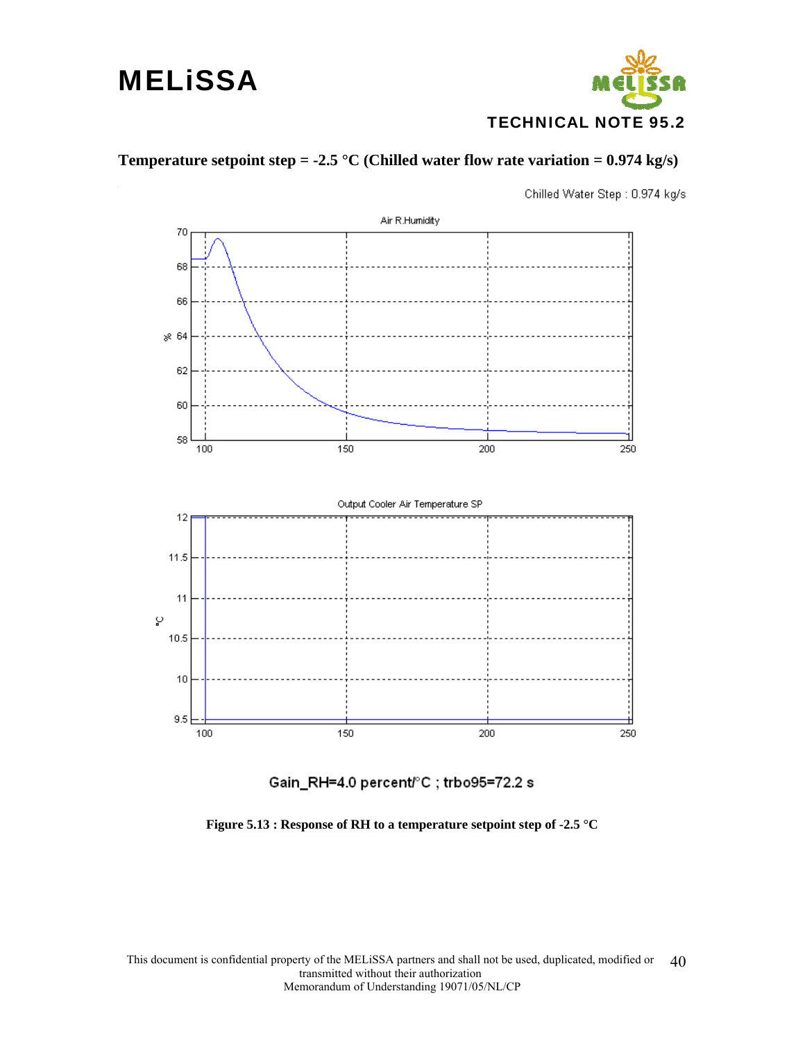**Temperature setpoint step = -2.5 °C (Chilled water flow rate variation = 0.974 kg/s)**

Chilled Water Step : 0.974 kg/s

Gain_RH=4.0 percent/°C ; trbo95=72.2 s

**Figure 5.13 : Response of RH to a temperature setpoint step of -2.5 °C**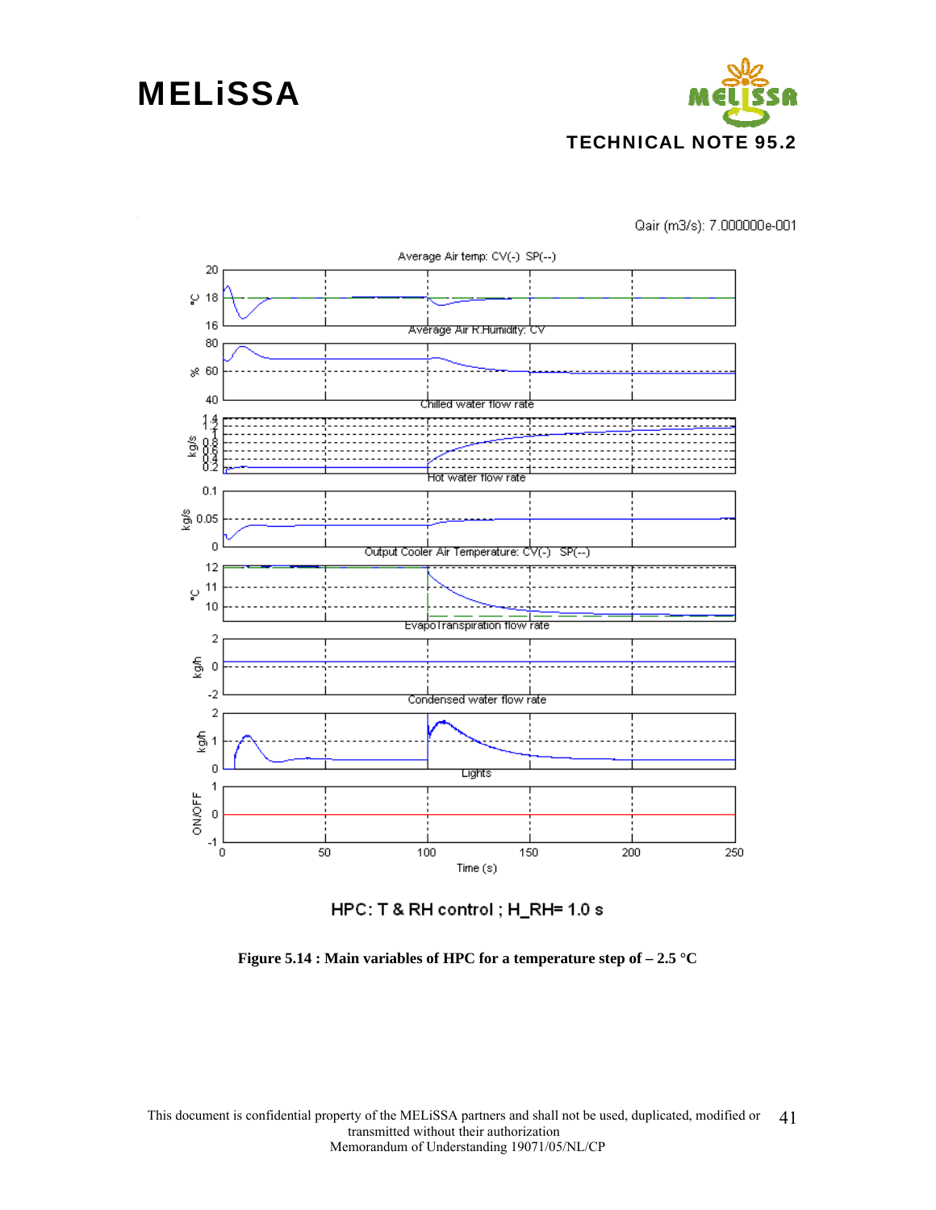Qair (m3/s): 7.000000e-001

HPC: T & RH control ; H_RH= 1.0 s

**Figure 5.14 : Main variables of HPC for a temperature step of – 2.5 °C**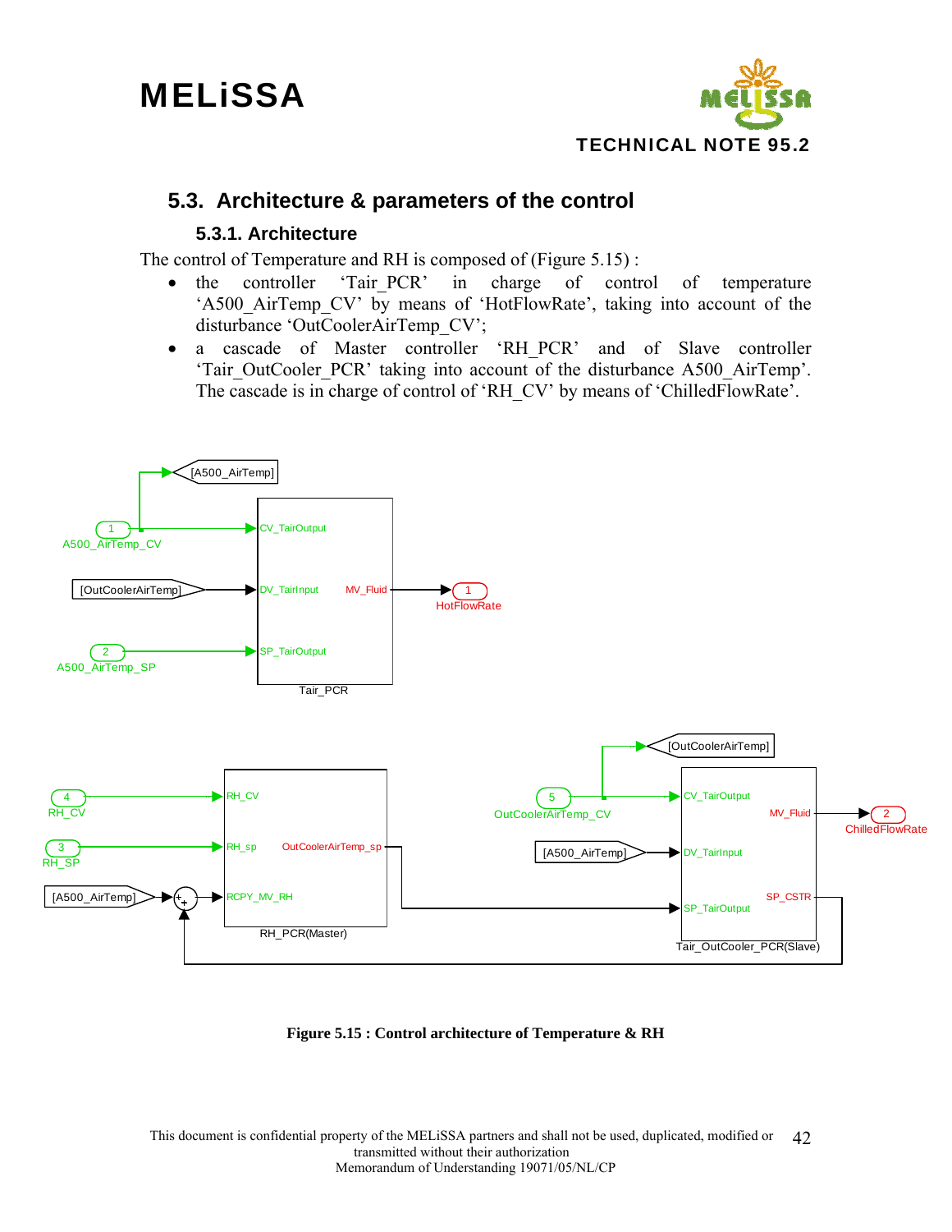## 5.3. Architecture & parameters of the control

### 5.3.1. Architecture

The control of Temperature and RH is composed of (Figure 5.15) :

- the controller 'Tair_PCR' in charge of control of temperature 'A500_AirTemp_CV' by means of 'HotFlowRate', taking into account of the disturbance 'OutCoolerAirTemp_CV';
- a cascade of Master controller 'RH_PCR' and of Slave controller 'Tair_OutCooler_PCR' taking into account of the disturbance A500_AirTemp'. The cascade is in charge of control of 'RH_CV' by means of 'ChilledFlowRate'.

**Figure 5.15 : Control architecture of Temperature & RH**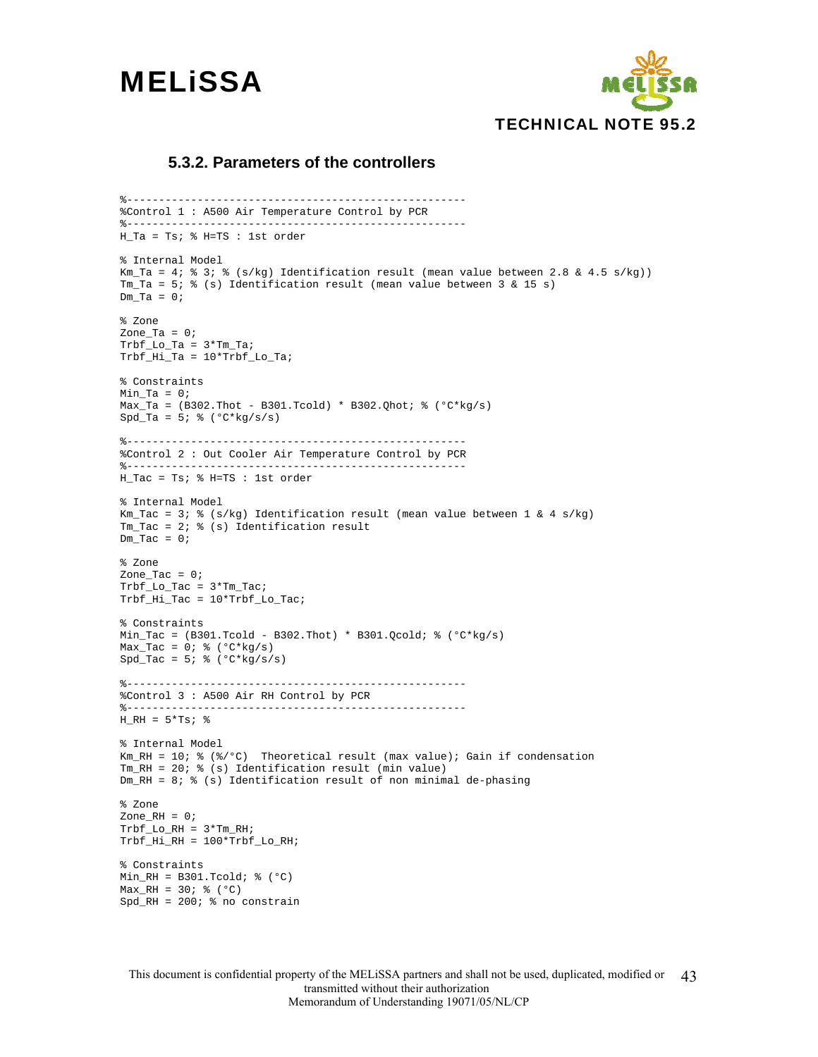### 5.3.2. Parameters of the controllers

```
%-----------------------------------------------------
%Control 1 : A500 Air Temperature Control by PCR
%-----------------------------------------------------
H_Ta = Ts; % H=TS : 1st order

% Internal Model
Km_Ta = 4; % 3; % (s/kg) Identification result (mean value between 2.8 & 4.5 s/kg))
Tm_Ta = 5; % (s) Identification result (mean value between 3 & 15 s)
Dm_Ta = 0;

% Zone
Zone_Ta = 0;
Trbf_Lo_Ta = 3*Tm_Ta;
Trbf_Hi_Ta = 10*Trbf_Lo_Ta;

% Constraints
Min_Ta = 0;
Max_Ta = (B302.Thot - B301.Tcold) * B302.Qhot; % (°C*kg/s)
Spd_Ta = 5; % (°C*kg/s/s)

%-----------------------------------------------------
%Control 2 : Out Cooler Air Temperature Control by PCR
%-----------------------------------------------------
H_Tac = Ts; % H=TS : 1st order

% Internal Model
Km_Tac = 3; % (s/kg) Identification result (mean value between 1 & 4 s/kg)
Tm_Tac = 2; % (s) Identification result
Dm_Tac = 0;

% Zone
Zone_Tac = 0;
Trbf_Lo_Tac = 3*Tm_Tac;
Trbf_Hi_Tac = 10*Trbf_Lo_Tac;

% Constraints
Min_Tac = (B301.Tcold - B302.Thot) * B301.Qcold; % (°C*kg/s)
Max_Tac = 0; % (°C*kg/s)
Spd_Tac = 5; % (°C*kg/s/s)

%-----------------------------------------------------
%Control 3 : A500 Air RH Control by PCR
%-----------------------------------------------------
H_RH = 5*Ts; %

% Internal Model
Km_RH = 10; % (%/°C)  Theoretical result (max value); Gain if condensation
Tm_RH = 20; % (s) Identification result (min value)
Dm_RH = 8; % (s) Identification result of non minimal de-phasing

% Zone
Zone_RH = 0;
Trbf_Lo_RH = 3*Tm_RH;
Trbf_Hi_RH = 100*Trbf_Lo_RH;

% Constraints
Min_RH = B301.Tcold; % (°C)
Max_RH = 30; % (°C)
Spd_RH = 200; % no constrain
```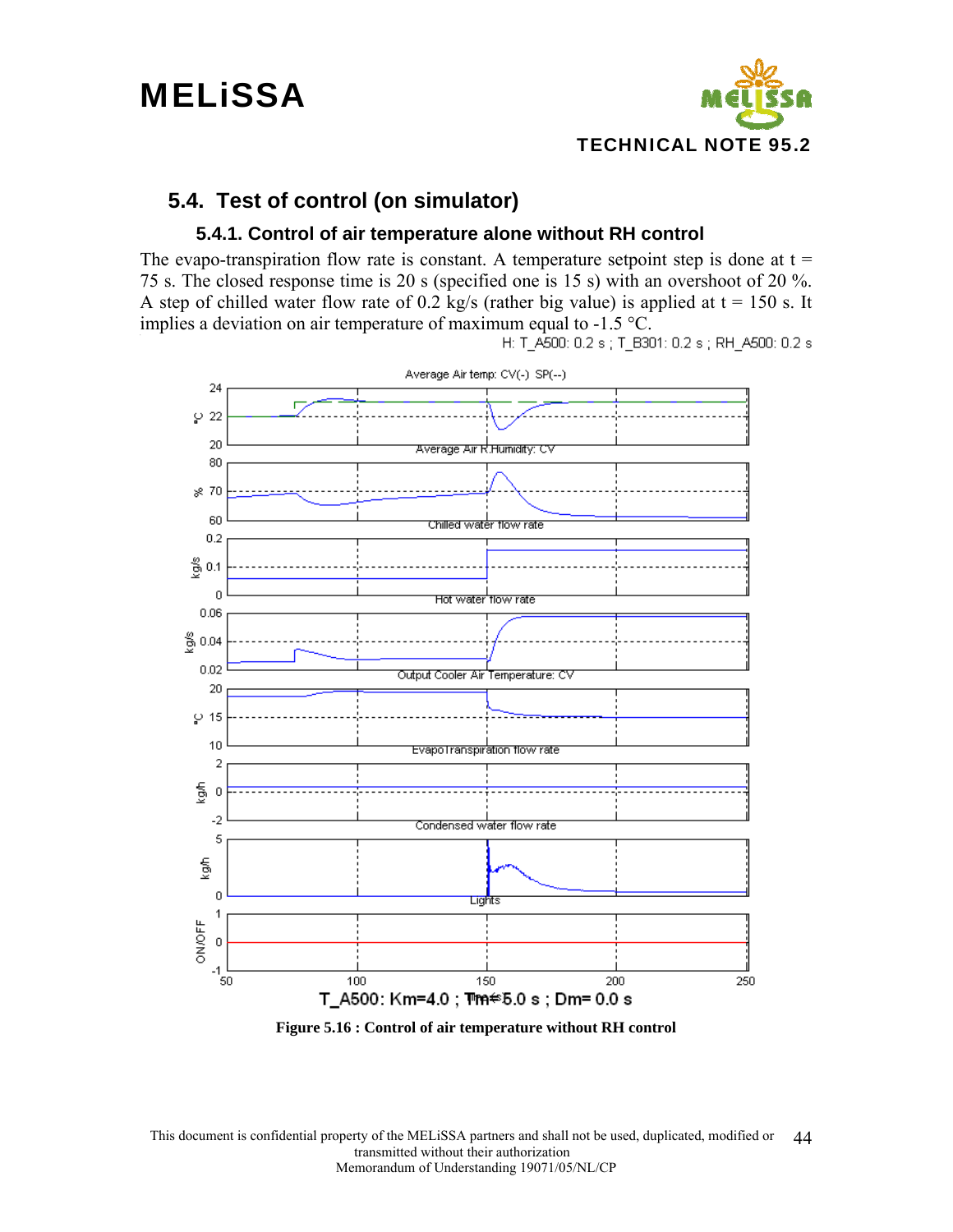## 5.4. Test of control (on simulator)

### 5.4.1. Control of air temperature alone without RH control

The evapo-transpiration flow rate is constant. A temperature setpoint step is done at t = 75 s. The closed response time is 20 s (specified one is 15 s) with an overshoot of 20 %. A step of chilled water flow rate of 0.2 kg/s (rather big value) is applied at t = 150 s. It implies a deviation on air temperature of maximum equal to -1.5 °C.

**Figure 5.16 : Control of air temperature without RH control**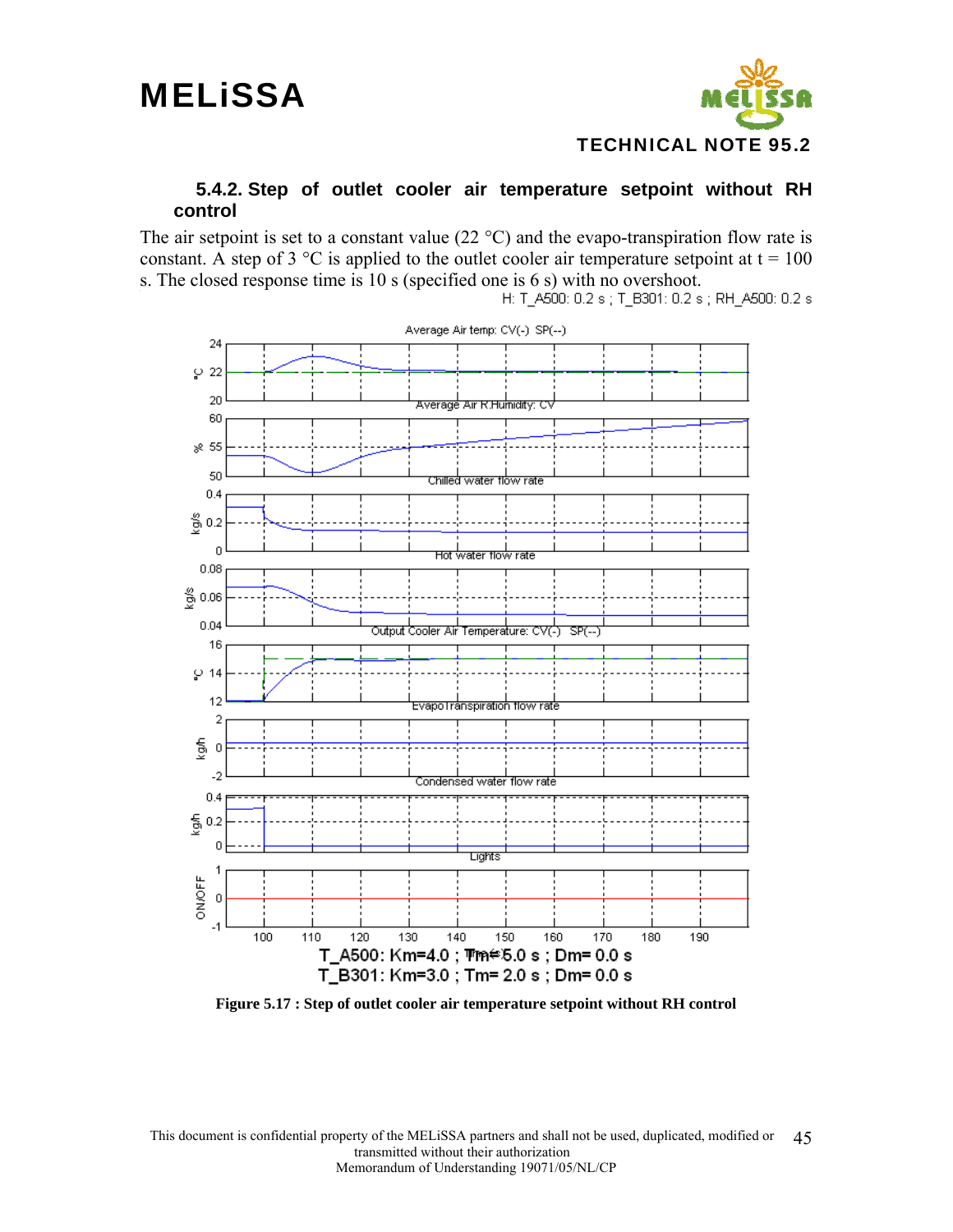### 5.4.2. Step of outlet cooler air temperature setpoint without RH control

The air setpoint is set to a constant value (22 °C) and the evapo-transpiration flow rate is constant. A step of 3 °C is applied to the outlet cooler air temperature setpoint at t = 100 s. The closed response time is 10 s (specified one is 6 s) with no overshoot.

H: T_A500: 0.2 s ; T_B301: 0.2 s ; RH_A500: 0.2 s

T_A500: Km=4.0 ; Tm=5.0 s ; Dm= 0.0 s
T_B301: Km=3.0 ; Tm= 2.0 s ; Dm= 0.0 s

**Figure 5.17 : Step of outlet cooler air temperature setpoint without RH control**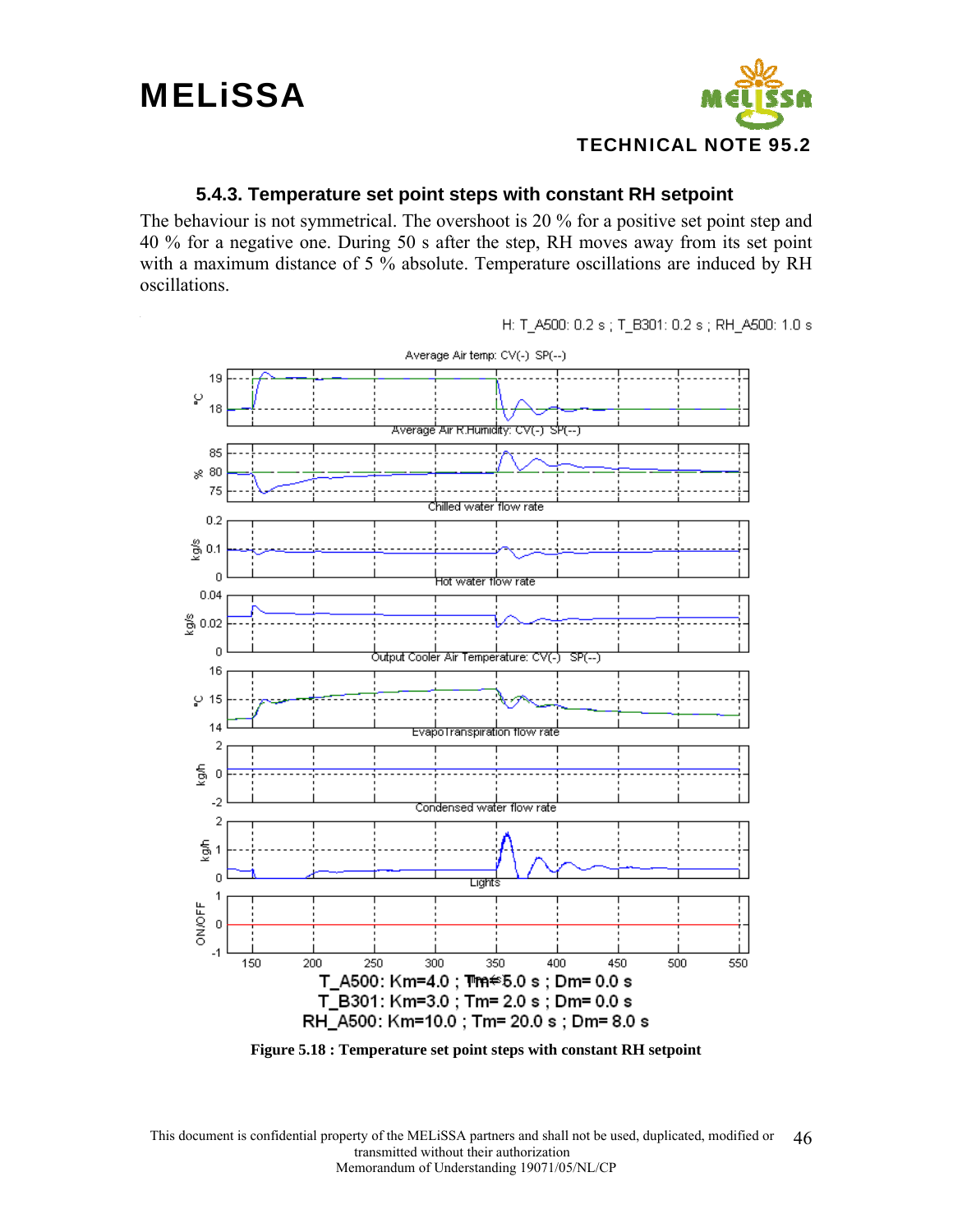### 5.4.3. Temperature set point steps with constant RH setpoint

The behaviour is not symmetrical. The overshoot is 20 % for a positive set point step and 40 % for a negative one. During 50 s after the step, RH moves away from its set point with a maximum distance of 5 % absolute. Temperature oscillations are induced by RH oscillations.

H: T_A500: 0.2 s ; T_B301: 0.2 s ; RH_A500: 1.0 s

T_A500: Km=4.0 ; Tm= 5.0 s ; Dm= 0.0 s

T_B301: Km=3.0 ; Tm= 2.0 s ; Dm= 0.0 s

RH_A500: Km=10.0 ; Tm= 20.0 s ; Dm= 8.0 s

**Figure 5.18 : Temperature set point steps with constant RH setpoint**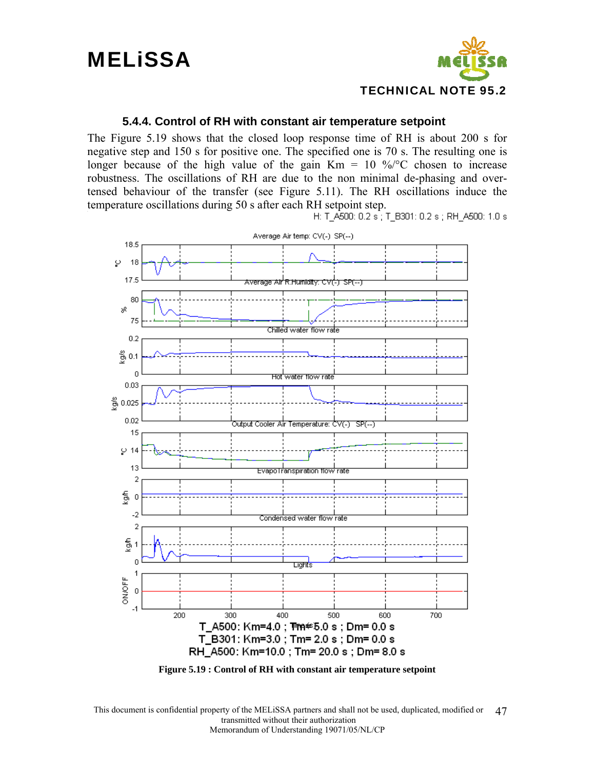### 5.4.4. Control of RH with constant air temperature setpoint

The Figure 5.19 shows that the closed loop response time of RH is about 200 s for negative step and 150 s for positive one. The specified one is 70 s. The resulting one is longer because of the high value of the gain Km = 10 %/°C chosen to increase robustness. The oscillations of RH are due to the non minimal de-phasing and over-tensed behaviour of the transfer (see Figure 5.11). The RH oscillations induce the temperature oscillations during 50 s after each RH setpoint step.

H: T_A500: 0.2 s ; T_B301: 0.2 s ; RH_A500: 1.0 s

T_A500: Km=4.0 ; Tm= 5.0 s ; Dm= 0.0 s
T_B301: Km=3.0 ; Tm= 2.0 s ; Dm= 0.0 s
RH_A500: Km=10.0 ; Tm= 20.0 s ; Dm= 8.0 s

**Figure 5.19 : Control of RH with constant air temperature setpoint**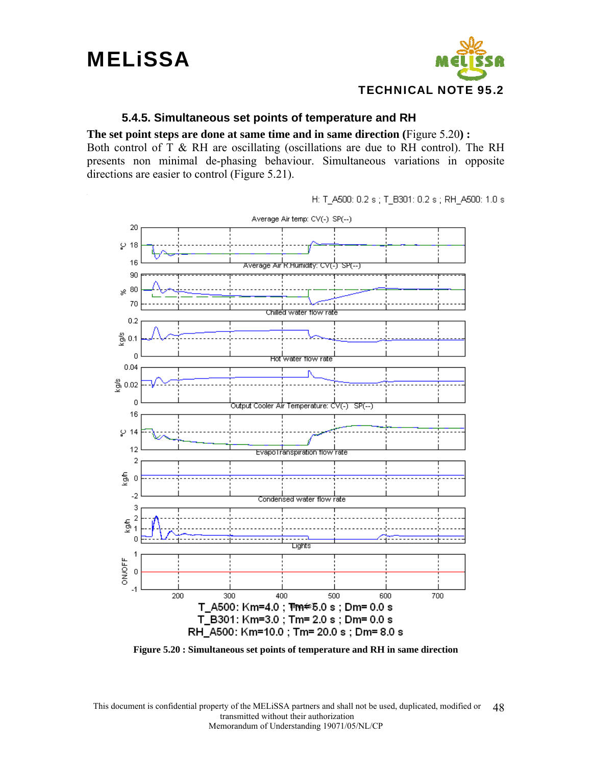### 5.4.5. Simultaneous set points of temperature and RH

**The set point steps are done at same time and in same direction (**Figure 5.20**) :**
Both control of T & RH are oscillating (oscillations are due to RH control). The RH presents non minimal de-phasing behaviour. Simultaneous variations in opposite directions are easier to control (Figure 5.21).

H: T_A500: 0.2 s ; T_B301: 0.2 s ; RH_A500: 1.0 s

T_A500: Km=4.0 ; Tm= 5.0 s ; Dm= 0.0 s
T_B301: Km=3.0 ; Tm= 2.0 s ; Dm= 0.0 s
RH_A500: Km=10.0 ; Tm= 20.0 s ; Dm= 8.0 s

**Figure 5.20 : Simultaneous set points of temperature and RH in same direction**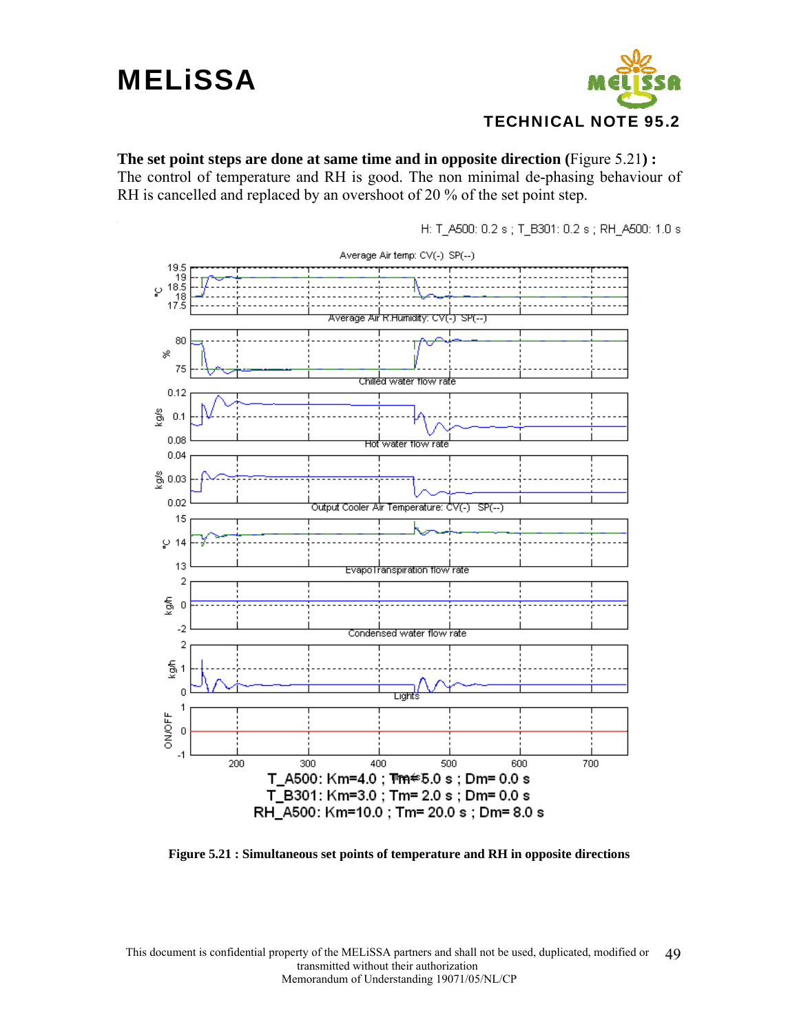**The set point steps are done at same time and in opposite direction (**Figure 5.21**) :**
The control of temperature and RH is good. The non minimal de-phasing behaviour of RH is cancelled and replaced by an overshoot of 20 % of the set point step.

H: T_A500: 0.2 s ; T_B301: 0.2 s ; RH_A500: 1.0 s

T_A500: Km=4.0 ; Tm= 5.0 s ; Dm= 0.0 s
T_B301: Km=3.0 ; Tm= 2.0 s ; Dm= 0.0 s
RH_A500: Km=10.0 ; Tm= 20.0 s ; Dm= 8.0 s

**Figure 5.21 : Simultaneous set points of temperature and RH in opposite directions**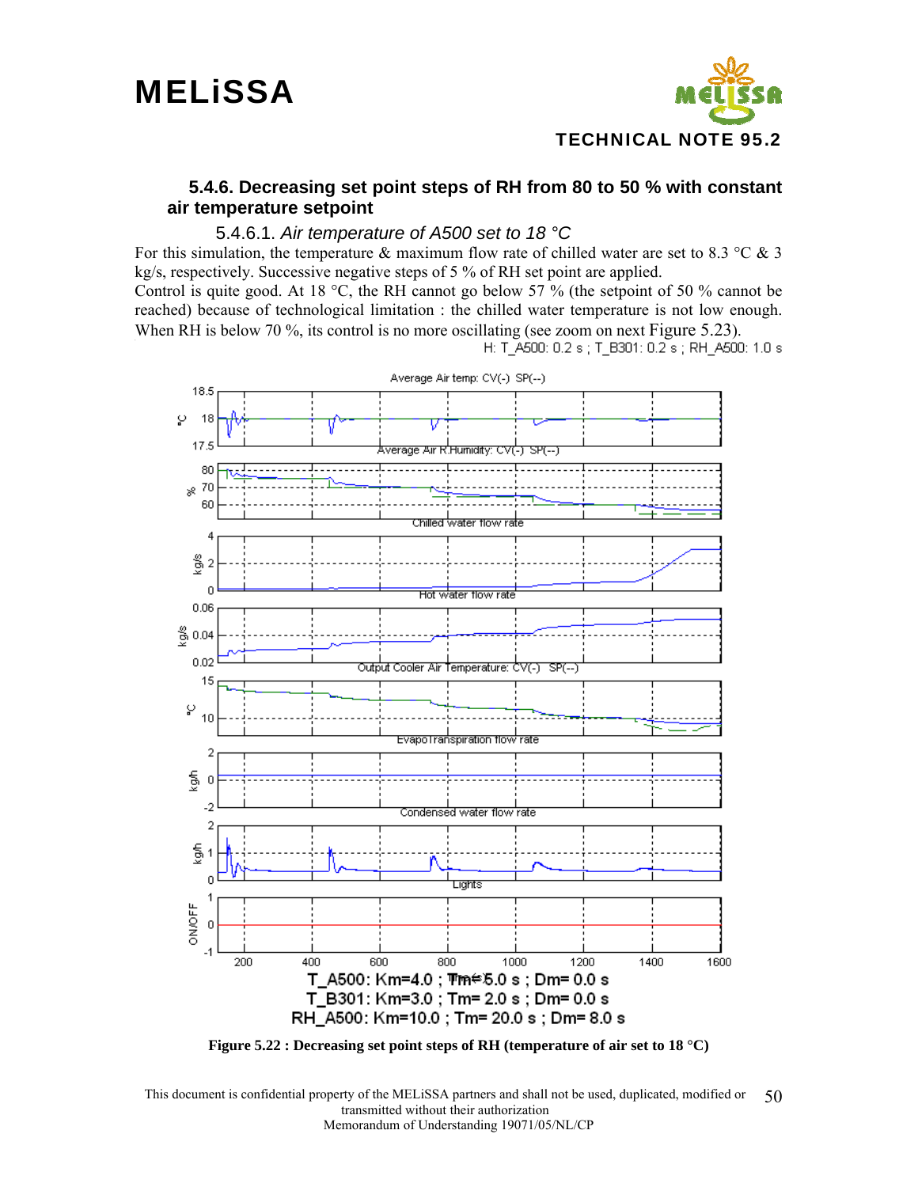### 5.4.6. Decreasing set point steps of RH from 80 to 50 % with constant air temperature setpoint

#### 5.4.6.1. *Air temperature of A500 set to 18 °C*

For this simulation, the temperature & maximum flow rate of chilled water are set to 8.3 °C & 3 kg/s, respectively. Successive negative steps of 5 % of RH set point are applied.
Control is quite good. At 18 °C, the RH cannot go below 57 % (the setpoint of 50 % cannot be reached) because of technological limitation : the chilled water temperature is not low enough. When RH is below 70 %, its control is no more oscillating (see zoom on next Figure 5.23).

H: T_A500: 0.2 s ; T_B301: 0.2 s ; RH_A500: 1.0 s

T_A500: Km=4.0 ; Tm=5.0 s ; Dm= 0.0 s
T_B301: Km=3.0 ; Tm= 2.0 s ; Dm= 0.0 s
RH_A500: Km=10.0 ; Tm= 20.0 s ; Dm= 8.0 s

**Figure 5.22 : Decreasing set point steps of RH (temperature of air set to 18 °C)**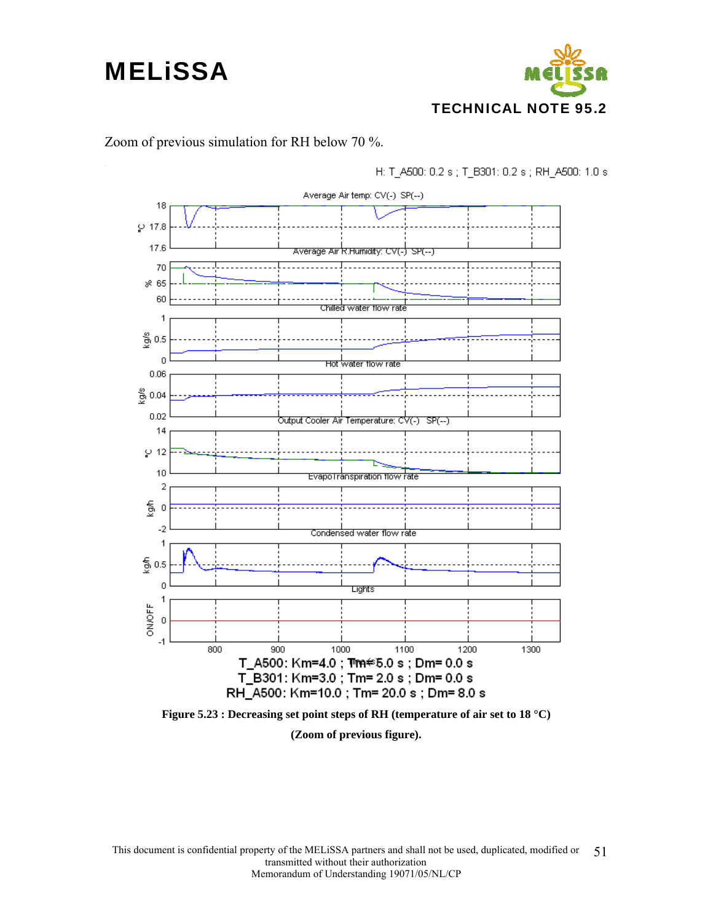Zoom of previous simulation for RH below 70 %.

H: T_A500: 0.2 s ; T_B301: 0.2 s ; RH_A500: 1.0 s

T_A500: Km=4.0 ; Tm= 5.0 s ; Dm= 0.0 s
T_B301: Km=3.0 ; Tm= 2.0 s ; Dm= 0.0 s
RH_A500: Km=10.0 ; Tm= 20.0 s ; Dm= 8.0 s

**Figure 5.23 : Decreasing set point steps of RH (temperature of air set to 18 °C) (Zoom of previous figure).**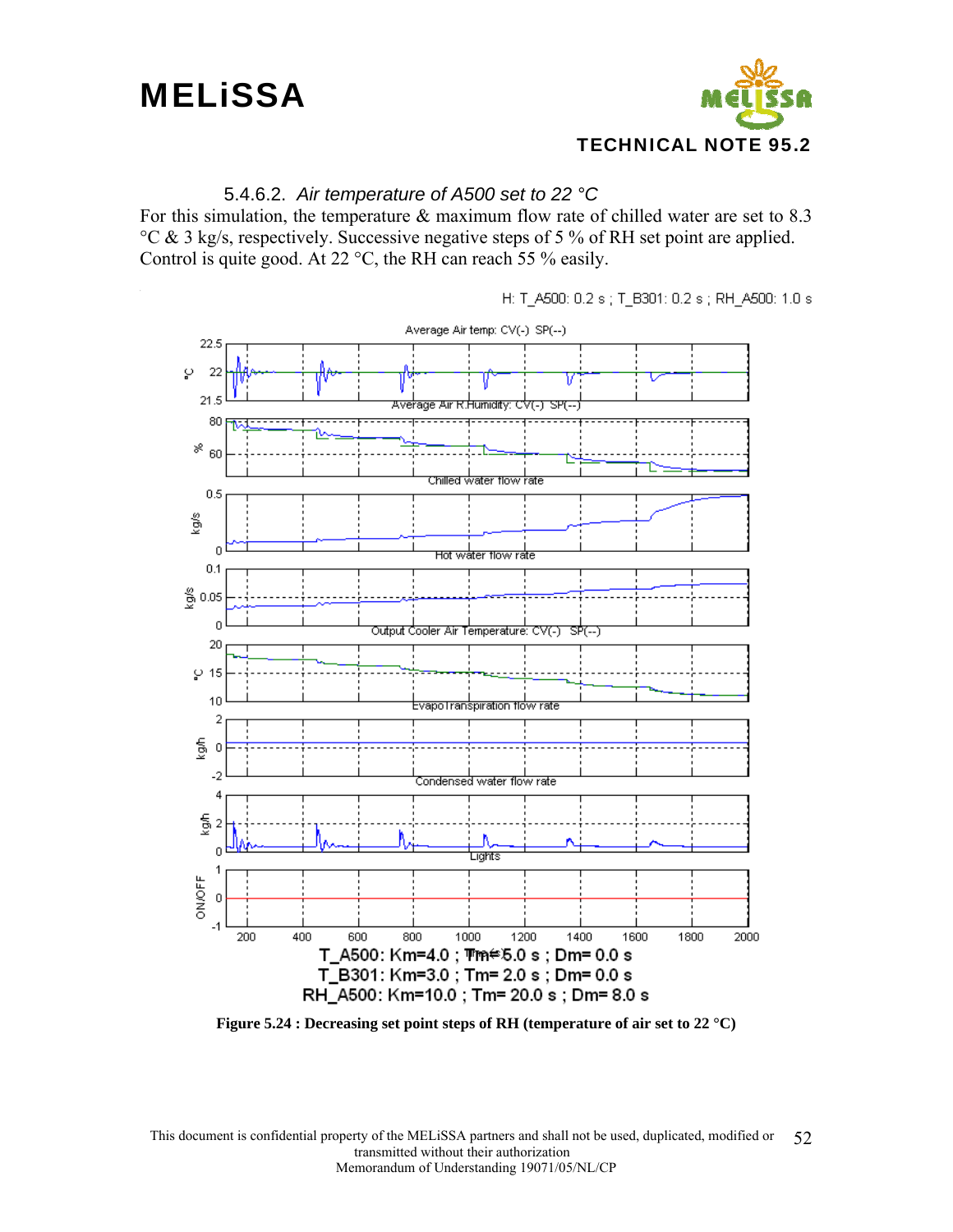#### 5.4.6.2. *Air temperature of A500 set to 22 °C*

For this simulation, the temperature & maximum flow rate of chilled water are set to 8.3 °C & 3 kg/s, respectively. Successive negative steps of 5 % of RH set point are applied. Control is quite good. At 22 °C, the RH can reach 55 % easily.

H: T_A500: 0.2 s ; T_B301: 0.2 s ; RH_A500: 1.0 s

T_A500: Km=4.0 ; Tm= 5.0 s ; Dm= 0.0 s
T_B301: Km=3.0 ; Tm= 2.0 s ; Dm= 0.0 s
RH_A500: Km=10.0 ; Tm= 20.0 s ; Dm= 8.0 s

**Figure 5.24 : Decreasing set point steps of RH (temperature of air set to 22 °C)**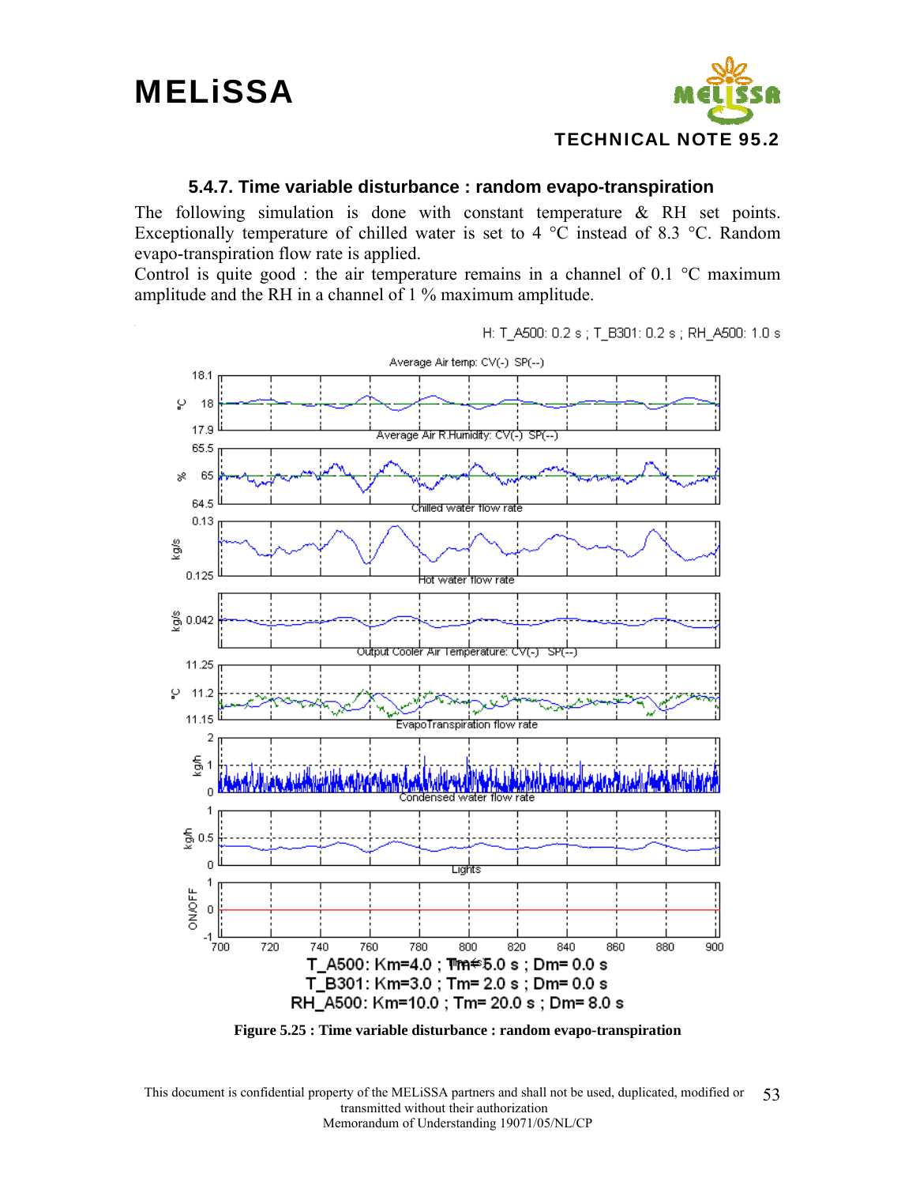### 5.4.7. Time variable disturbance : random evapo-transpiration

The following simulation is done with constant temperature & RH set points. Exceptionally temperature of chilled water is set to 4 °C instead of 8.3 °C. Random evapo-transpiration flow rate is applied.

Control is quite good : the air temperature remains in a channel of 0.1 °C maximum amplitude and the RH in a channel of 1 % maximum amplitude.

**Figure 5.25 : Time variable disturbance : random evapo-transpiration**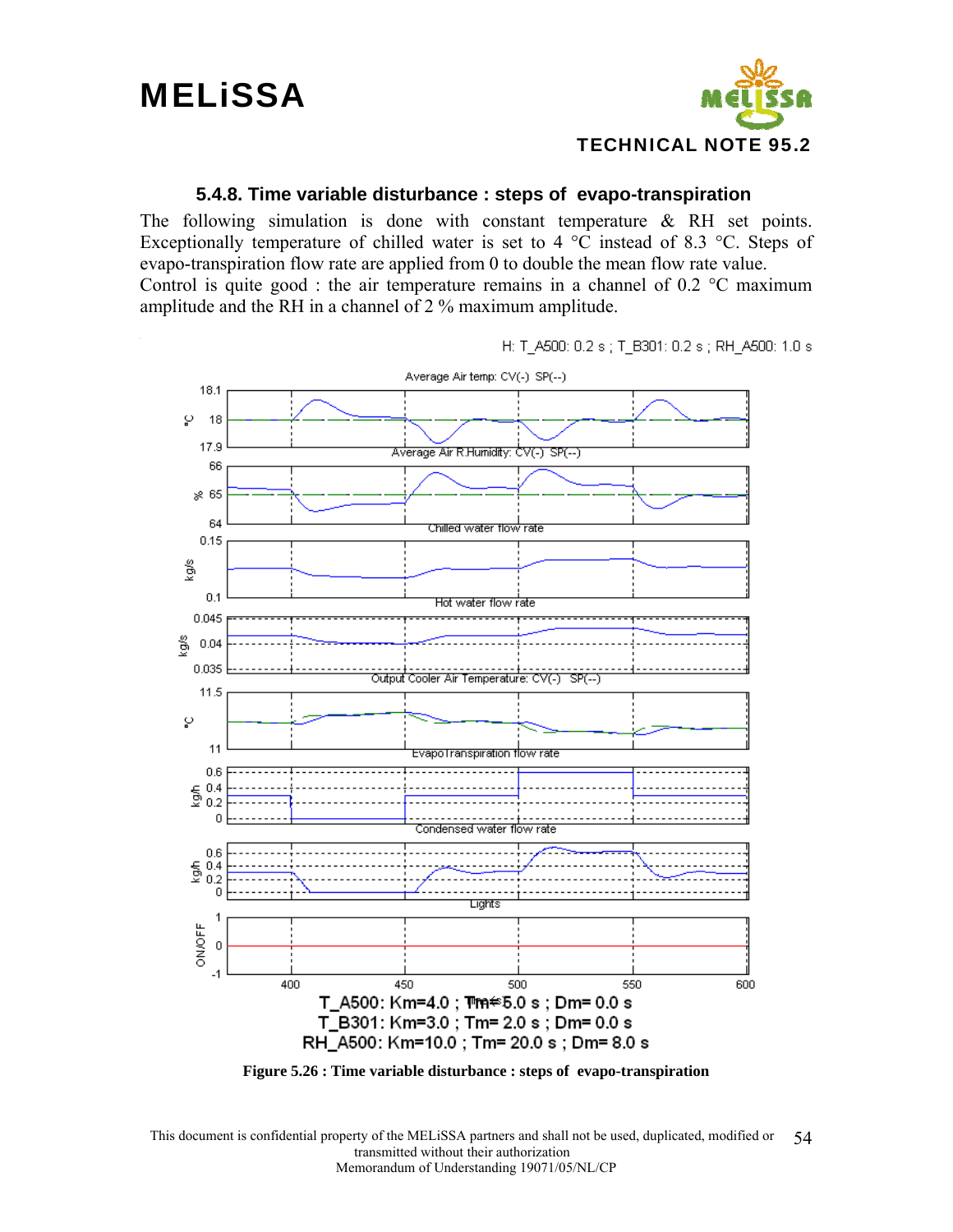### 5.4.8. Time variable disturbance : steps of evapo-transpiration

The following simulation is done with constant temperature & RH set points. Exceptionally temperature of chilled water is set to 4 °C instead of 8.3 °C. Steps of evapo-transpiration flow rate are applied from 0 to double the mean flow rate value.
Control is quite good : the air temperature remains in a channel of 0.2 °C maximum amplitude and the RH in a channel of 2 % maximum amplitude.

H: T_A500: 0.2 s ; T_B301: 0.2 s ; RH_A500: 1.0 s

T_A500: Km=4.0 ; Tm= 5.0 s ; Dm= 0.0 s
T_B301: Km=3.0 ; Tm= 2.0 s ; Dm= 0.0 s
RH_A500: Km=10.0 ; Tm= 20.0 s ; Dm= 8.0 s

**Figure 5.26 : Time variable disturbance : steps of evapo-transpiration**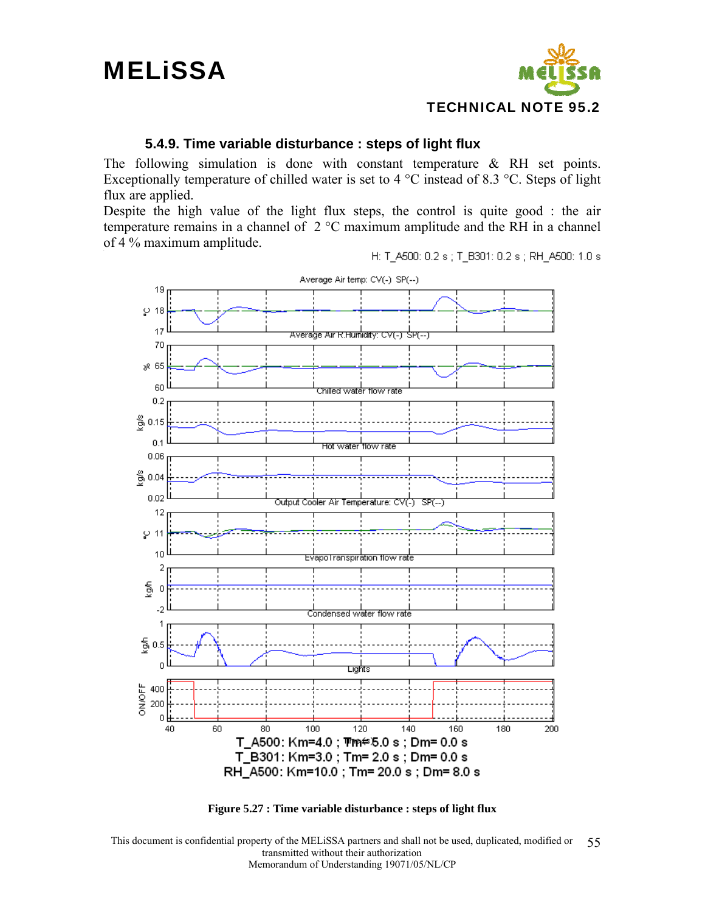### 5.4.9. Time variable disturbance : steps of light flux

The following simulation is done with constant temperature & RH set points. Exceptionally temperature of chilled water is set to 4 °C instead of 8.3 °C. Steps of light flux are applied.

Despite the high value of the light flux steps, the control is quite good : the air temperature remains in a channel of 2 °C maximum amplitude and the RH in a channel of 4 % maximum amplitude.

H: T_A500: 0.2 s ; T_B301: 0.2 s ; RH_A500: 1.0 s

T_A500: Km=4.0 ; Tm=5.0 s ; Dm= 0.0 s
T_B301: Km=3.0 ; Tm= 2.0 s ; Dm= 0.0 s
RH_A500: Km=10.0 ; Tm= 20.0 s ; Dm= 8.0 s

**Figure 5.27 : Time variable disturbance : steps of light flux**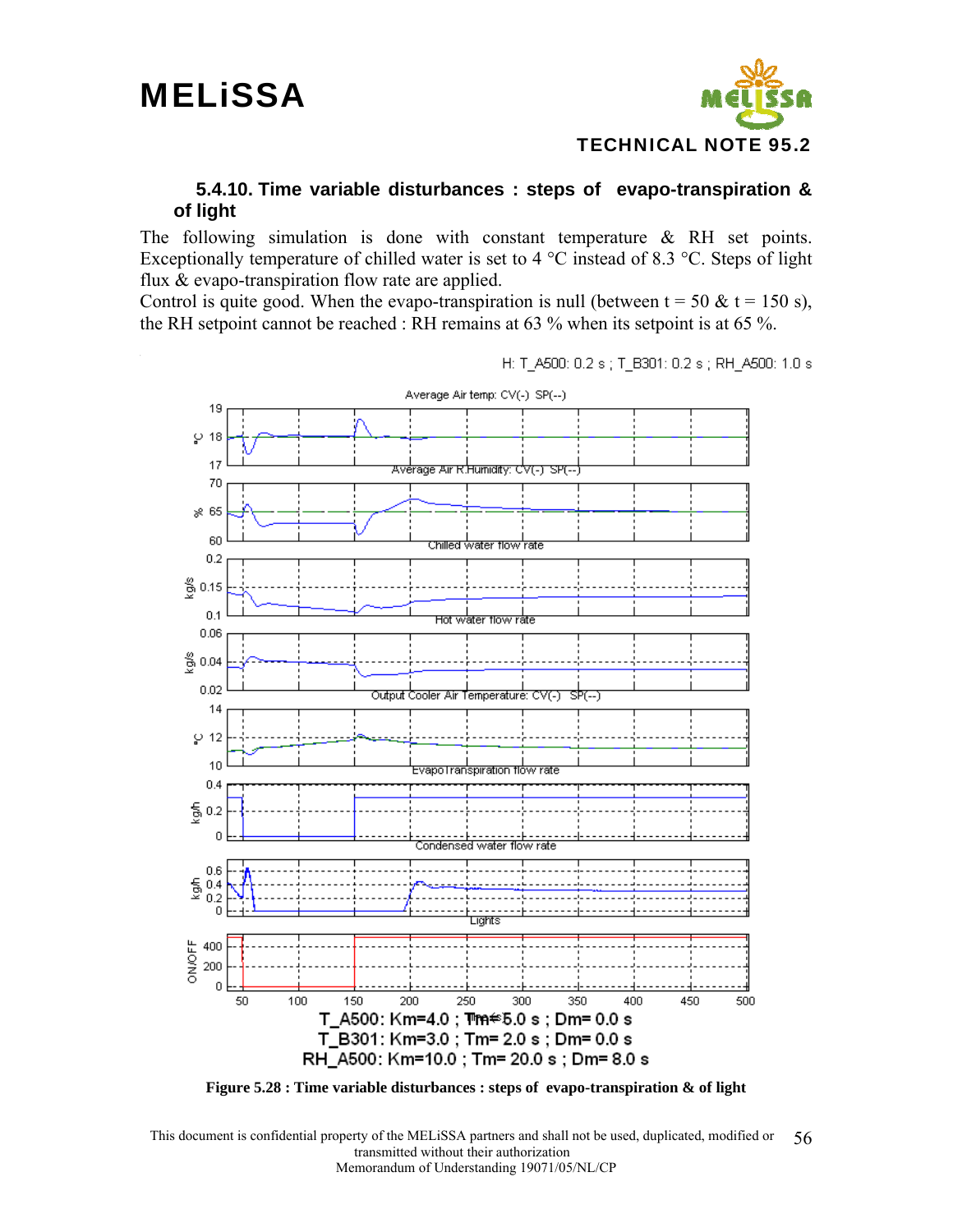### 5.4.10. Time variable disturbances : steps of evapo-transpiration & of light

The following simulation is done with constant temperature & RH set points. Exceptionally temperature of chilled water is set to 4 °C instead of 8.3 °C. Steps of light flux & evapo-transpiration flow rate are applied.

Control is quite good. When the evapo-transpiration is null (between t = 50 & t = 150 s), the RH setpoint cannot be reached : RH remains at 63 % when its setpoint is at 65 %.

H: T_A500: 0.2 s ; T_B301: 0.2 s ; RH_A500: 1.0 s

T_A500: Km=4.0 ; Tm= 5.0 s ; Dm= 0.0 s
T_B301: Km=3.0 ; Tm= 2.0 s ; Dm= 0.0 s
RH_A500: Km=10.0 ; Tm= 20.0 s ; Dm= 8.0 s

**Figure 5.28 : Time variable disturbances : steps of evapo-transpiration & of light**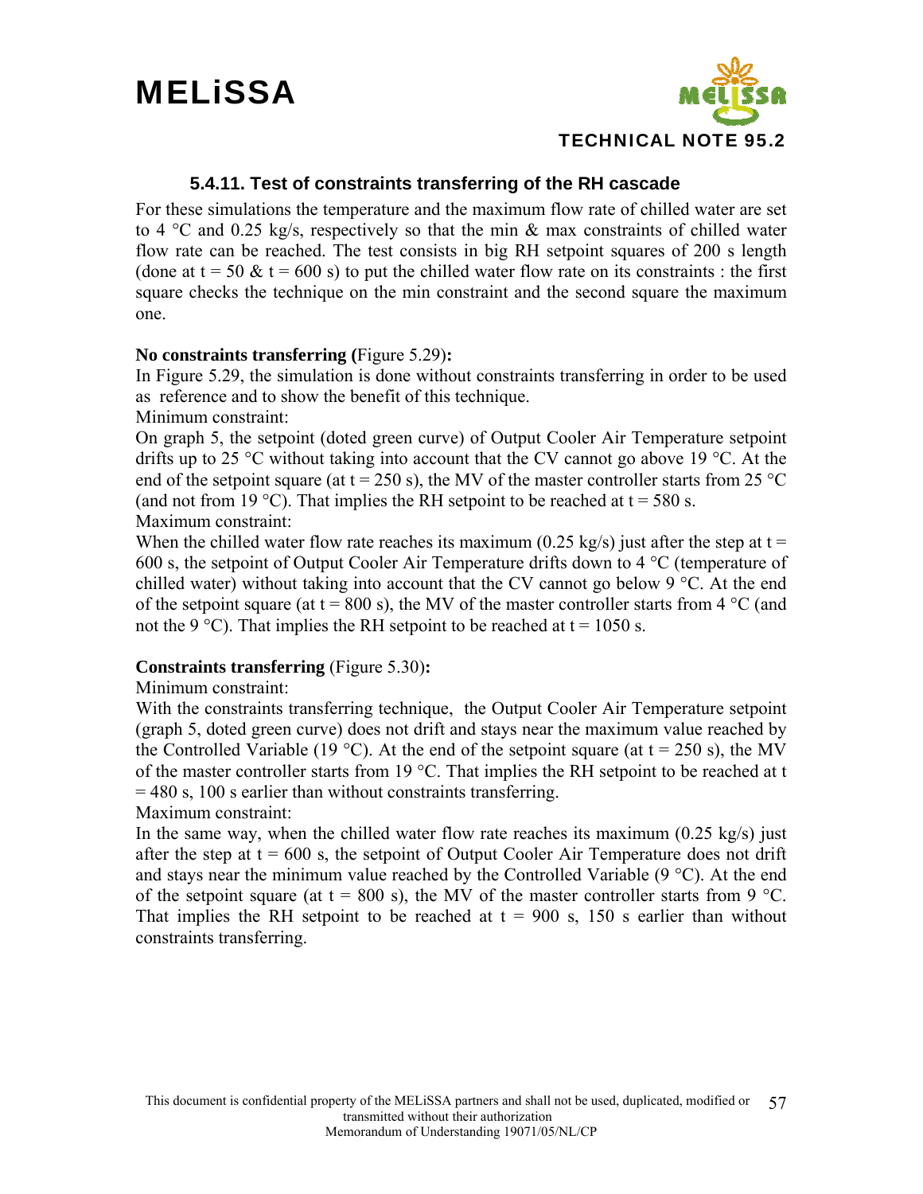### 5.4.11. Test of constraints transferring of the RH cascade

For these simulations the temperature and the maximum flow rate of chilled water are set to 4 °C and 0.25 kg/s, respectively so that the min & max constraints of chilled water flow rate can be reached. The test consists in big RH setpoint squares of 200 s length (done at t = 50 & t = 600 s) to put the chilled water flow rate on its constraints : the first square checks the technique on the min constraint and the second square the maximum one.

**No constraints transferring (**Figure 5.29**):**

In Figure 5.29, the simulation is done without constraints transferring in order to be used as reference and to show the benefit of this technique.

Minimum constraint:

On graph 5, the setpoint (doted green curve) of Output Cooler Air Temperature setpoint drifts up to 25 °C without taking into account that the CV cannot go above 19 °C. At the end of the setpoint square (at t = 250 s), the MV of the master controller starts from 25 °C (and not from 19 °C). That implies the RH setpoint to be reached at t = 580 s.

Maximum constraint:

When the chilled water flow rate reaches its maximum (0.25 kg/s) just after the step at t = 600 s, the setpoint of Output Cooler Air Temperature drifts down to 4 °C (temperature of chilled water) without taking into account that the CV cannot go below 9 °C. At the end of the setpoint square (at t = 800 s), the MV of the master controller starts from 4 °C (and not the 9 °C). That implies the RH setpoint to be reached at t = 1050 s.

**Constraints transferring** (Figure 5.30)**:**

Minimum constraint:

With the constraints transferring technique, the Output Cooler Air Temperature setpoint (graph 5, doted green curve) does not drift and stays near the maximum value reached by the Controlled Variable (19 °C). At the end of the setpoint square (at t = 250 s), the MV of the master controller starts from 19 °C. That implies the RH setpoint to be reached at t = 480 s, 100 s earlier than without constraints transferring.

Maximum constraint:

In the same way, when the chilled water flow rate reaches its maximum (0.25 kg/s) just after the step at t = 600 s, the setpoint of Output Cooler Air Temperature does not drift and stays near the minimum value reached by the Controlled Variable (9 °C). At the end of the setpoint square (at t = 800 s), the MV of the master controller starts from 9 °C. That implies the RH setpoint to be reached at t = 900 s, 150 s earlier than without constraints transferring.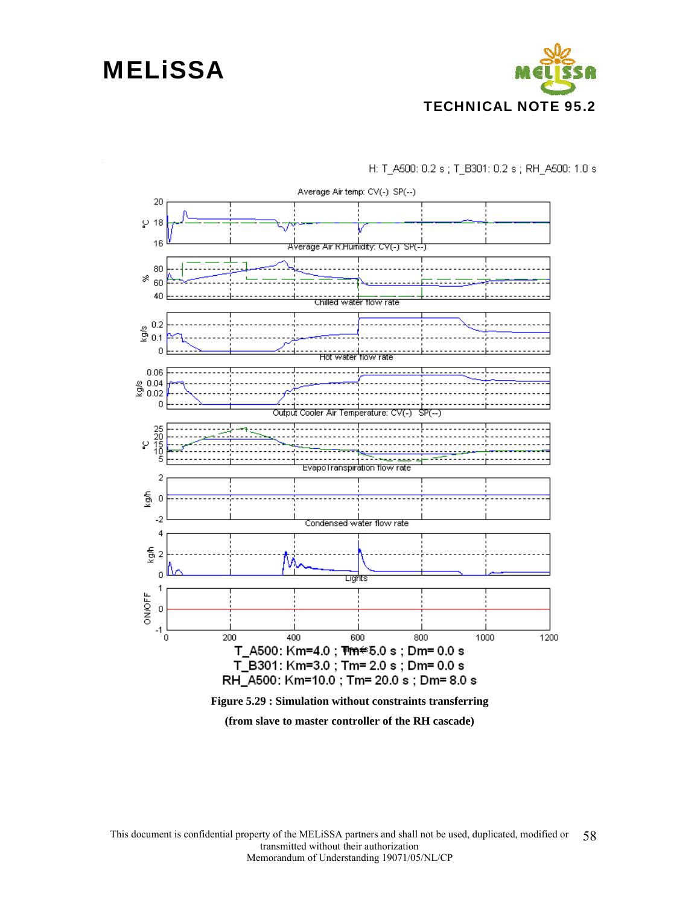H: T_A500: 0.2 s ; T_B301: 0.2 s ; RH_A500: 1.0 s

Average Air temp: CV(-) SP(--)

Average Air R.Humidity: CV(-) SP(--)

Chilled water flow rate

Hot water flow rate

Output Cooler Air Temperature: CV(-) SP(--)

EvapoTranspiration flow rate

Condensed water flow rate

Lights

T_A500: Km=4.0 ; Tm= 5.0 s ; Dm= 0.0 s

T_B301: Km=3.0 ; Tm= 2.0 s ; Dm= 0.0 s

RH_A500: Km=10.0 ; Tm= 20.0 s ; Dm= 8.0 s

**Figure 5.29 : Simulation without constraints transferring**

**(from slave to master controller of the RH cascade)**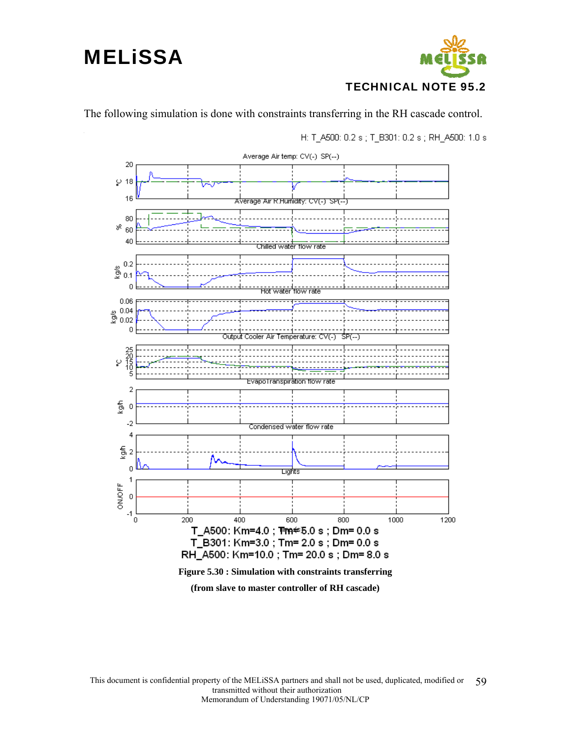The following simulation is done with constraints transferring in the RH cascade control.

H: T_A500: 0.2 s ; T_B301: 0.2 s ; RH_A500: 1.0 s

Average Air temp: CV(-) SP(--)

°C

20
18
16

Average Air R.Humidity: CV(-) SP(--)

%

80
60
40

Chilled water flow rate

kg/s

0.2
0.1
0

Hot water flow rate

kg/s

0.06
0.04
0.02
0

Output Cooler Air Temperature: CV(-) SP(--)

°C

25
20
15
10
5

EvapoTranspiration flow rate

kg/h

2
0
-2

Condensed water flow rate

kg/h

4
2
0

Lights

ON/OFF

1
0
-1

0 200 400 600 800 1000 1200

Time (s)

T_A500: Km=4.0 ; Tm= 5.0 s ; Dm= 0.0 s

T_B301: Km=3.0 ; Tm= 2.0 s ; Dm= 0.0 s

RH_A500: Km=10.0 ; Tm= 20.0 s ; Dm= 8.0 s

**Figure 5.30 : Simulation with constraints transferring**

**(from slave to master controller of RH cascade)**